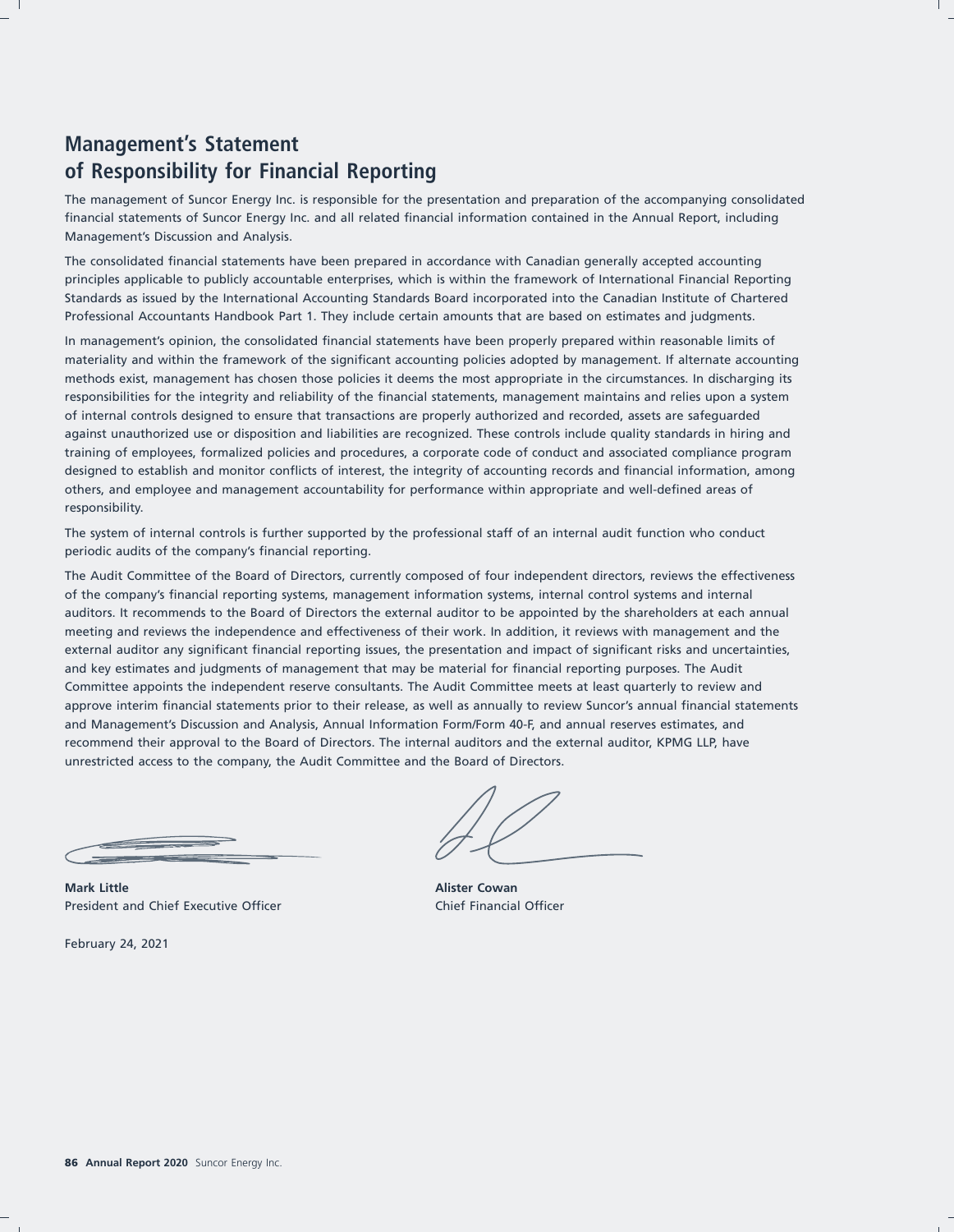# Management's Statement of Responsibility for Financial Reporting

The management of Suncor Energy Inc. is responsible for the presentation and preparation of the accompanying consolidated financial statements of Suncor Energy Inc. and all related financial information contained in the Annual Report, including Management's Discussion and Analysis.

The consolidated financial statements have been prepared in accordance with Canadian generally accepted accounting principles applicable to publicly accountable enterprises, which is within the framework of International Financial Reporting Standards as issued by the International Accounting Standards Board incorporated into the Canadian Institute of Chartered Professional Accountants Handbook Part 1. They include certain amounts that are based on estimates and judgments.

In management's opinion, the consolidated financial statements have been properly prepared within reasonable limits of materiality and within the framework of the significant accounting policies adopted by management. If alternate accounting methods exist, management has chosen those policies it deems the most appropriate in the circumstances. In discharging its responsibilities for the integrity and reliability of the financial statements, management maintains and relies upon a system of internal controls designed to ensure that transactions are properly authorized and recorded, assets are safeguarded against unauthorized use or disposition and liabilities are recognized. These controls include quality standards in hiring and training of employees, formalized policies and procedures, a corporate code of conduct and associated compliance program designed to establish and monitor conflicts of interest, the integrity of accounting records and financial information, among others, and employee and management accountability for performance within appropriate and well-defined areas of responsibility.

The system of internal controls is further supported by the professional staff of an internal audit function who conduct periodic audits of the company's financial reporting.

The Audit Committee of the Board of Directors, currently composed of four independent directors, reviews the effectiveness of the company's financial reporting systems, management information systems, internal control systems and internal auditors. It recommends to the Board of Directors the external auditor to be appointed by the shareholders at each annual meeting and reviews the independence and effectiveness of their work. In addition, it reviews with management and the external auditor any significant financial reporting issues, the presentation and impact of significant risks and uncertainties, and key estimates and judgments of management that may be material for financial reporting purposes. The Audit Committee appoints the independent reserve consultants. The Audit Committee meets at least quarterly to review and approve interim financial statements prior to their release, as well as annually to review Suncor's annual financial statements and Management's Discussion and Analysis, Annual Information Form/Form 40-F, and annual reserves estimates, and recommend their approval to the Board of Directors. The internal auditors and the external auditor, KPMG LLP, have unrestricted access to the company, the Audit Committee and the Board of Directors.

**Mark Little**
President and Chief Executive Officer

**Alister Cowan**
Chief Financial Officer

February 24, 2021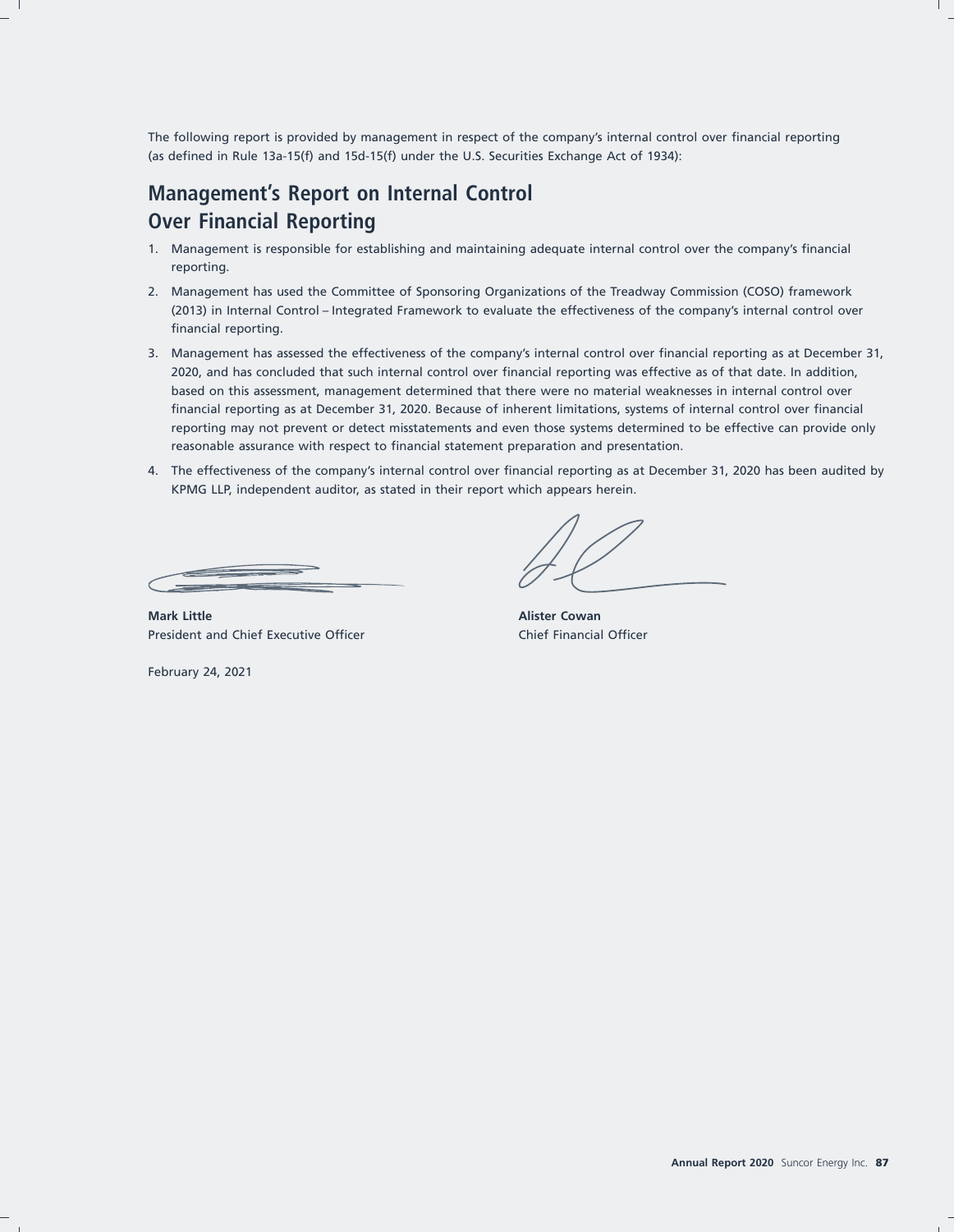The following report is provided by management in respect of the company's internal control over financial reporting (as defined in Rule 13a-15(f) and 15d-15(f) under the U.S. Securities Exchange Act of 1934):

## Management's Report on Internal Control Over Financial Reporting

1. Management is responsible for establishing and maintaining adequate internal control over the company's financial reporting.
2. Management has used the Committee of Sponsoring Organizations of the Treadway Commission (COSO) framework (2013) in Internal Control – Integrated Framework to evaluate the effectiveness of the company's internal control over financial reporting.
3. Management has assessed the effectiveness of the company's internal control over financial reporting as at December 31, 2020, and has concluded that such internal control over financial reporting was effective as of that date. In addition, based on this assessment, management determined that there were no material weaknesses in internal control over financial reporting as at December 31, 2020. Because of inherent limitations, systems of internal control over financial reporting may not prevent or detect misstatements and even those systems determined to be effective can provide only reasonable assurance with respect to financial statement preparation and presentation.
4. The effectiveness of the company's internal control over financial reporting as at December 31, 2020 has been audited by KPMG LLP, independent auditor, as stated in their report which appears herein.

**Mark Little**
President and Chief Executive Officer

**Alister Cowan**
Chief Financial Officer

February 24, 2021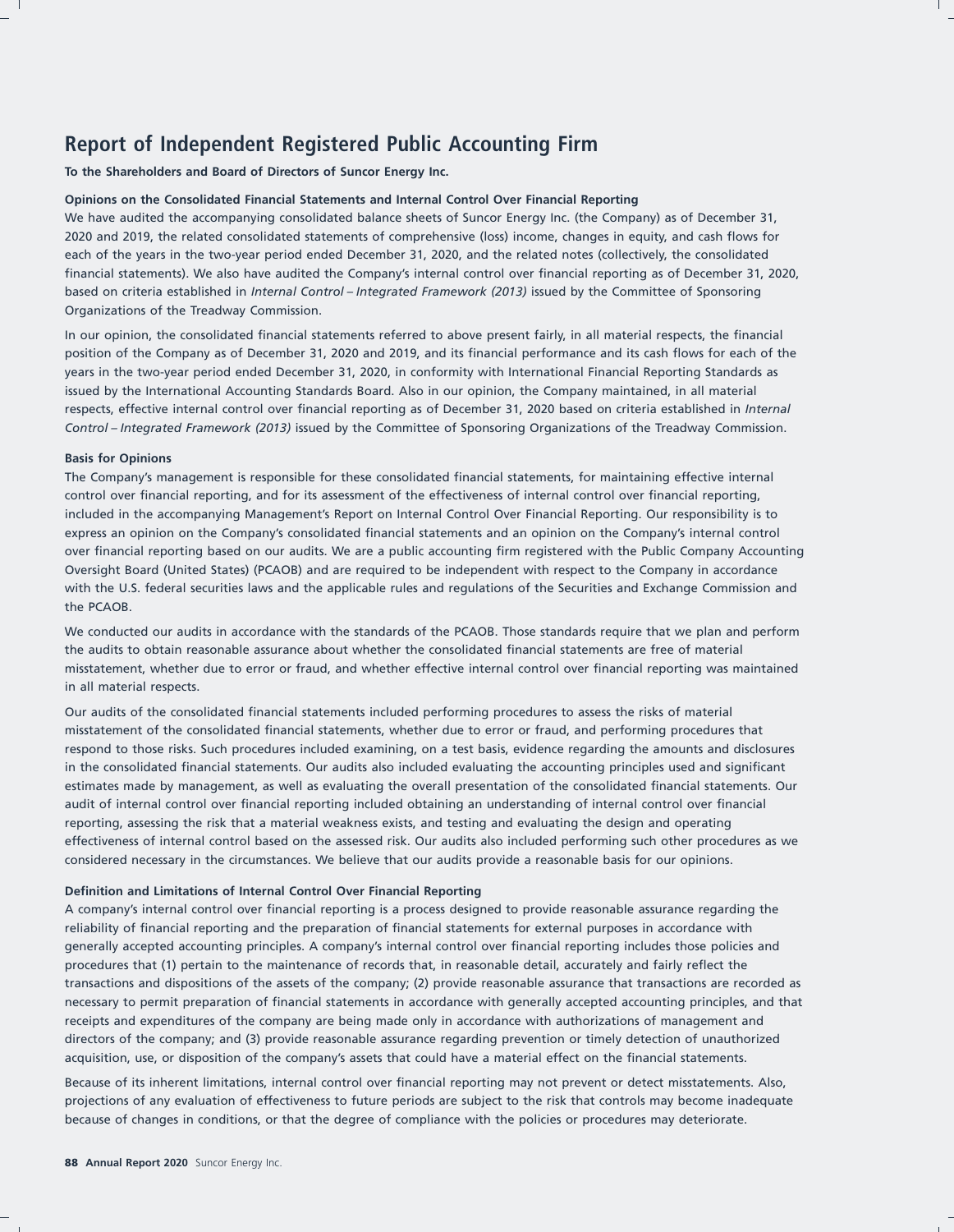# Report of Independent Registered Public Accounting Firm

**To the Shareholders and Board of Directors of Suncor Energy Inc.**

**Opinions on the Consolidated Financial Statements and Internal Control Over Financial Reporting**

We have audited the accompanying consolidated balance sheets of Suncor Energy Inc. (the Company) as of December 31, 2020 and 2019, the related consolidated statements of comprehensive (loss) income, changes in equity, and cash flows for each of the years in the two-year period ended December 31, 2020, and the related notes (collectively, the consolidated financial statements). We also have audited the Company's internal control over financial reporting as of December 31, 2020, based on criteria established in *Internal Control – Integrated Framework (2013)* issued by the Committee of Sponsoring Organizations of the Treadway Commission.

In our opinion, the consolidated financial statements referred to above present fairly, in all material respects, the financial position of the Company as of December 31, 2020 and 2019, and its financial performance and its cash flows for each of the years in the two-year period ended December 31, 2020, in conformity with International Financial Reporting Standards as issued by the International Accounting Standards Board. Also in our opinion, the Company maintained, in all material respects, effective internal control over financial reporting as of December 31, 2020 based on criteria established in *Internal Control – Integrated Framework (2013)* issued by the Committee of Sponsoring Organizations of the Treadway Commission.

**Basis for Opinions**

The Company's management is responsible for these consolidated financial statements, for maintaining effective internal control over financial reporting, and for its assessment of the effectiveness of internal control over financial reporting, included in the accompanying Management's Report on Internal Control Over Financial Reporting. Our responsibility is to express an opinion on the Company's consolidated financial statements and an opinion on the Company's internal control over financial reporting based on our audits. We are a public accounting firm registered with the Public Company Accounting Oversight Board (United States) (PCAOB) and are required to be independent with respect to the Company in accordance with the U.S. federal securities laws and the applicable rules and regulations of the Securities and Exchange Commission and the PCAOB.

We conducted our audits in accordance with the standards of the PCAOB. Those standards require that we plan and perform the audits to obtain reasonable assurance about whether the consolidated financial statements are free of material misstatement, whether due to error or fraud, and whether effective internal control over financial reporting was maintained in all material respects.

Our audits of the consolidated financial statements included performing procedures to assess the risks of material misstatement of the consolidated financial statements, whether due to error or fraud, and performing procedures that respond to those risks. Such procedures included examining, on a test basis, evidence regarding the amounts and disclosures in the consolidated financial statements. Our audits also included evaluating the accounting principles used and significant estimates made by management, as well as evaluating the overall presentation of the consolidated financial statements. Our audit of internal control over financial reporting included obtaining an understanding of internal control over financial reporting, assessing the risk that a material weakness exists, and testing and evaluating the design and operating effectiveness of internal control based on the assessed risk. Our audits also included performing such other procedures as we considered necessary in the circumstances. We believe that our audits provide a reasonable basis for our opinions.

**Definition and Limitations of Internal Control Over Financial Reporting**

A company's internal control over financial reporting is a process designed to provide reasonable assurance regarding the reliability of financial reporting and the preparation of financial statements for external purposes in accordance with generally accepted accounting principles. A company's internal control over financial reporting includes those policies and procedures that (1) pertain to the maintenance of records that, in reasonable detail, accurately and fairly reflect the transactions and dispositions of the assets of the company; (2) provide reasonable assurance that transactions are recorded as necessary to permit preparation of financial statements in accordance with generally accepted accounting principles, and that receipts and expenditures of the company are being made only in accordance with authorizations of management and directors of the company; and (3) provide reasonable assurance regarding prevention or timely detection of unauthorized acquisition, use, or disposition of the company's assets that could have a material effect on the financial statements.

Because of its inherent limitations, internal control over financial reporting may not prevent or detect misstatements. Also, projections of any evaluation of effectiveness to future periods are subject to the risk that controls may become inadequate because of changes in conditions, or that the degree of compliance with the policies or procedures may deteriorate.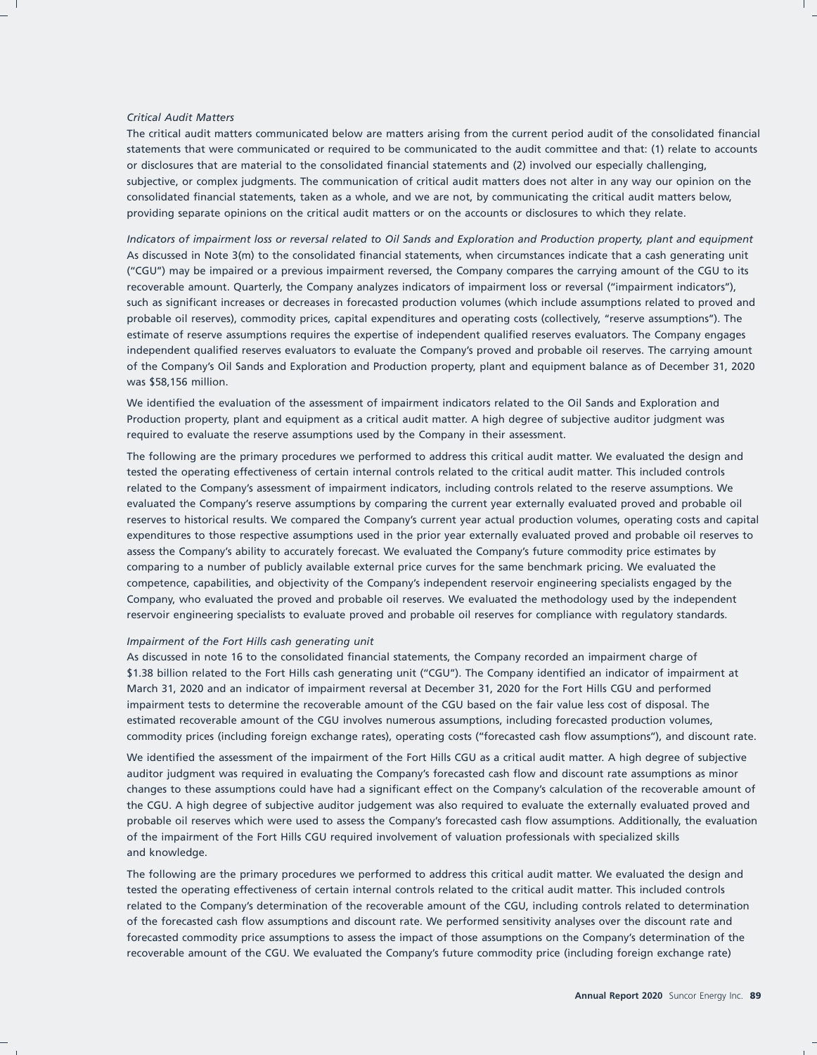*Critical Audit Matters*

The critical audit matters communicated below are matters arising from the current period audit of the consolidated financial statements that were communicated or required to be communicated to the audit committee and that: (1) relate to accounts or disclosures that are material to the consolidated financial statements and (2) involved our especially challenging, subjective, or complex judgments. The communication of critical audit matters does not alter in any way our opinion on the consolidated financial statements, taken as a whole, and we are not, by communicating the critical audit matters below, providing separate opinions on the critical audit matters or on the accounts or disclosures to which they relate.

*Indicators of impairment loss or reversal related to Oil Sands and Exploration and Production property, plant and equipment*

As discussed in Note 3(m) to the consolidated financial statements, when circumstances indicate that a cash generating unit ("CGU") may be impaired or a previous impairment reversed, the Company compares the carrying amount of the CGU to its recoverable amount. Quarterly, the Company analyzes indicators of impairment loss or reversal ("impairment indicators"), such as significant increases or decreases in forecasted production volumes (which include assumptions related to proved and probable oil reserves), commodity prices, capital expenditures and operating costs (collectively, "reserve assumptions"). The estimate of reserve assumptions requires the expertise of independent qualified reserves evaluators. The Company engages independent qualified reserves evaluators to evaluate the Company's proved and probable oil reserves. The carrying amount of the Company's Oil Sands and Exploration and Production property, plant and equipment balance as of December 31, 2020 was $58,156 million.

We identified the evaluation of the assessment of impairment indicators related to the Oil Sands and Exploration and Production property, plant and equipment as a critical audit matter. A high degree of subjective auditor judgment was required to evaluate the reserve assumptions used by the Company in their assessment.

The following are the primary procedures we performed to address this critical audit matter. We evaluated the design and tested the operating effectiveness of certain internal controls related to the critical audit matter. This included controls related to the Company's assessment of impairment indicators, including controls related to the reserve assumptions. We evaluated the Company's reserve assumptions by comparing the current year externally evaluated proved and probable oil reserves to historical results. We compared the Company's current year actual production volumes, operating costs and capital expenditures to those respective assumptions used in the prior year externally evaluated proved and probable oil reserves to assess the Company's ability to accurately forecast. We evaluated the Company's future commodity price estimates by comparing to a number of publicly available external price curves for the same benchmark pricing. We evaluated the competence, capabilities, and objectivity of the Company's independent reservoir engineering specialists engaged by the Company, who evaluated the proved and probable oil reserves. We evaluated the methodology used by the independent reservoir engineering specialists to evaluate proved and probable oil reserves for compliance with regulatory standards.

*Impairment of the Fort Hills cash generating unit*

As discussed in note 16 to the consolidated financial statements, the Company recorded an impairment charge of $1.38 billion related to the Fort Hills cash generating unit ("CGU"). The Company identified an indicator of impairment at March 31, 2020 and an indicator of impairment reversal at December 31, 2020 for the Fort Hills CGU and performed impairment tests to determine the recoverable amount of the CGU based on the fair value less cost of disposal. The estimated recoverable amount of the CGU involves numerous assumptions, including forecasted production volumes, commodity prices (including foreign exchange rates), operating costs ("forecasted cash flow assumptions"), and discount rate.

We identified the assessment of the impairment of the Fort Hills CGU as a critical audit matter. A high degree of subjective auditor judgment was required in evaluating the Company's forecasted cash flow and discount rate assumptions as minor changes to these assumptions could have had a significant effect on the Company's calculation of the recoverable amount of the CGU. A high degree of subjective auditor judgement was also required to evaluate the externally evaluated proved and probable oil reserves which were used to assess the Company's forecasted cash flow assumptions. Additionally, the evaluation of the impairment of the Fort Hills CGU required involvement of valuation professionals with specialized skills and knowledge.

The following are the primary procedures we performed to address this critical audit matter. We evaluated the design and tested the operating effectiveness of certain internal controls related to the critical audit matter. This included controls related to the Company's determination of the recoverable amount of the CGU, including controls related to determination of the forecasted cash flow assumptions and discount rate. We performed sensitivity analyses over the discount rate and forecasted commodity price assumptions to assess the impact of those assumptions on the Company's determination of the recoverable amount of the CGU. We evaluated the Company's future commodity price (including foreign exchange rate)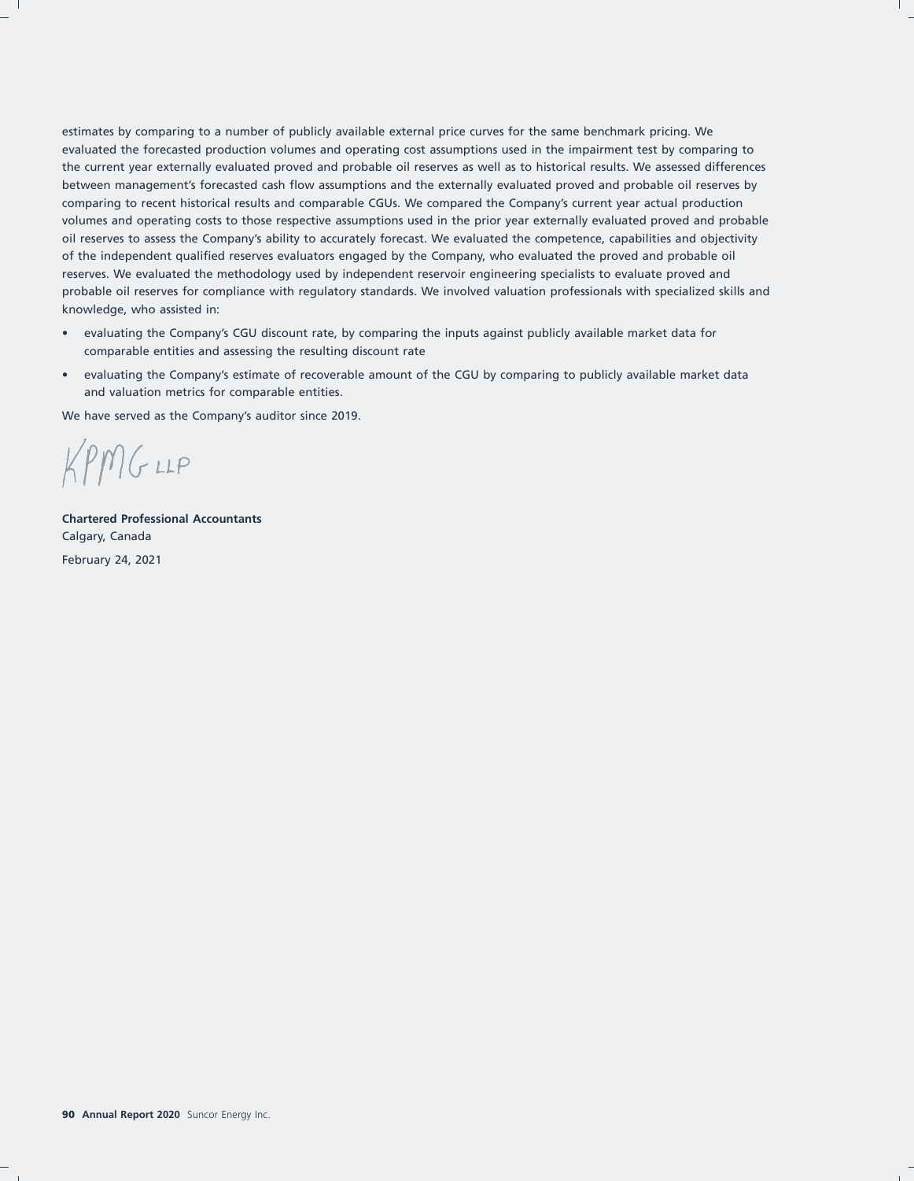estimates by comparing to a number of publicly available external price curves for the same benchmark pricing. We evaluated the forecasted production volumes and operating cost assumptions used in the impairment test by comparing to the current year externally evaluated proved and probable oil reserves as well as to historical results. We assessed differences between management's forecasted cash flow assumptions and the externally evaluated proved and probable oil reserves by comparing to recent historical results and comparable CGUs. We compared the Company's current year actual production volumes and operating costs to those respective assumptions used in the prior year externally evaluated proved and probable oil reserves to assess the Company's ability to accurately forecast. We evaluated the competence, capabilities and objectivity of the independent qualified reserves evaluators engaged by the Company, who evaluated the proved and probable oil reserves. We evaluated the methodology used by independent reservoir engineering specialists to evaluate proved and probable oil reserves for compliance with regulatory standards. We involved valuation professionals with specialized skills and knowledge, who assisted in:

- evaluating the Company's CGU discount rate, by comparing the inputs against publicly available market data for comparable entities and assessing the resulting discount rate
- evaluating the Company's estimate of recoverable amount of the CGU by comparing to publicly available market data and valuation metrics for comparable entities.

We have served as the Company's auditor since 2019.

KPMG LLP

**Chartered Professional Accountants**
Calgary, Canada

February 24, 2021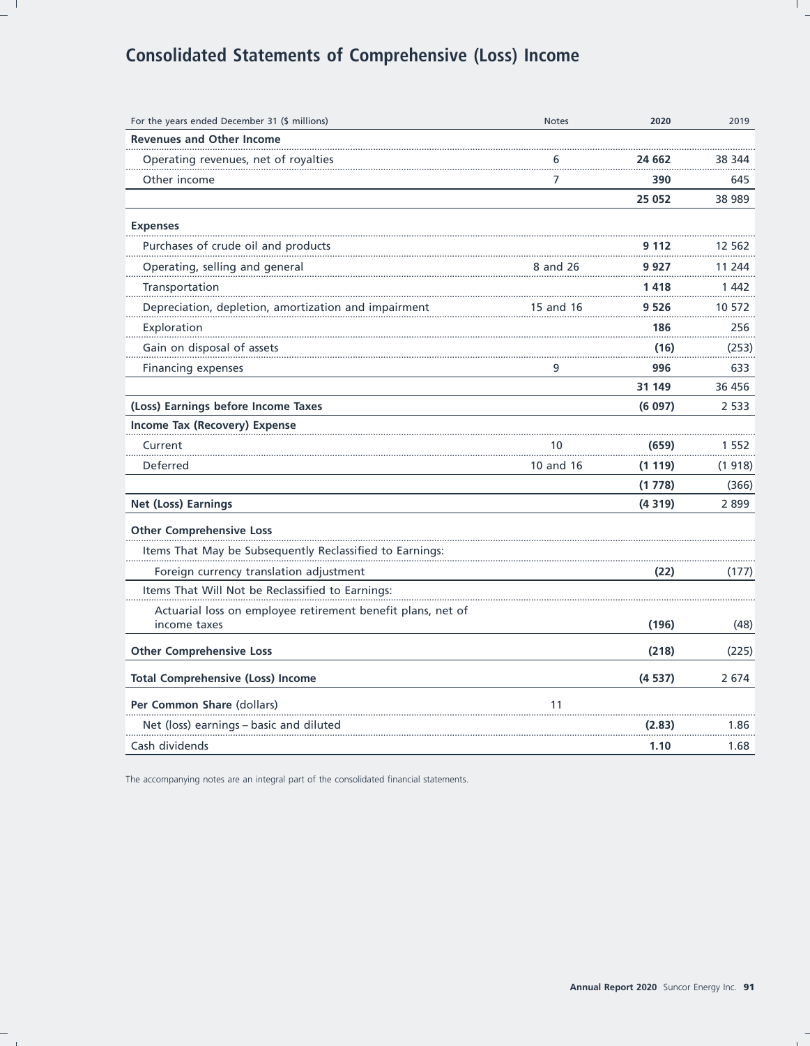# Consolidated Statements of Comprehensive (Loss) Income

| For the years ended December 31 ($ millions) | Notes | 2020 | 2019 |
|---|---|---|---|
| **Revenues and Other Income** | | | |
| Operating revenues, net of royalties | 6 | **24 662** | 38 344 |
| Other income | 7 | **390** | 645 |
| | | **25 052** | 38 989 |
| **Expenses** | | | |
| Purchases of crude oil and products | | **9 112** | 12 562 |
| Operating, selling and general | 8 and 26 | **9 927** | 11 244 |
| Transportation | | **1 418** | 1 442 |
| Depreciation, depletion, amortization and impairment | 15 and 16 | **9 526** | 10 572 |
| Exploration | | **186** | 256 |
| Gain on disposal of assets | | **(16)** | (253) |
| Financing expenses | 9 | **996** | 633 |
| | | **31 149** | 36 456 |
| **(Loss) Earnings before Income Taxes** | | **(6 097)** | 2 533 |
| **Income Tax (Recovery) Expense** | | | |
| Current | 10 | **(659)** | 1 552 |
| Deferred | 10 and 16 | **(1 119)** | (1 918) |
| | | **(1 778)** | (366) |
| **Net (Loss) Earnings** | | **(4 319)** | 2 899 |
| **Other Comprehensive Loss** | | | |
| Items That May be Subsequently Reclassified to Earnings: | | | |
| Foreign currency translation adjustment | | **(22)** | (177) |
| Items That Will Not be Reclassified to Earnings: | | | |
| Actuarial loss on employee retirement benefit plans, net of income taxes | | **(196)** | (48) |
| **Other Comprehensive Loss** | | **(218)** | (225) |
| **Total Comprehensive (Loss) Income** | | **(4 537)** | 2 674 |
| **Per Common Share** (dollars) | 11 | | |
| Net (loss) earnings – basic and diluted | | **(2.83)** | 1.86 |
| Cash dividends | | **1.10** | 1.68 |

The accompanying notes are an integral part of the consolidated financial statements.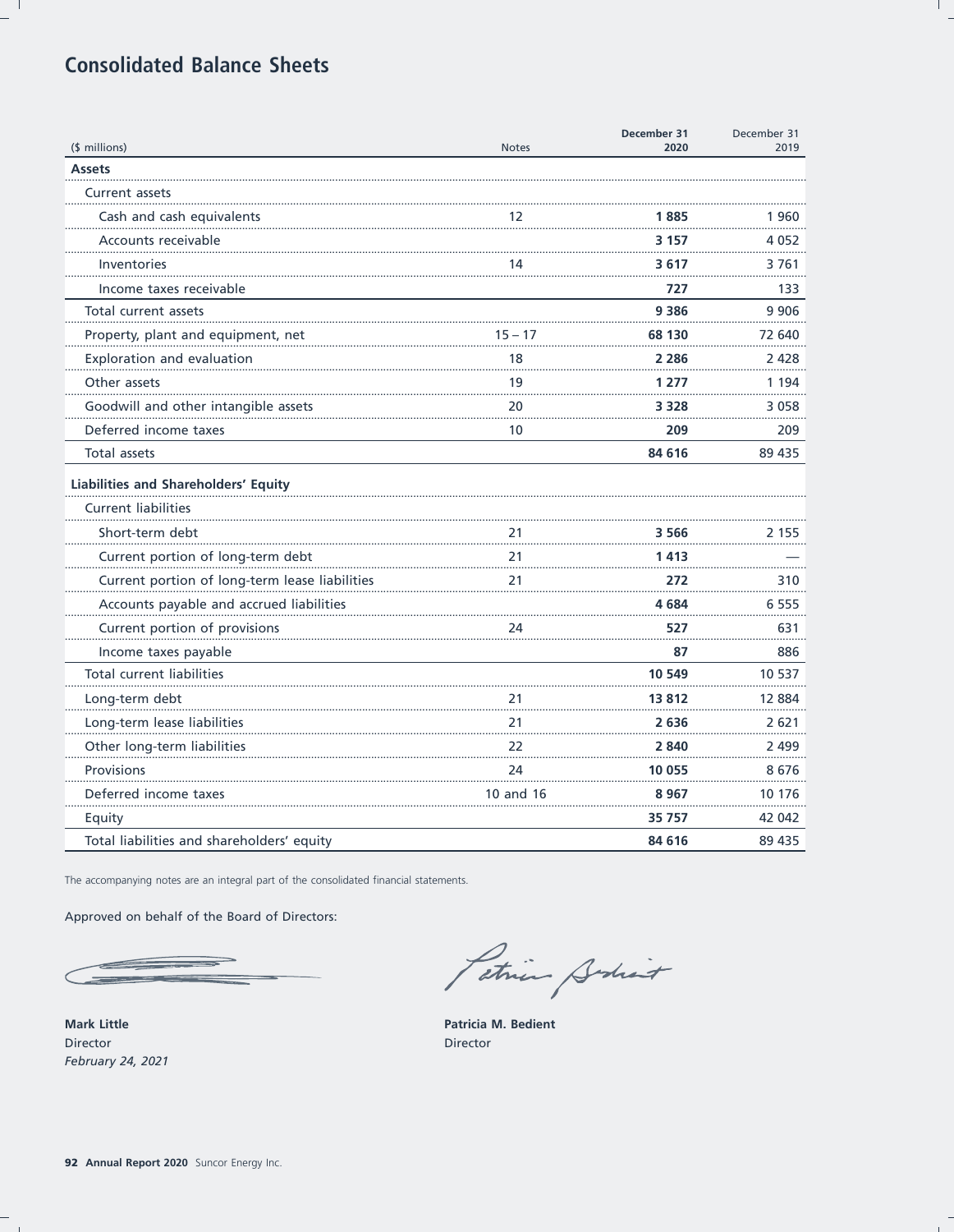# Consolidated Balance Sheets

| ($ millions) | Notes | December 31 2020 | December 31 2019 |
|---|---|---|---|
| **Assets** | | | |
| Current assets | | | |
| Cash and cash equivalents | 12 | **1 885** | 1 960 |
| Accounts receivable | | **3 157** | 4 052 |
| Inventories | 14 | **3 617** | 3 761 |
| Income taxes receivable | | **727** | 133 |
| Total current assets | | **9 386** | 9 906 |
| Property, plant and equipment, net | 15 – 17 | **68 130** | 72 640 |
| Exploration and evaluation | 18 | **2 286** | 2 428 |
| Other assets | 19 | **1 277** | 1 194 |
| Goodwill and other intangible assets | 20 | **3 328** | 3 058 |
| Deferred income taxes | 10 | **209** | 209 |
| Total assets | | **84 616** | 89 435 |
| **Liabilities and Shareholders' Equity** | | | |
| Current liabilities | | | |
| Short-term debt | 21 | **3 566** | 2 155 |
| Current portion of long-term debt | 21 | **1 413** | — |
| Current portion of long-term lease liabilities | 21 | **272** | 310 |
| Accounts payable and accrued liabilities | | **4 684** | 6 555 |
| Current portion of provisions | 24 | **527** | 631 |
| Income taxes payable | | **87** | 886 |
| Total current liabilities | | **10 549** | 10 537 |
| Long-term debt | 21 | **13 812** | 12 884 |
| Long-term lease liabilities | 21 | **2 636** | 2 621 |
| Other long-term liabilities | 22 | **2 840** | 2 499 |
| Provisions | 24 | **10 055** | 8 676 |
| Deferred income taxes | 10 and 16 | **8 967** | 10 176 |
| Equity | | **35 757** | 42 042 |
| Total liabilities and shareholders' equity | | **84 616** | 89 435 |

The accompanying notes are an integral part of the consolidated financial statements.

Approved on behalf of the Board of Directors:

**Mark Little**
Director
*February 24, 2021*

**Patricia M. Bedient**
Director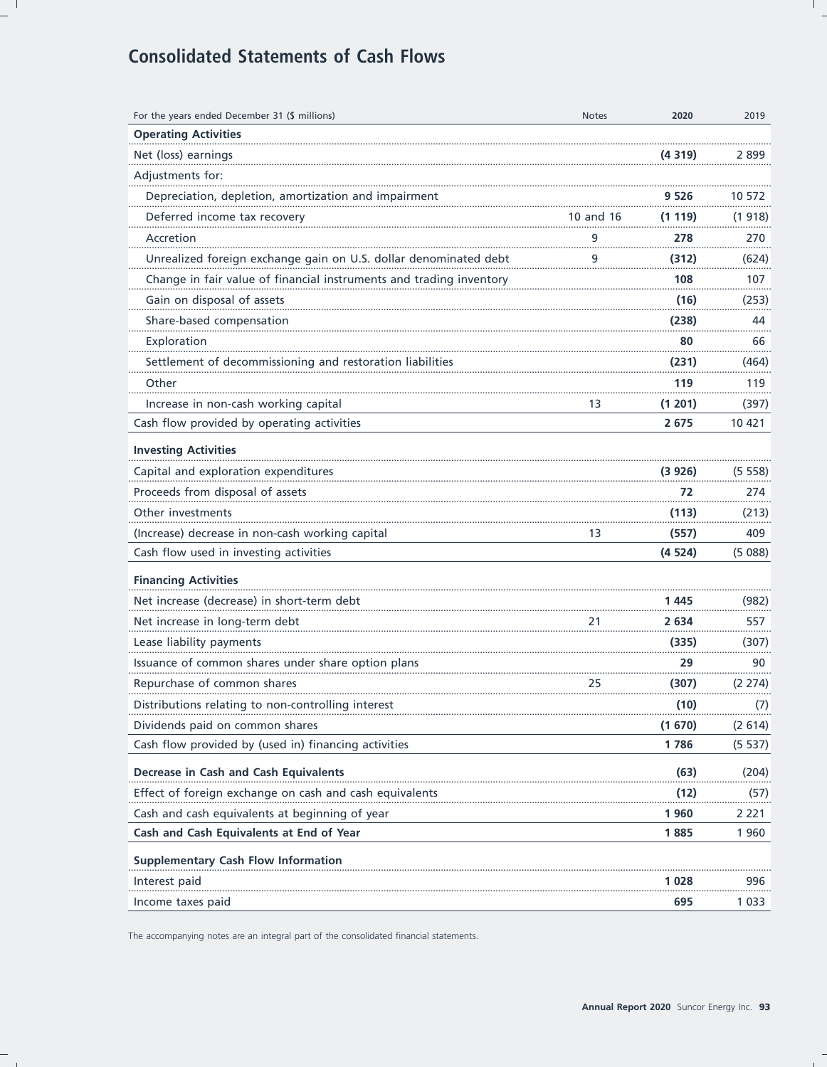# Consolidated Statements of Cash Flows

| For the years ended December 31 ($ millions) | Notes | 2020 | 2019 |
|---|---|---|---|
| **Operating Activities** | | | |
| Net (loss) earnings | | **(4 319)** | 2 899 |
| Adjustments for: | | | |
| Depreciation, depletion, amortization and impairment | | **9 526** | 10 572 |
| Deferred income tax recovery | 10 and 16 | **(1 119)** | (1 918) |
| Accretion | 9 | **278** | 270 |
| Unrealized foreign exchange gain on U.S. dollar denominated debt | 9 | **(312)** | (624) |
| Change in fair value of financial instruments and trading inventory | | **108** | 107 |
| Gain on disposal of assets | | **(16)** | (253) |
| Share-based compensation | | **(238)** | 44 |
| Exploration | | **80** | 66 |
| Settlement of decommissioning and restoration liabilities | | **(231)** | (464) |
| Other | | **119** | 119 |
| Increase in non-cash working capital | 13 | **(1 201)** | (397) |
| Cash flow provided by operating activities | | **2 675** | 10 421 |
| **Investing Activities** | | | |
| Capital and exploration expenditures | | **(3 926)** | (5 558) |
| Proceeds from disposal of assets | | **72** | 274 |
| Other investments | | **(113)** | (213) |
| (Increase) decrease in non-cash working capital | 13 | **(557)** | 409 |
| Cash flow used in investing activities | | **(4 524)** | (5 088) |
| **Financing Activities** | | | |
| Net increase (decrease) in short-term debt | | **1 445** | (982) |
| Net increase in long-term debt | 21 | **2 634** | 557 |
| Lease liability payments | | **(335)** | (307) |
| Issuance of common shares under share option plans | | **29** | 90 |
| Repurchase of common shares | 25 | **(307)** | (2 274) |
| Distributions relating to non-controlling interest | | **(10)** | (7) |
| Dividends paid on common shares | | **(1 670)** | (2 614) |
| Cash flow provided by (used in) financing activities | | **1 786** | (5 537) |
| **Decrease in Cash and Cash Equivalents** | | **(63)** | (204) |
| Effect of foreign exchange on cash and cash equivalents | | **(12)** | (57) |
| Cash and cash equivalents at beginning of year | | **1 960** | 2 221 |
| **Cash and Cash Equivalents at End of Year** | | **1 885** | 1 960 |
| **Supplementary Cash Flow Information** | | | |
| Interest paid | | **1 028** | 996 |
| Income taxes paid | | **695** | 1 033 |

The accompanying notes are an integral part of the consolidated financial statements.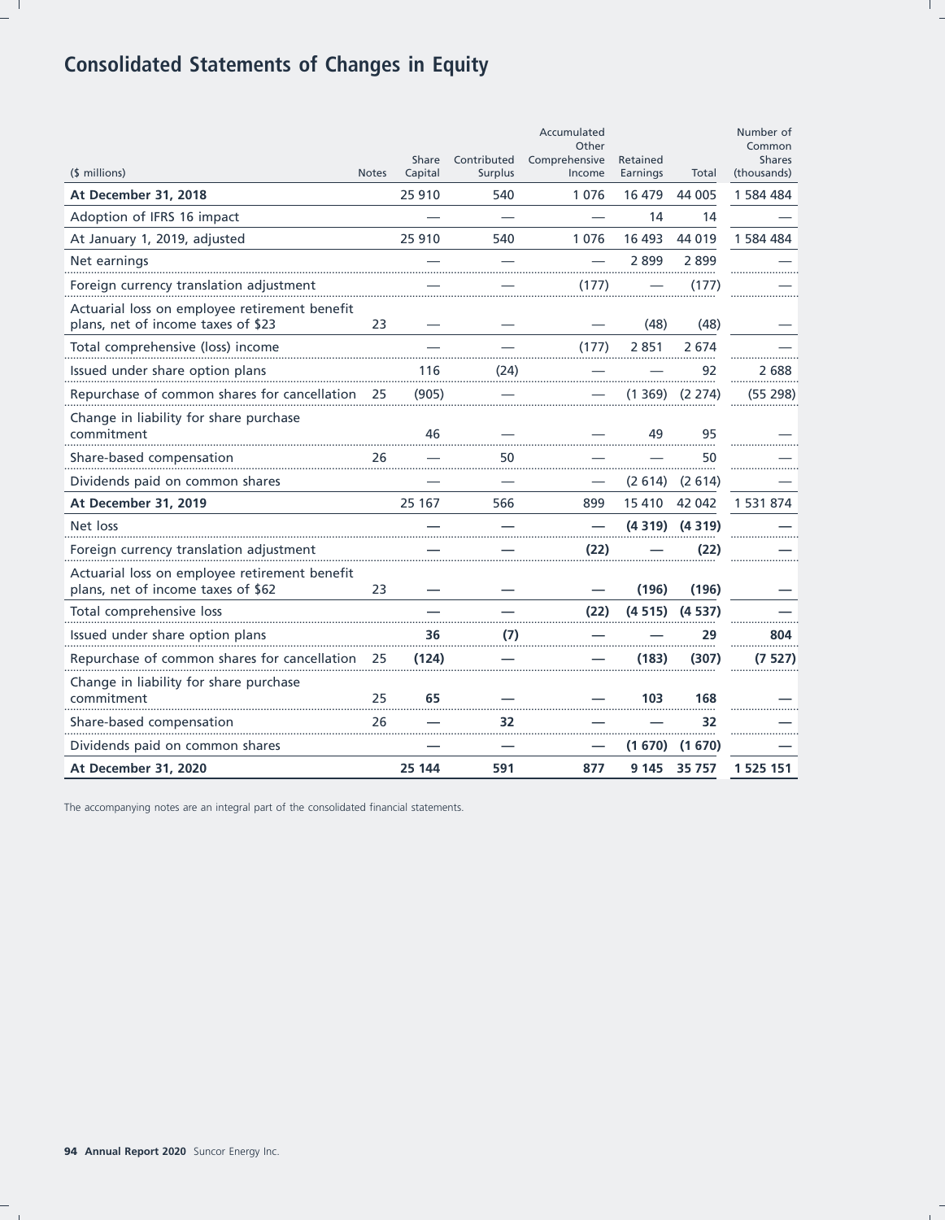# Consolidated Statements of Changes in Equity

| ($ millions) | Notes | Share Capital | Contributed Surplus | Accumulated Other Comprehensive Income | Retained Earnings | Total | Number of Common Shares (thousands) |
|---|---|---|---|---|---|---|---|
| **At December 31, 2018** | | 25 910 | 540 | 1 076 | 16 479 | 44 005 | 1 584 484 |
| Adoption of IFRS 16 impact | | — | — | — | 14 | 14 | — |
| At January 1, 2019, adjusted | | 25 910 | 540 | 1 076 | 16 493 | 44 019 | 1 584 484 |
| Net earnings | | — | — | — | 2 899 | 2 899 | — |
| Foreign currency translation adjustment | | — | — | (177) | — | (177) | — |
| Actuarial loss on employee retirement benefit plans, net of income taxes of $23 | 23 | — | — | — | (48) | (48) | — |
| Total comprehensive (loss) income | | — | — | (177) | 2 851 | 2 674 | — |
| Issued under share option plans | | 116 | (24) | — | — | 92 | 2 688 |
| Repurchase of common shares for cancellation | 25 | (905) | — | — | (1 369) | (2 274) | (55 298) |
| Change in liability for share purchase commitment | | 46 | — | — | 49 | 95 | — |
| Share-based compensation | 26 | — | 50 | — | — | 50 | — |
| Dividends paid on common shares | | — | — | — | (2 614) | (2 614) | — |
| **At December 31, 2019** | | 25 167 | 566 | 899 | 15 410 | 42 042 | 1 531 874 |
| Net loss | | **—** | **—** | **—** | **(4 319)** | **(4 319)** | **—** |
| Foreign currency translation adjustment | | **—** | **—** | **(22)** | **—** | **(22)** | **—** |
| Actuarial loss on employee retirement benefit plans, net of income taxes of $62 | 23 | **—** | **—** | **—** | **(196)** | **(196)** | **—** |
| Total comprehensive loss | | **—** | **—** | **(22)** | **(4 515)** | **(4 537)** | **—** |
| Issued under share option plans | | **36** | **(7)** | **—** | **—** | **29** | **804** |
| Repurchase of common shares for cancellation | 25 | **(124)** | **—** | **—** | **(183)** | **(307)** | **(7 527)** |
| Change in liability for share purchase commitment | 25 | **65** | **—** | **—** | **103** | **168** | **—** |
| Share-based compensation | 26 | **—** | **32** | **—** | **—** | **32** | **—** |
| Dividends paid on common shares | | **—** | **—** | **—** | **(1 670)** | **(1 670)** | **—** |
| **At December 31, 2020** | | **25 144** | **591** | **877** | **9 145** | **35 757** | **1 525 151** |

The accompanying notes are an integral part of the consolidated financial statements.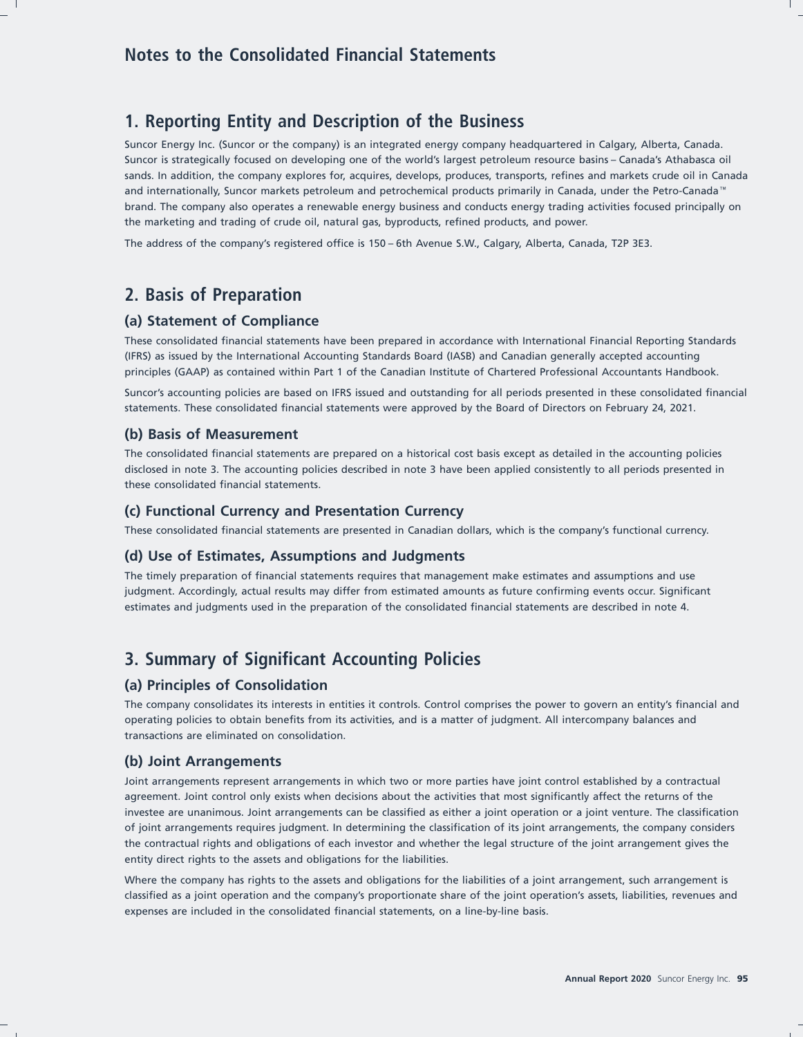# Notes to the Consolidated Financial Statements

## 1. Reporting Entity and Description of the Business

Suncor Energy Inc. (Suncor or the company) is an integrated energy company headquartered in Calgary, Alberta, Canada. Suncor is strategically focused on developing one of the world's largest petroleum resource basins – Canada's Athabasca oil sands. In addition, the company explores for, acquires, develops, produces, transports, refines and markets crude oil in Canada and internationally, Suncor markets petroleum and petrochemical products primarily in Canada, under the Petro-Canada™ brand. The company also operates a renewable energy business and conducts energy trading activities focused principally on the marketing and trading of crude oil, natural gas, byproducts, refined products, and power.

The address of the company's registered office is 150 – 6th Avenue S.W., Calgary, Alberta, Canada, T2P 3E3.

## 2. Basis of Preparation

### (a) Statement of Compliance

These consolidated financial statements have been prepared in accordance with International Financial Reporting Standards (IFRS) as issued by the International Accounting Standards Board (IASB) and Canadian generally accepted accounting principles (GAAP) as contained within Part 1 of the Canadian Institute of Chartered Professional Accountants Handbook.

Suncor's accounting policies are based on IFRS issued and outstanding for all periods presented in these consolidated financial statements. These consolidated financial statements were approved by the Board of Directors on February 24, 2021.

### (b) Basis of Measurement

The consolidated financial statements are prepared on a historical cost basis except as detailed in the accounting policies disclosed in note 3. The accounting policies described in note 3 have been applied consistently to all periods presented in these consolidated financial statements.

### (c) Functional Currency and Presentation Currency

These consolidated financial statements are presented in Canadian dollars, which is the company's functional currency.

### (d) Use of Estimates, Assumptions and Judgments

The timely preparation of financial statements requires that management make estimates and assumptions and use judgment. Accordingly, actual results may differ from estimated amounts as future confirming events occur. Significant estimates and judgments used in the preparation of the consolidated financial statements are described in note 4.

## 3. Summary of Significant Accounting Policies

### (a) Principles of Consolidation

The company consolidates its interests in entities it controls. Control comprises the power to govern an entity's financial and operating policies to obtain benefits from its activities, and is a matter of judgment. All intercompany balances and transactions are eliminated on consolidation.

### (b) Joint Arrangements

Joint arrangements represent arrangements in which two or more parties have joint control established by a contractual agreement. Joint control only exists when decisions about the activities that most significantly affect the returns of the investee are unanimous. Joint arrangements can be classified as either a joint operation or a joint venture. The classification of joint arrangements requires judgment. In determining the classification of its joint arrangements, the company considers the contractual rights and obligations of each investor and whether the legal structure of the joint arrangement gives the entity direct rights to the assets and obligations for the liabilities.

Where the company has rights to the assets and obligations for the liabilities of a joint arrangement, such arrangement is classified as a joint operation and the company's proportionate share of the joint operation's assets, liabilities, revenues and expenses are included in the consolidated financial statements, on a line-by-line basis.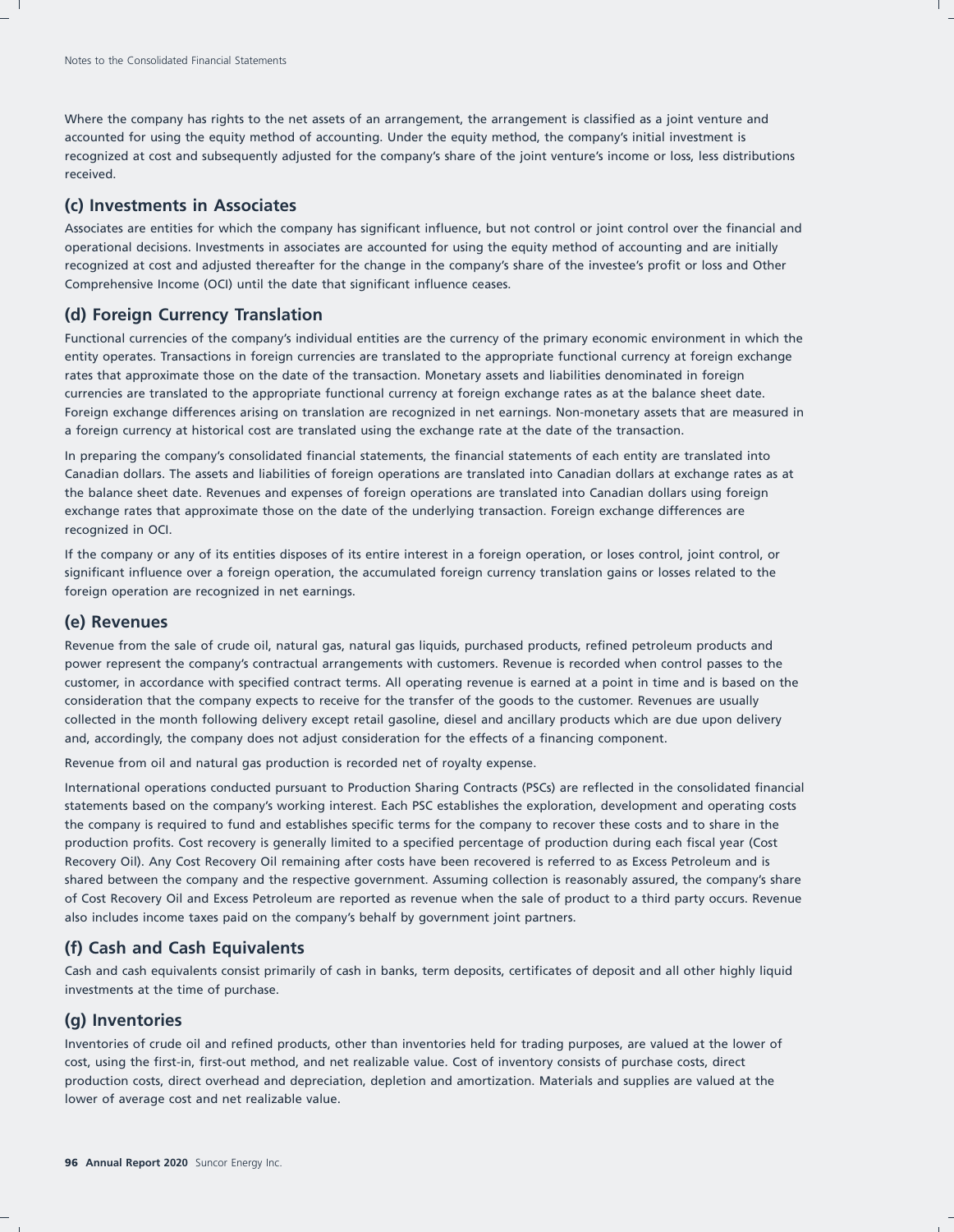Where the company has rights to the net assets of an arrangement, the arrangement is classified as a joint venture and accounted for using the equity method of accounting. Under the equity method, the company's initial investment is recognized at cost and subsequently adjusted for the company's share of the joint venture's income or loss, less distributions received.

## (c) Investments in Associates

Associates are entities for which the company has significant influence, but not control or joint control over the financial and operational decisions. Investments in associates are accounted for using the equity method of accounting and are initially recognized at cost and adjusted thereafter for the change in the company's share of the investee's profit or loss and Other Comprehensive Income (OCI) until the date that significant influence ceases.

## (d) Foreign Currency Translation

Functional currencies of the company's individual entities are the currency of the primary economic environment in which the entity operates. Transactions in foreign currencies are translated to the appropriate functional currency at foreign exchange rates that approximate those on the date of the transaction. Monetary assets and liabilities denominated in foreign currencies are translated to the appropriate functional currency at foreign exchange rates as at the balance sheet date. Foreign exchange differences arising on translation are recognized in net earnings. Non-monetary assets that are measured in a foreign currency at historical cost are translated using the exchange rate at the date of the transaction.

In preparing the company's consolidated financial statements, the financial statements of each entity are translated into Canadian dollars. The assets and liabilities of foreign operations are translated into Canadian dollars at exchange rates as at the balance sheet date. Revenues and expenses of foreign operations are translated into Canadian dollars using foreign exchange rates that approximate those on the date of the underlying transaction. Foreign exchange differences are recognized in OCI.

If the company or any of its entities disposes of its entire interest in a foreign operation, or loses control, joint control, or significant influence over a foreign operation, the accumulated foreign currency translation gains or losses related to the foreign operation are recognized in net earnings.

## (e) Revenues

Revenue from the sale of crude oil, natural gas, natural gas liquids, purchased products, refined petroleum products and power represent the company's contractual arrangements with customers. Revenue is recorded when control passes to the customer, in accordance with specified contract terms. All operating revenue is earned at a point in time and is based on the consideration that the company expects to receive for the transfer of the goods to the customer. Revenues are usually collected in the month following delivery except retail gasoline, diesel and ancillary products which are due upon delivery and, accordingly, the company does not adjust consideration for the effects of a financing component.

Revenue from oil and natural gas production is recorded net of royalty expense.

International operations conducted pursuant to Production Sharing Contracts (PSCs) are reflected in the consolidated financial statements based on the company's working interest. Each PSC establishes the exploration, development and operating costs the company is required to fund and establishes specific terms for the company to recover these costs and to share in the production profits. Cost recovery is generally limited to a specified percentage of production during each fiscal year (Cost Recovery Oil). Any Cost Recovery Oil remaining after costs have been recovered is referred to as Excess Petroleum and is shared between the company and the respective government. Assuming collection is reasonably assured, the company's share of Cost Recovery Oil and Excess Petroleum are reported as revenue when the sale of product to a third party occurs. Revenue also includes income taxes paid on the company's behalf by government joint partners.

## (f) Cash and Cash Equivalents

Cash and cash equivalents consist primarily of cash in banks, term deposits, certificates of deposit and all other highly liquid investments at the time of purchase.

## (g) Inventories

Inventories of crude oil and refined products, other than inventories held for trading purposes, are valued at the lower of cost, using the first-in, first-out method, and net realizable value. Cost of inventory consists of purchase costs, direct production costs, direct overhead and depreciation, depletion and amortization. Materials and supplies are valued at the lower of average cost and net realizable value.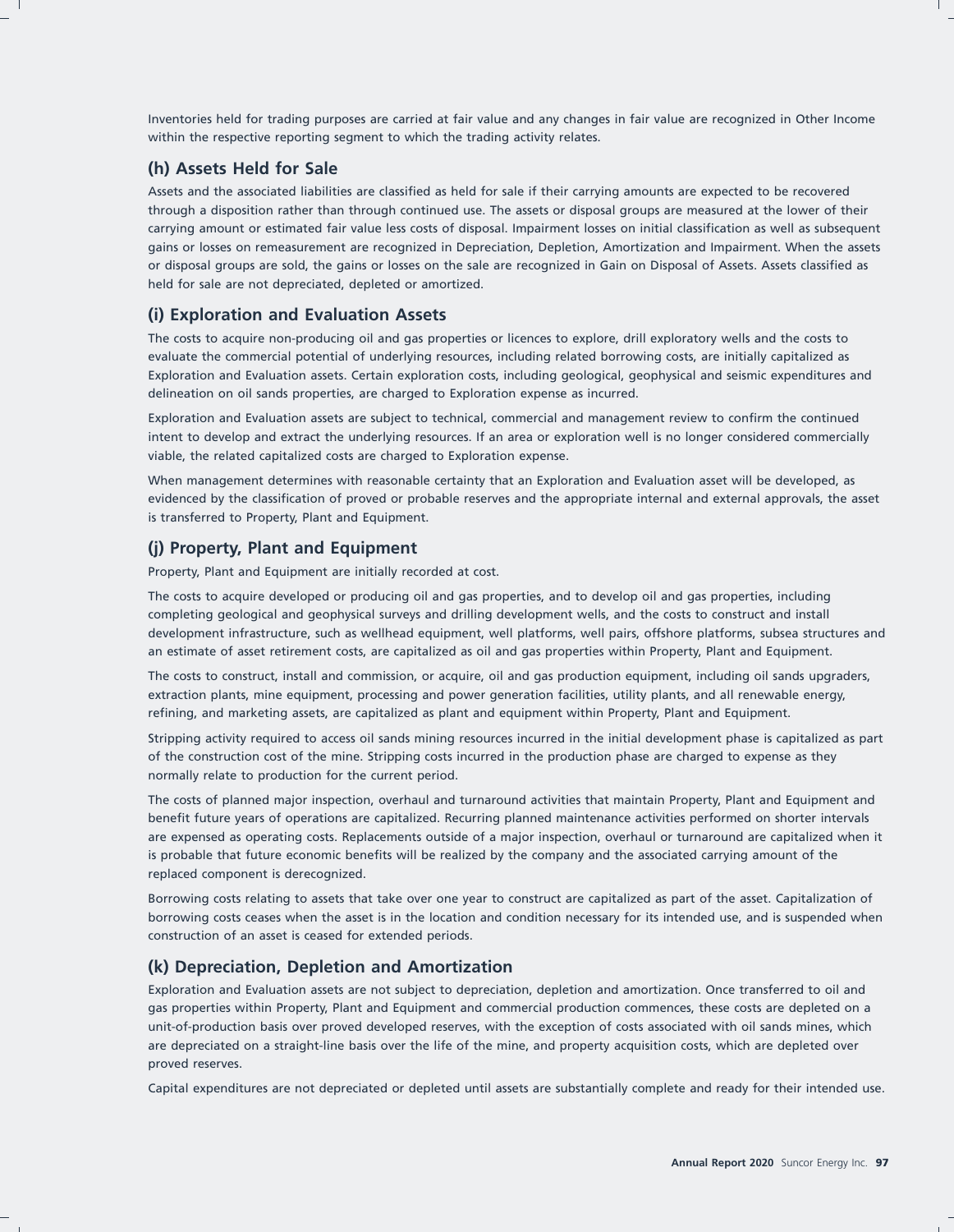Inventories held for trading purposes are carried at fair value and any changes in fair value are recognized in Other Income within the respective reporting segment to which the trading activity relates.

## (h) Assets Held for Sale

Assets and the associated liabilities are classified as held for sale if their carrying amounts are expected to be recovered through a disposition rather than through continued use. The assets or disposal groups are measured at the lower of their carrying amount or estimated fair value less costs of disposal. Impairment losses on initial classification as well as subsequent gains or losses on remeasurement are recognized in Depreciation, Depletion, Amortization and Impairment. When the assets or disposal groups are sold, the gains or losses on the sale are recognized in Gain on Disposal of Assets. Assets classified as held for sale are not depreciated, depleted or amortized.

## (i) Exploration and Evaluation Assets

The costs to acquire non-producing oil and gas properties or licences to explore, drill exploratory wells and the costs to evaluate the commercial potential of underlying resources, including related borrowing costs, are initially capitalized as Exploration and Evaluation assets. Certain exploration costs, including geological, geophysical and seismic expenditures and delineation on oil sands properties, are charged to Exploration expense as incurred.

Exploration and Evaluation assets are subject to technical, commercial and management review to confirm the continued intent to develop and extract the underlying resources. If an area or exploration well is no longer considered commercially viable, the related capitalized costs are charged to Exploration expense.

When management determines with reasonable certainty that an Exploration and Evaluation asset will be developed, as evidenced by the classification of proved or probable reserves and the appropriate internal and external approvals, the asset is transferred to Property, Plant and Equipment.

## (j) Property, Plant and Equipment

Property, Plant and Equipment are initially recorded at cost.

The costs to acquire developed or producing oil and gas properties, and to develop oil and gas properties, including completing geological and geophysical surveys and drilling development wells, and the costs to construct and install development infrastructure, such as wellhead equipment, well platforms, well pairs, offshore platforms, subsea structures and an estimate of asset retirement costs, are capitalized as oil and gas properties within Property, Plant and Equipment.

The costs to construct, install and commission, or acquire, oil and gas production equipment, including oil sands upgraders, extraction plants, mine equipment, processing and power generation facilities, utility plants, and all renewable energy, refining, and marketing assets, are capitalized as plant and equipment within Property, Plant and Equipment.

Stripping activity required to access oil sands mining resources incurred in the initial development phase is capitalized as part of the construction cost of the mine. Stripping costs incurred in the production phase are charged to expense as they normally relate to production for the current period.

The costs of planned major inspection, overhaul and turnaround activities that maintain Property, Plant and Equipment and benefit future years of operations are capitalized. Recurring planned maintenance activities performed on shorter intervals are expensed as operating costs. Replacements outside of a major inspection, overhaul or turnaround are capitalized when it is probable that future economic benefits will be realized by the company and the associated carrying amount of the replaced component is derecognized.

Borrowing costs relating to assets that take over one year to construct are capitalized as part of the asset. Capitalization of borrowing costs ceases when the asset is in the location and condition necessary for its intended use, and is suspended when construction of an asset is ceased for extended periods.

## (k) Depreciation, Depletion and Amortization

Exploration and Evaluation assets are not subject to depreciation, depletion and amortization. Once transferred to oil and gas properties within Property, Plant and Equipment and commercial production commences, these costs are depleted on a unit-of-production basis over proved developed reserves, with the exception of costs associated with oil sands mines, which are depreciated on a straight-line basis over the life of the mine, and property acquisition costs, which are depleted over proved reserves.

Capital expenditures are not depreciated or depleted until assets are substantially complete and ready for their intended use.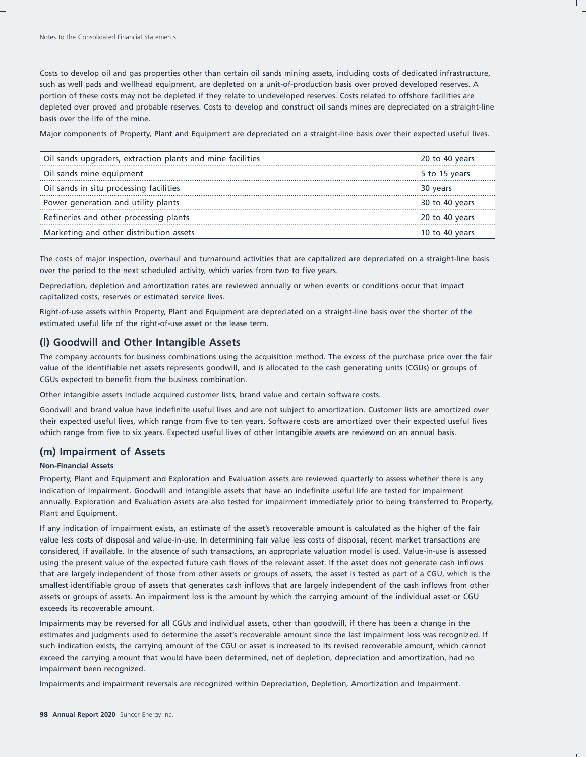Costs to develop oil and gas properties other than certain oil sands mining assets, including costs of dedicated infrastructure, such as well pads and wellhead equipment, are depleted on a unit-of-production basis over proved developed reserves. A portion of these costs may not be depleted if they relate to undeveloped reserves. Costs related to offshore facilities are depleted over proved and probable reserves. Costs to develop and construct oil sands mines are depreciated on a straight-line basis over the life of the mine.

Major components of Property, Plant and Equipment are depreciated on a straight-line basis over their expected useful lives.

| | |
|---|---|
| Oil sands upgraders, extraction plants and mine facilities | 20 to 40 years |
| Oil sands mine equipment | 5 to 15 years |
| Oil sands in situ processing facilities | 30 years |
| Power generation and utility plants | 30 to 40 years |
| Refineries and other processing plants | 20 to 40 years |
| Marketing and other distribution assets | 10 to 40 years |

The costs of major inspection, overhaul and turnaround activities that are capitalized are depreciated on a straight-line basis over the period to the next scheduled activity, which varies from two to five years.

Depreciation, depletion and amortization rates are reviewed annually or when events or conditions occur that impact capitalized costs, reserves or estimated service lives.

Right-of-use assets within Property, Plant and Equipment are depreciated on a straight-line basis over the shorter of the estimated useful life of the right-of-use asset or the lease term.

## (l) Goodwill and Other Intangible Assets

The company accounts for business combinations using the acquisition method. The excess of the purchase price over the fair value of the identifiable net assets represents goodwill, and is allocated to the cash generating units (CGUs) or groups of CGUs expected to benefit from the business combination.

Other intangible assets include acquired customer lists, brand value and certain software costs.

Goodwill and brand value have indefinite useful lives and are not subject to amortization. Customer lists are amortized over their expected useful lives, which range from five to ten years. Software costs are amortized over their expected useful lives which range from five to six years. Expected useful lives of other intangible assets are reviewed on an annual basis.

## (m) Impairment of Assets

**Non-Financial Assets**

Property, Plant and Equipment and Exploration and Evaluation assets are reviewed quarterly to assess whether there is any indication of impairment. Goodwill and intangible assets that have an indefinite useful life are tested for impairment annually. Exploration and Evaluation assets are also tested for impairment immediately prior to being transferred to Property, Plant and Equipment.

If any indication of impairment exists, an estimate of the asset's recoverable amount is calculated as the higher of the fair value less costs of disposal and value-in-use. In determining fair value less costs of disposal, recent market transactions are considered, if available. In the absence of such transactions, an appropriate valuation model is used. Value-in-use is assessed using the present value of the expected future cash flows of the relevant asset. If the asset does not generate cash inflows that are largely independent of those from other assets or groups of assets, the asset is tested as part of a CGU, which is the smallest identifiable group of assets that generates cash inflows that are largely independent of the cash inflows from other assets or groups of assets. An impairment loss is the amount by which the carrying amount of the individual asset or CGU exceeds its recoverable amount.

Impairments may be reversed for all CGUs and individual assets, other than goodwill, if there has been a change in the estimates and judgments used to determine the asset's recoverable amount since the last impairment loss was recognized. If such indication exists, the carrying amount of the CGU or asset is increased to its revised recoverable amount, which cannot exceed the carrying amount that would have been determined, net of depletion, depreciation and amortization, had no impairment been recognized.

Impairments and impairment reversals are recognized within Depreciation, Depletion, Amortization and Impairment.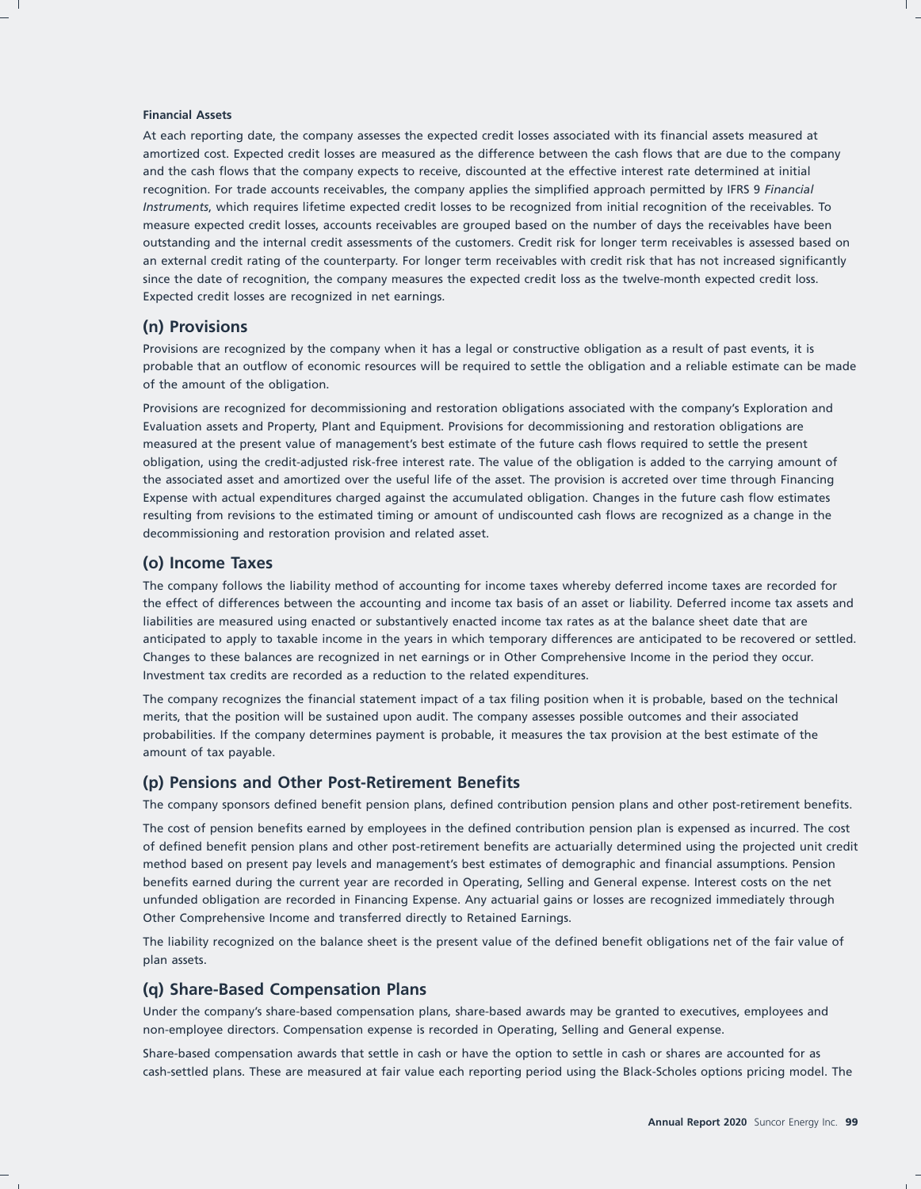**Financial Assets**

At each reporting date, the company assesses the expected credit losses associated with its financial assets measured at amortized cost. Expected credit losses are measured as the difference between the cash flows that are due to the company and the cash flows that the company expects to receive, discounted at the effective interest rate determined at initial recognition. For trade accounts receivables, the company applies the simplified approach permitted by IFRS 9 *Financial Instruments*, which requires lifetime expected credit losses to be recognized from initial recognition of the receivables. To measure expected credit losses, accounts receivables are grouped based on the number of days the receivables have been outstanding and the internal credit assessments of the customers. Credit risk for longer term receivables is assessed based on an external credit rating of the counterparty. For longer term receivables with credit risk that has not increased significantly since the date of recognition, the company measures the expected credit loss as the twelve-month expected credit loss. Expected credit losses are recognized in net earnings.

## (n) Provisions

Provisions are recognized by the company when it has a legal or constructive obligation as a result of past events, it is probable that an outflow of economic resources will be required to settle the obligation and a reliable estimate can be made of the amount of the obligation.

Provisions are recognized for decommissioning and restoration obligations associated with the company's Exploration and Evaluation assets and Property, Plant and Equipment. Provisions for decommissioning and restoration obligations are measured at the present value of management's best estimate of the future cash flows required to settle the present obligation, using the credit-adjusted risk-free interest rate. The value of the obligation is added to the carrying amount of the associated asset and amortized over the useful life of the asset. The provision is accreted over time through Financing Expense with actual expenditures charged against the accumulated obligation. Changes in the future cash flow estimates resulting from revisions to the estimated timing or amount of undiscounted cash flows are recognized as a change in the decommissioning and restoration provision and related asset.

## (o) Income Taxes

The company follows the liability method of accounting for income taxes whereby deferred income taxes are recorded for the effect of differences between the accounting and income tax basis of an asset or liability. Deferred income tax assets and liabilities are measured using enacted or substantively enacted income tax rates as at the balance sheet date that are anticipated to apply to taxable income in the years in which temporary differences are anticipated to be recovered or settled. Changes to these balances are recognized in net earnings or in Other Comprehensive Income in the period they occur. Investment tax credits are recorded as a reduction to the related expenditures.

The company recognizes the financial statement impact of a tax filing position when it is probable, based on the technical merits, that the position will be sustained upon audit. The company assesses possible outcomes and their associated probabilities. If the company determines payment is probable, it measures the tax provision at the best estimate of the amount of tax payable.

## (p) Pensions and Other Post-Retirement Benefits

The company sponsors defined benefit pension plans, defined contribution pension plans and other post-retirement benefits.

The cost of pension benefits earned by employees in the defined contribution pension plan is expensed as incurred. The cost of defined benefit pension plans and other post-retirement benefits are actuarially determined using the projected unit credit method based on present pay levels and management's best estimates of demographic and financial assumptions. Pension benefits earned during the current year are recorded in Operating, Selling and General expense. Interest costs on the net unfunded obligation are recorded in Financing Expense. Any actuarial gains or losses are recognized immediately through Other Comprehensive Income and transferred directly to Retained Earnings.

The liability recognized on the balance sheet is the present value of the defined benefit obligations net of the fair value of plan assets.

## (q) Share-Based Compensation Plans

Under the company's share-based compensation plans, share-based awards may be granted to executives, employees and non-employee directors. Compensation expense is recorded in Operating, Selling and General expense.

Share-based compensation awards that settle in cash or have the option to settle in cash or shares are accounted for as cash-settled plans. These are measured at fair value each reporting period using the Black-Scholes options pricing model. The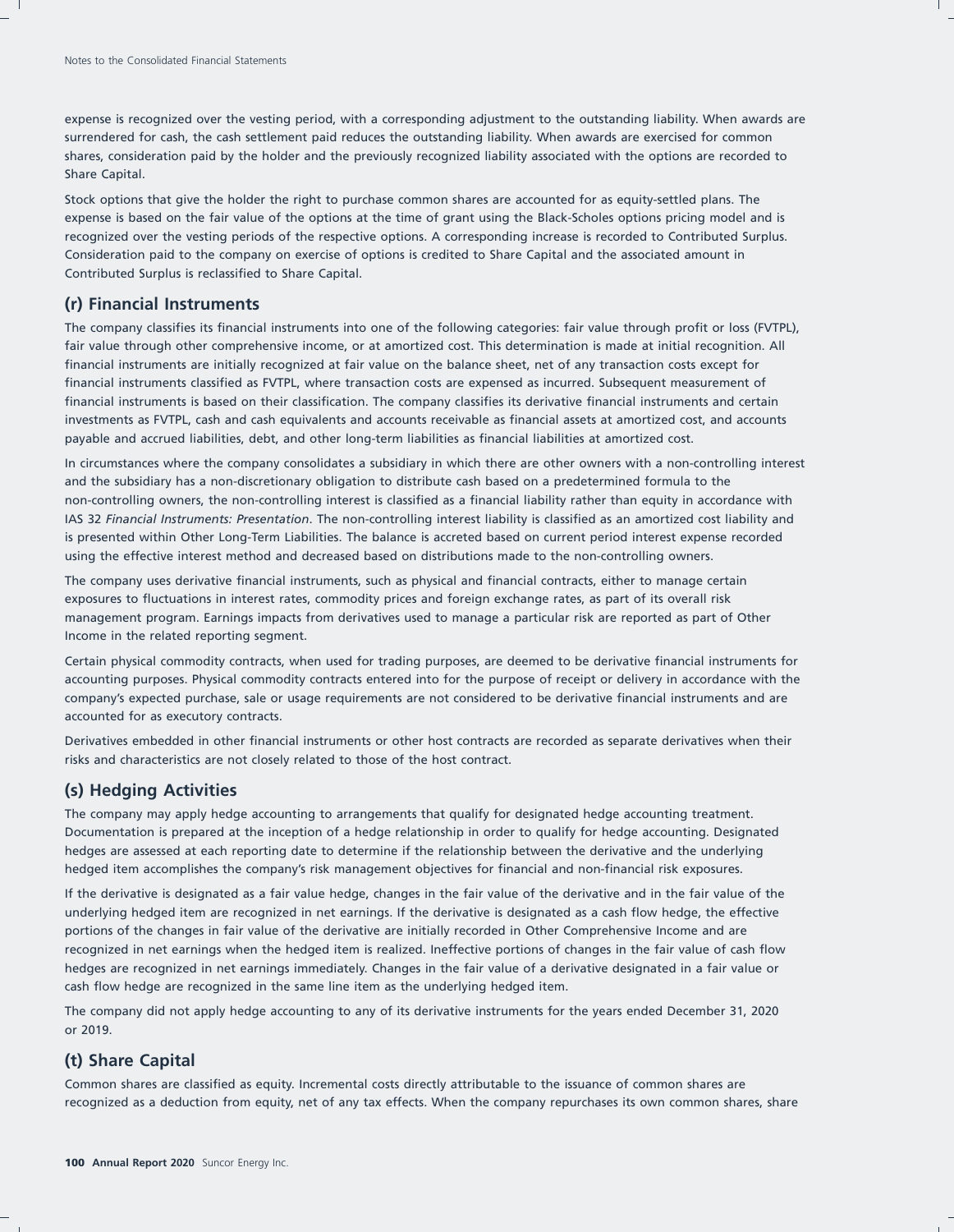expense is recognized over the vesting period, with a corresponding adjustment to the outstanding liability. When awards are surrendered for cash, the cash settlement paid reduces the outstanding liability. When awards are exercised for common shares, consideration paid by the holder and the previously recognized liability associated with the options are recorded to Share Capital.

Stock options that give the holder the right to purchase common shares are accounted for as equity-settled plans. The expense is based on the fair value of the options at the time of grant using the Black-Scholes options pricing model and is recognized over the vesting periods of the respective options. A corresponding increase is recorded to Contributed Surplus. Consideration paid to the company on exercise of options is credited to Share Capital and the associated amount in Contributed Surplus is reclassified to Share Capital.

## (r) Financial Instruments

The company classifies its financial instruments into one of the following categories: fair value through profit or loss (FVTPL), fair value through other comprehensive income, or at amortized cost. This determination is made at initial recognition. All financial instruments are initially recognized at fair value on the balance sheet, net of any transaction costs except for financial instruments classified as FVTPL, where transaction costs are expensed as incurred. Subsequent measurement of financial instruments is based on their classification. The company classifies its derivative financial instruments and certain investments as FVTPL, cash and cash equivalents and accounts receivable as financial assets at amortized cost, and accounts payable and accrued liabilities, debt, and other long-term liabilities as financial liabilities at amortized cost.

In circumstances where the company consolidates a subsidiary in which there are other owners with a non-controlling interest and the subsidiary has a non-discretionary obligation to distribute cash based on a predetermined formula to the non-controlling owners, the non-controlling interest is classified as a financial liability rather than equity in accordance with IAS 32 *Financial Instruments: Presentation*. The non-controlling interest liability is classified as an amortized cost liability and is presented within Other Long-Term Liabilities. The balance is accreted based on current period interest expense recorded using the effective interest method and decreased based on distributions made to the non-controlling owners.

The company uses derivative financial instruments, such as physical and financial contracts, either to manage certain exposures to fluctuations in interest rates, commodity prices and foreign exchange rates, as part of its overall risk management program. Earnings impacts from derivatives used to manage a particular risk are reported as part of Other Income in the related reporting segment.

Certain physical commodity contracts, when used for trading purposes, are deemed to be derivative financial instruments for accounting purposes. Physical commodity contracts entered into for the purpose of receipt or delivery in accordance with the company's expected purchase, sale or usage requirements are not considered to be derivative financial instruments and are accounted for as executory contracts.

Derivatives embedded in other financial instruments or other host contracts are recorded as separate derivatives when their risks and characteristics are not closely related to those of the host contract.

## (s) Hedging Activities

The company may apply hedge accounting to arrangements that qualify for designated hedge accounting treatment. Documentation is prepared at the inception of a hedge relationship in order to qualify for hedge accounting. Designated hedges are assessed at each reporting date to determine if the relationship between the derivative and the underlying hedged item accomplishes the company's risk management objectives for financial and non-financial risk exposures.

If the derivative is designated as a fair value hedge, changes in the fair value of the derivative and in the fair value of the underlying hedged item are recognized in net earnings. If the derivative is designated as a cash flow hedge, the effective portions of the changes in fair value of the derivative are initially recorded in Other Comprehensive Income and are recognized in net earnings when the hedged item is realized. Ineffective portions of changes in the fair value of cash flow hedges are recognized in net earnings immediately. Changes in the fair value of a derivative designated in a fair value or cash flow hedge are recognized in the same line item as the underlying hedged item.

The company did not apply hedge accounting to any of its derivative instruments for the years ended December 31, 2020 or 2019.

## (t) Share Capital

Common shares are classified as equity. Incremental costs directly attributable to the issuance of common shares are recognized as a deduction from equity, net of any tax effects. When the company repurchases its own common shares, share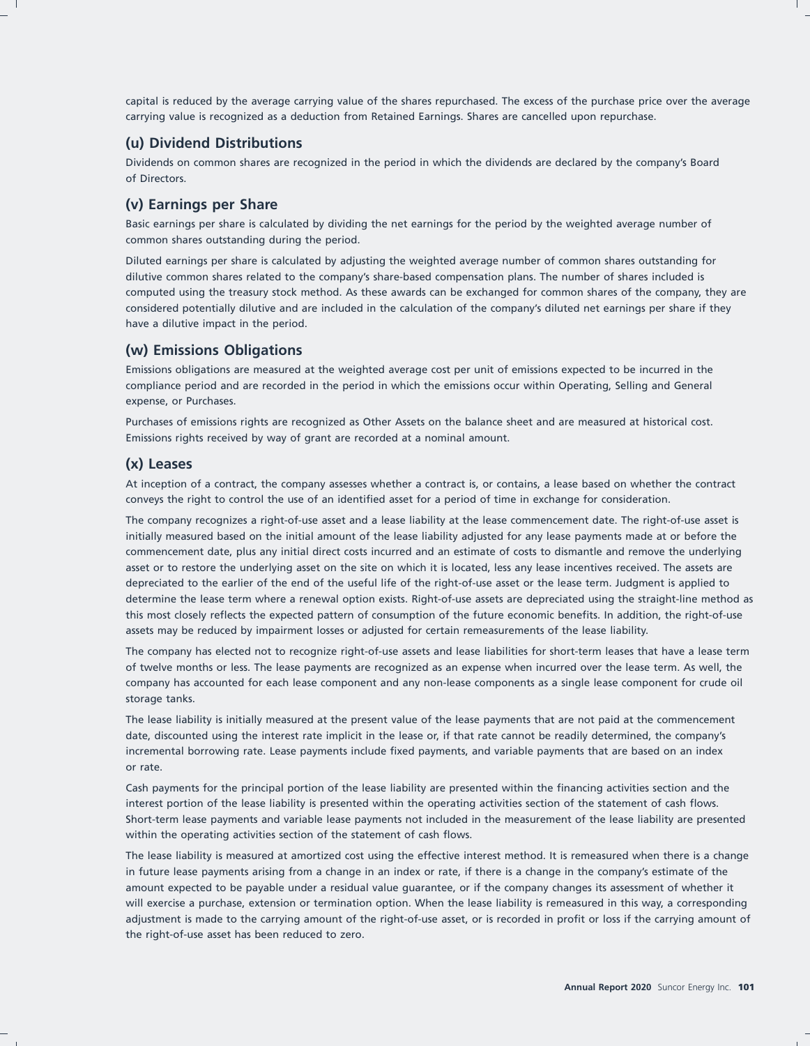capital is reduced by the average carrying value of the shares repurchased. The excess of the purchase price over the average carrying value is recognized as a deduction from Retained Earnings. Shares are cancelled upon repurchase.

### (u) Dividend Distributions

Dividends on common shares are recognized in the period in which the dividends are declared by the company's Board of Directors.

### (v) Earnings per Share

Basic earnings per share is calculated by dividing the net earnings for the period by the weighted average number of common shares outstanding during the period.

Diluted earnings per share is calculated by adjusting the weighted average number of common shares outstanding for dilutive common shares related to the company's share-based compensation plans. The number of shares included is computed using the treasury stock method. As these awards can be exchanged for common shares of the company, they are considered potentially dilutive and are included in the calculation of the company's diluted net earnings per share if they have a dilutive impact in the period.

### (w) Emissions Obligations

Emissions obligations are measured at the weighted average cost per unit of emissions expected to be incurred in the compliance period and are recorded in the period in which the emissions occur within Operating, Selling and General expense, or Purchases.

Purchases of emissions rights are recognized as Other Assets on the balance sheet and are measured at historical cost. Emissions rights received by way of grant are recorded at a nominal amount.

### (x) Leases

At inception of a contract, the company assesses whether a contract is, or contains, a lease based on whether the contract conveys the right to control the use of an identified asset for a period of time in exchange for consideration.

The company recognizes a right-of-use asset and a lease liability at the lease commencement date. The right-of-use asset is initially measured based on the initial amount of the lease liability adjusted for any lease payments made at or before the commencement date, plus any initial direct costs incurred and an estimate of costs to dismantle and remove the underlying asset or to restore the underlying asset on the site on which it is located, less any lease incentives received. The assets are depreciated to the earlier of the end of the useful life of the right-of-use asset or the lease term. Judgment is applied to determine the lease term where a renewal option exists. Right-of-use assets are depreciated using the straight-line method as this most closely reflects the expected pattern of consumption of the future economic benefits. In addition, the right-of-use assets may be reduced by impairment losses or adjusted for certain remeasurements of the lease liability.

The company has elected not to recognize right-of-use assets and lease liabilities for short-term leases that have a lease term of twelve months or less. The lease payments are recognized as an expense when incurred over the lease term. As well, the company has accounted for each lease component and any non-lease components as a single lease component for crude oil storage tanks.

The lease liability is initially measured at the present value of the lease payments that are not paid at the commencement date, discounted using the interest rate implicit in the lease or, if that rate cannot be readily determined, the company's incremental borrowing rate. Lease payments include fixed payments, and variable payments that are based on an index or rate.

Cash payments for the principal portion of the lease liability are presented within the financing activities section and the interest portion of the lease liability is presented within the operating activities section of the statement of cash flows. Short-term lease payments and variable lease payments not included in the measurement of the lease liability are presented within the operating activities section of the statement of cash flows.

The lease liability is measured at amortized cost using the effective interest method. It is remeasured when there is a change in future lease payments arising from a change in an index or rate, if there is a change in the company's estimate of the amount expected to be payable under a residual value guarantee, or if the company changes its assessment of whether it will exercise a purchase, extension or termination option. When the lease liability is remeasured in this way, a corresponding adjustment is made to the carrying amount of the right-of-use asset, or is recorded in profit or loss if the carrying amount of the right-of-use asset has been reduced to zero.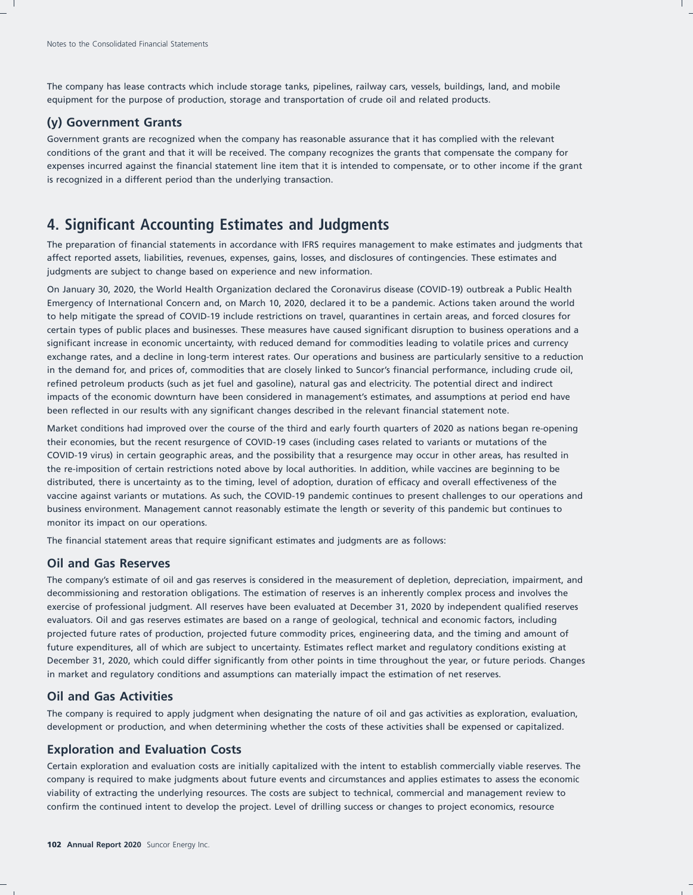The company has lease contracts which include storage tanks, pipelines, railway cars, vessels, buildings, land, and mobile equipment for the purpose of production, storage and transportation of crude oil and related products.

### (y) Government Grants

Government grants are recognized when the company has reasonable assurance that it has complied with the relevant conditions of the grant and that it will be received. The company recognizes the grants that compensate the company for expenses incurred against the financial statement line item that it is intended to compensate, or to other income if the grant is recognized in a different period than the underlying transaction.

## 4. Significant Accounting Estimates and Judgments

The preparation of financial statements in accordance with IFRS requires management to make estimates and judgments that affect reported assets, liabilities, revenues, expenses, gains, losses, and disclosures of contingencies. These estimates and judgments are subject to change based on experience and new information.

On January 30, 2020, the World Health Organization declared the Coronavirus disease (COVID-19) outbreak a Public Health Emergency of International Concern and, on March 10, 2020, declared it to be a pandemic. Actions taken around the world to help mitigate the spread of COVID-19 include restrictions on travel, quarantines in certain areas, and forced closures for certain types of public places and businesses. These measures have caused significant disruption to business operations and a significant increase in economic uncertainty, with reduced demand for commodities leading to volatile prices and currency exchange rates, and a decline in long-term interest rates. Our operations and business are particularly sensitive to a reduction in the demand for, and prices of, commodities that are closely linked to Suncor's financial performance, including crude oil, refined petroleum products (such as jet fuel and gasoline), natural gas and electricity. The potential direct and indirect impacts of the economic downturn have been considered in management's estimates, and assumptions at period end have been reflected in our results with any significant changes described in the relevant financial statement note.

Market conditions had improved over the course of the third and early fourth quarters of 2020 as nations began re-opening their economies, but the recent resurgence of COVID-19 cases (including cases related to variants or mutations of the COVID-19 virus) in certain geographic areas, and the possibility that a resurgence may occur in other areas, has resulted in the re-imposition of certain restrictions noted above by local authorities. In addition, while vaccines are beginning to be distributed, there is uncertainty as to the timing, level of adoption, duration of efficacy and overall effectiveness of the vaccine against variants or mutations. As such, the COVID-19 pandemic continues to present challenges to our operations and business environment. Management cannot reasonably estimate the length or severity of this pandemic but continues to monitor its impact on our operations.

The financial statement areas that require significant estimates and judgments are as follows:

### Oil and Gas Reserves

The company's estimate of oil and gas reserves is considered in the measurement of depletion, depreciation, impairment, and decommissioning and restoration obligations. The estimation of reserves is an inherently complex process and involves the exercise of professional judgment. All reserves have been evaluated at December 31, 2020 by independent qualified reserves evaluators. Oil and gas reserves estimates are based on a range of geological, technical and economic factors, including projected future rates of production, projected future commodity prices, engineering data, and the timing and amount of future expenditures, all of which are subject to uncertainty. Estimates reflect market and regulatory conditions existing at December 31, 2020, which could differ significantly from other points in time throughout the year, or future periods. Changes in market and regulatory conditions and assumptions can materially impact the estimation of net reserves.

### Oil and Gas Activities

The company is required to apply judgment when designating the nature of oil and gas activities as exploration, evaluation, development or production, and when determining whether the costs of these activities shall be expensed or capitalized.

### Exploration and Evaluation Costs

Certain exploration and evaluation costs are initially capitalized with the intent to establish commercially viable reserves. The company is required to make judgments about future events and circumstances and applies estimates to assess the economic viability of extracting the underlying resources. The costs are subject to technical, commercial and management review to confirm the continued intent to develop the project. Level of drilling success or changes to project economics, resource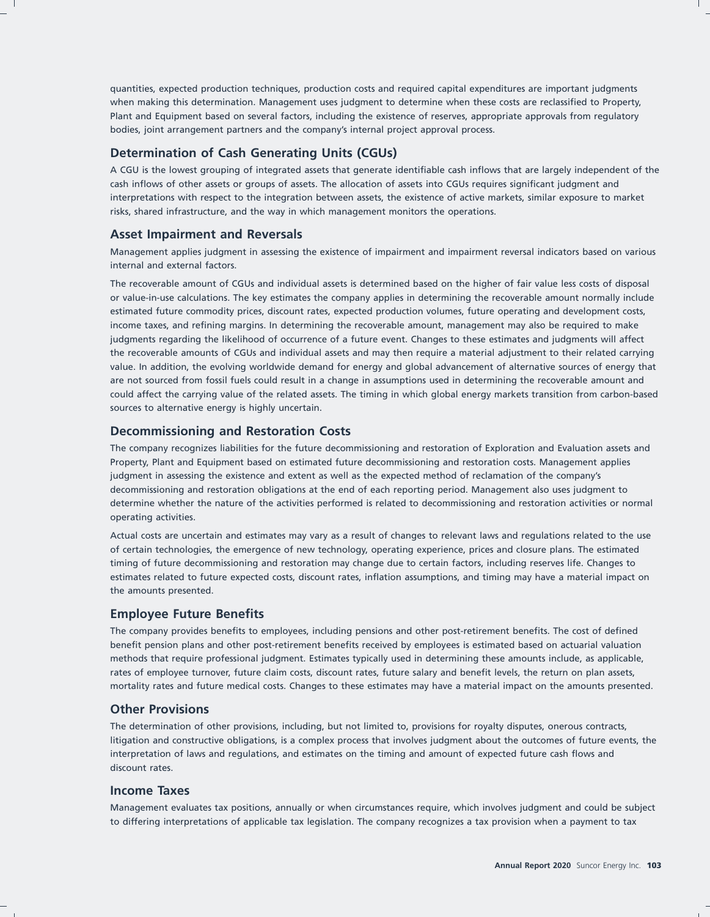quantities, expected production techniques, production costs and required capital expenditures are important judgments when making this determination. Management uses judgment to determine when these costs are reclassified to Property, Plant and Equipment based on several factors, including the existence of reserves, appropriate approvals from regulatory bodies, joint arrangement partners and the company's internal project approval process.

## Determination of Cash Generating Units (CGUs)

A CGU is the lowest grouping of integrated assets that generate identifiable cash inflows that are largely independent of the cash inflows of other assets or groups of assets. The allocation of assets into CGUs requires significant judgment and interpretations with respect to the integration between assets, the existence of active markets, similar exposure to market risks, shared infrastructure, and the way in which management monitors the operations.

## Asset Impairment and Reversals

Management applies judgment in assessing the existence of impairment and impairment reversal indicators based on various internal and external factors.

The recoverable amount of CGUs and individual assets is determined based on the higher of fair value less costs of disposal or value-in-use calculations. The key estimates the company applies in determining the recoverable amount normally include estimated future commodity prices, discount rates, expected production volumes, future operating and development costs, income taxes, and refining margins. In determining the recoverable amount, management may also be required to make judgments regarding the likelihood of occurrence of a future event. Changes to these estimates and judgments will affect the recoverable amounts of CGUs and individual assets and may then require a material adjustment to their related carrying value. In addition, the evolving worldwide demand for energy and global advancement of alternative sources of energy that are not sourced from fossil fuels could result in a change in assumptions used in determining the recoverable amount and could affect the carrying value of the related assets. The timing in which global energy markets transition from carbon-based sources to alternative energy is highly uncertain.

## Decommissioning and Restoration Costs

The company recognizes liabilities for the future decommissioning and restoration of Exploration and Evaluation assets and Property, Plant and Equipment based on estimated future decommissioning and restoration costs. Management applies judgment in assessing the existence and extent as well as the expected method of reclamation of the company's decommissioning and restoration obligations at the end of each reporting period. Management also uses judgment to determine whether the nature of the activities performed is related to decommissioning and restoration activities or normal operating activities.

Actual costs are uncertain and estimates may vary as a result of changes to relevant laws and regulations related to the use of certain technologies, the emergence of new technology, operating experience, prices and closure plans. The estimated timing of future decommissioning and restoration may change due to certain factors, including reserves life. Changes to estimates related to future expected costs, discount rates, inflation assumptions, and timing may have a material impact on the amounts presented.

## Employee Future Benefits

The company provides benefits to employees, including pensions and other post-retirement benefits. The cost of defined benefit pension plans and other post-retirement benefits received by employees is estimated based on actuarial valuation methods that require professional judgment. Estimates typically used in determining these amounts include, as applicable, rates of employee turnover, future claim costs, discount rates, future salary and benefit levels, the return on plan assets, mortality rates and future medical costs. Changes to these estimates may have a material impact on the amounts presented.

## Other Provisions

The determination of other provisions, including, but not limited to, provisions for royalty disputes, onerous contracts, litigation and constructive obligations, is a complex process that involves judgment about the outcomes of future events, the interpretation of laws and regulations, and estimates on the timing and amount of expected future cash flows and discount rates.

## Income Taxes

Management evaluates tax positions, annually or when circumstances require, which involves judgment and could be subject to differing interpretations of applicable tax legislation. The company recognizes a tax provision when a payment to tax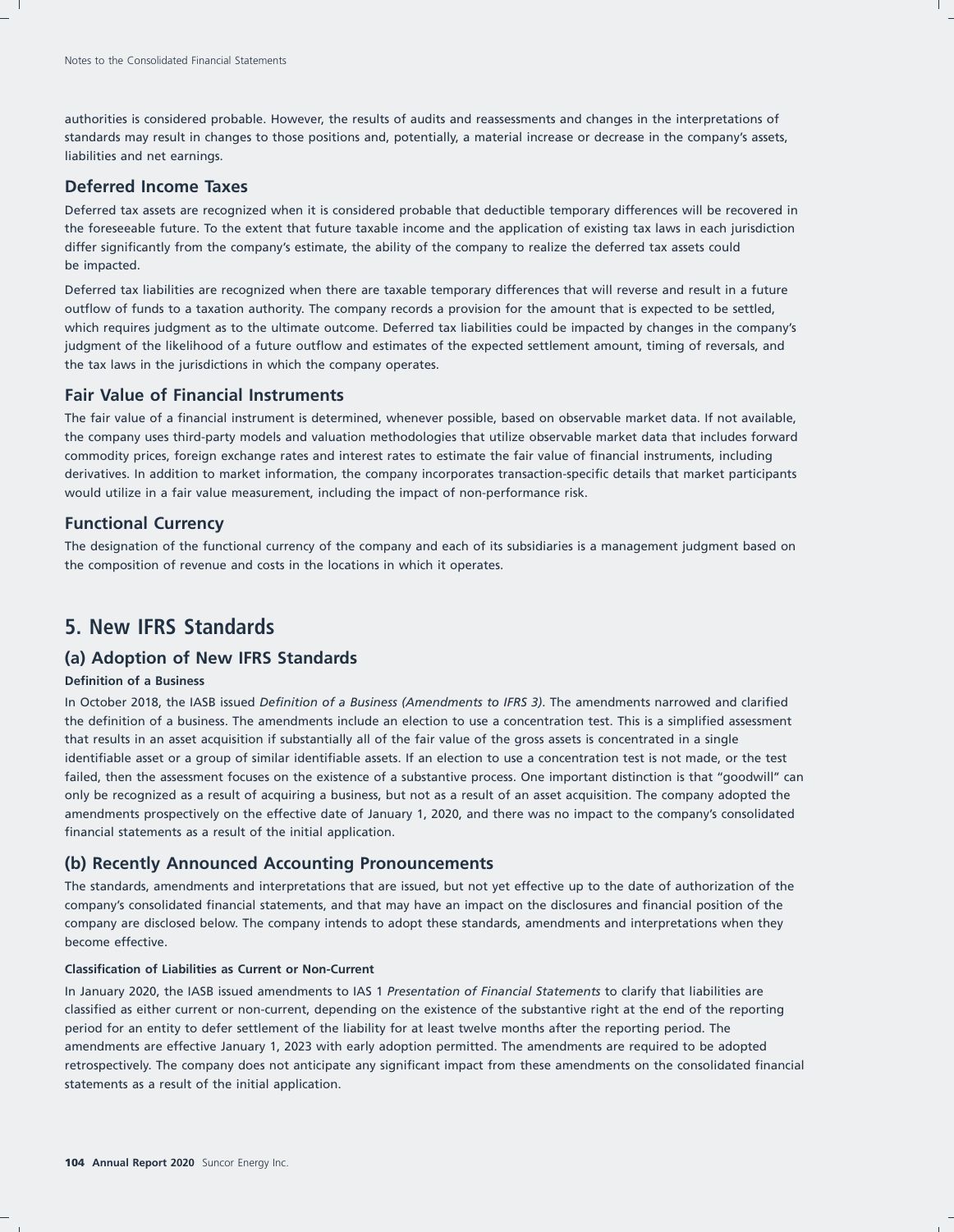authorities is considered probable. However, the results of audits and reassessments and changes in the interpretations of standards may result in changes to those positions and, potentially, a material increase or decrease in the company's assets, liabilities and net earnings.

### Deferred Income Taxes

Deferred tax assets are recognized when it is considered probable that deductible temporary differences will be recovered in the foreseeable future. To the extent that future taxable income and the application of existing tax laws in each jurisdiction differ significantly from the company's estimate, the ability of the company to realize the deferred tax assets could be impacted.

Deferred tax liabilities are recognized when there are taxable temporary differences that will reverse and result in a future outflow of funds to a taxation authority. The company records a provision for the amount that is expected to be settled, which requires judgment as to the ultimate outcome. Deferred tax liabilities could be impacted by changes in the company's judgment of the likelihood of a future outflow and estimates of the expected settlement amount, timing of reversals, and the tax laws in the jurisdictions in which the company operates.

### Fair Value of Financial Instruments

The fair value of a financial instrument is determined, whenever possible, based on observable market data. If not available, the company uses third-party models and valuation methodologies that utilize observable market data that includes forward commodity prices, foreign exchange rates and interest rates to estimate the fair value of financial instruments, including derivatives. In addition to market information, the company incorporates transaction-specific details that market participants would utilize in a fair value measurement, including the impact of non-performance risk.

### Functional Currency

The designation of the functional currency of the company and each of its subsidiaries is a management judgment based on the composition of revenue and costs in the locations in which it operates.

## 5. New IFRS Standards

### (a) Adoption of New IFRS Standards

**Definition of a Business**

In October 2018, the IASB issued *Definition of a Business (Amendments to IFRS 3)*. The amendments narrowed and clarified the definition of a business. The amendments include an election to use a concentration test. This is a simplified assessment that results in an asset acquisition if substantially all of the fair value of the gross assets is concentrated in a single identifiable asset or a group of similar identifiable assets. If an election to use a concentration test is not made, or the test failed, then the assessment focuses on the existence of a substantive process. One important distinction is that "goodwill" can only be recognized as a result of acquiring a business, but not as a result of an asset acquisition. The company adopted the amendments prospectively on the effective date of January 1, 2020, and there was no impact to the company's consolidated financial statements as a result of the initial application.

### (b) Recently Announced Accounting Pronouncements

The standards, amendments and interpretations that are issued, but not yet effective up to the date of authorization of the company's consolidated financial statements, and that may have an impact on the disclosures and financial position of the company are disclosed below. The company intends to adopt these standards, amendments and interpretations when they become effective.

**Classification of Liabilities as Current or Non-Current**

In January 2020, the IASB issued amendments to IAS 1 *Presentation of Financial Statements* to clarify that liabilities are classified as either current or non-current, depending on the existence of the substantive right at the end of the reporting period for an entity to defer settlement of the liability for at least twelve months after the reporting period. The amendments are effective January 1, 2023 with early adoption permitted. The amendments are required to be adopted retrospectively. The company does not anticipate any significant impact from these amendments on the consolidated financial statements as a result of the initial application.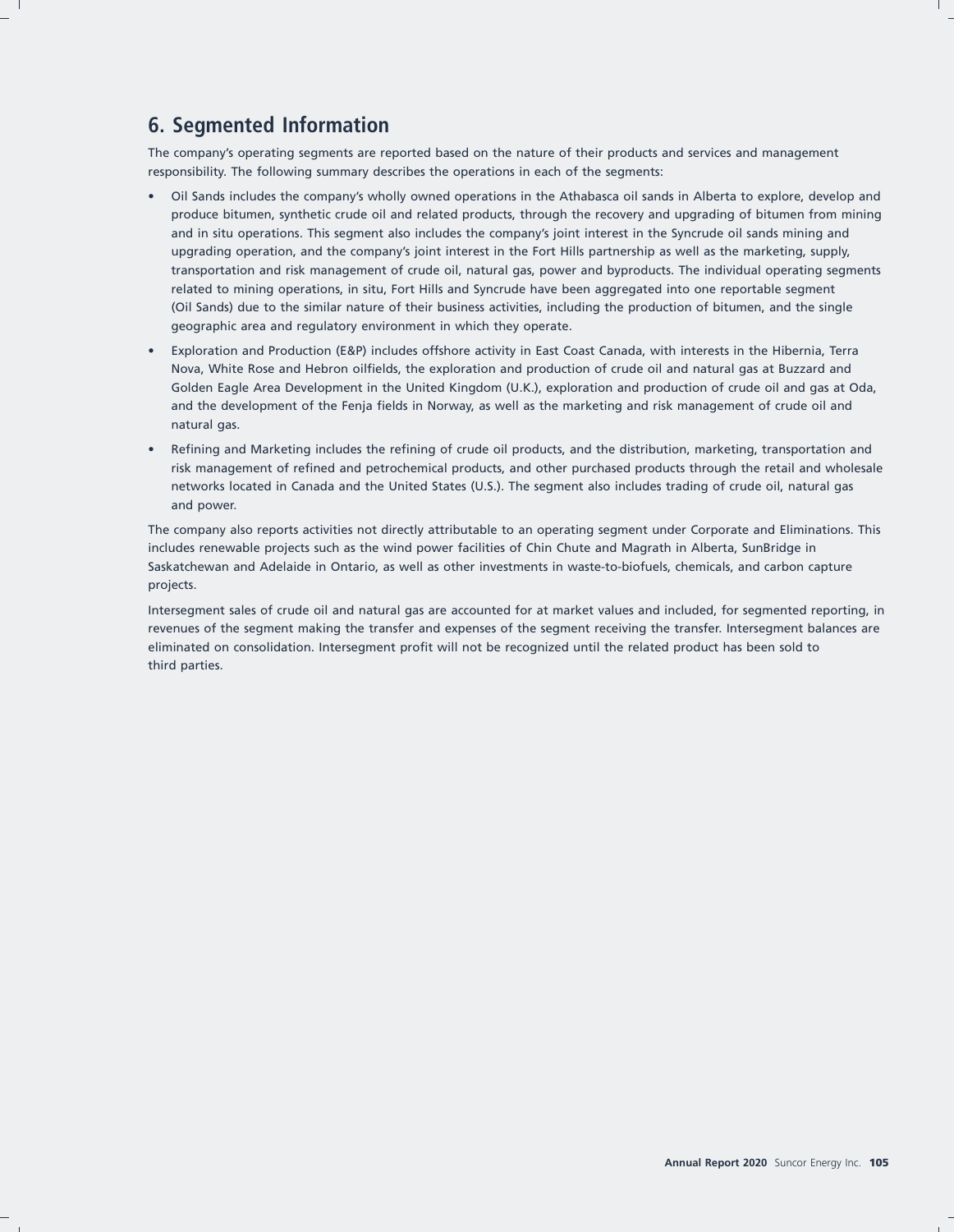## 6. Segmented Information

The company's operating segments are reported based on the nature of their products and services and management responsibility. The following summary describes the operations in each of the segments:

- Oil Sands includes the company's wholly owned operations in the Athabasca oil sands in Alberta to explore, develop and produce bitumen, synthetic crude oil and related products, through the recovery and upgrading of bitumen from mining and in situ operations. This segment also includes the company's joint interest in the Syncrude oil sands mining and upgrading operation, and the company's joint interest in the Fort Hills partnership as well as the marketing, supply, transportation and risk management of crude oil, natural gas, power and byproducts. The individual operating segments related to mining operations, in situ, Fort Hills and Syncrude have been aggregated into one reportable segment (Oil Sands) due to the similar nature of their business activities, including the production of bitumen, and the single geographic area and regulatory environment in which they operate.
- Exploration and Production (E&P) includes offshore activity in East Coast Canada, with interests in the Hibernia, Terra Nova, White Rose and Hebron oilfields, the exploration and production of crude oil and natural gas at Buzzard and Golden Eagle Area Development in the United Kingdom (U.K.), exploration and production of crude oil and gas at Oda, and the development of the Fenja fields in Norway, as well as the marketing and risk management of crude oil and natural gas.
- Refining and Marketing includes the refining of crude oil products, and the distribution, marketing, transportation and risk management of refined and petrochemical products, and other purchased products through the retail and wholesale networks located in Canada and the United States (U.S.). The segment also includes trading of crude oil, natural gas and power.

The company also reports activities not directly attributable to an operating segment under Corporate and Eliminations. This includes renewable projects such as the wind power facilities of Chin Chute and Magrath in Alberta, SunBridge in Saskatchewan and Adelaide in Ontario, as well as other investments in waste-to-biofuels, chemicals, and carbon capture projects.

Intersegment sales of crude oil and natural gas are accounted for at market values and included, for segmented reporting, in revenues of the segment making the transfer and expenses of the segment receiving the transfer. Intersegment balances are eliminated on consolidation. Intersegment profit will not be recognized until the related product has been sold to third parties.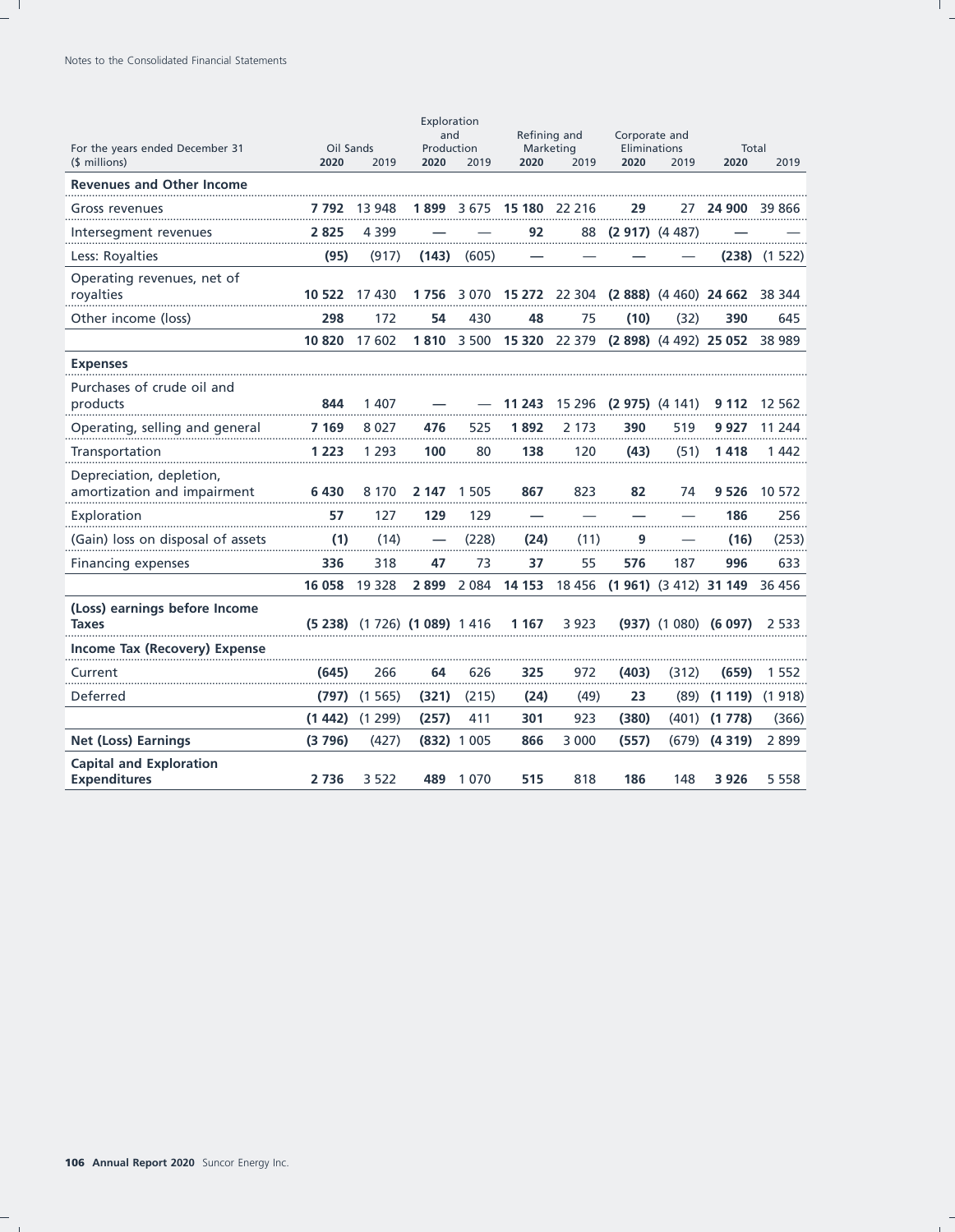| For the years ended December 31 ($ millions) | Oil Sands | | Exploration and Production | | Refining and Marketing | | Corporate and Eliminations | | Total | |
|---|---|---|---|---|---|---|---|---|---|---|
| | **2020** | 2019 | **2020** | 2019 | **2020** | 2019 | **2020** | 2019 | **2020** | 2019 |
| **Revenues and Other Income** | | | | | | | | | | |
| Gross revenues | **7 792** | 13 948 | **1 899** | 3 675 | **15 180** | 22 216 | **29** | 27 | **24 900** | 39 866 |
| Intersegment revenues | **2 825** | 4 399 | **—** | — | **92** | 88 | **(2 917)** | (4 487) | **—** | — |
| Less: Royalties | **(95)** | (917) | **(143)** | (605) | **—** | — | **—** | — | **(238)** | (1 522) |
| Operating revenues, net of royalties | **10 522** | 17 430 | **1 756** | 3 070 | **15 272** | 22 304 | **(2 888)** | (4 460) | **24 662** | 38 344 |
| Other income (loss) | **298** | 172 | **54** | 430 | **48** | 75 | **(10)** | (32) | **390** | 645 |
| | **10 820** | 17 602 | **1 810** | 3 500 | **15 320** | 22 379 | **(2 898)** | (4 492) | **25 052** | 38 989 |
| **Expenses** | | | | | | | | | | |
| Purchases of crude oil and products | **844** | 1 407 | **—** | — | **11 243** | 15 296 | **(2 975)** | (4 141) | **9 112** | 12 562 |
| Operating, selling and general | **7 169** | 8 027 | **476** | 525 | **1 892** | 2 173 | **390** | 519 | **9 927** | 11 244 |
| Transportation | **1 223** | 1 293 | **100** | 80 | **138** | 120 | **(43)** | (51) | **1 418** | 1 442 |
| Depreciation, depletion, amortization and impairment | **6 430** | 8 170 | **2 147** | 1 505 | **867** | 823 | **82** | 74 | **9 526** | 10 572 |
| Exploration | **57** | 127 | **129** | 129 | **—** | — | **—** | — | **186** | 256 |
| (Gain) loss on disposal of assets | **(1)** | (14) | **—** | (228) | **(24)** | (11) | **9** | — | **(16)** | (253) |
| Financing expenses | **336** | 318 | **47** | 73 | **37** | 55 | **576** | 187 | **996** | 633 |
| | **16 058** | 19 328 | **2 899** | 2 084 | **14 153** | 18 456 | **(1 961)** | (3 412) | **31 149** | 36 456 |
| **(Loss) earnings before Income Taxes** | **(5 238)** | (1 726) | **(1 089)** | 1 416 | **1 167** | 3 923 | **(937)** | (1 080) | **(6 097)** | 2 533 |
| **Income Tax (Recovery) Expense** | | | | | | | | | | |
| Current | **(645)** | 266 | **64** | 626 | **325** | 972 | **(403)** | (312) | **(659)** | 1 552 |
| Deferred | **(797)** | (1 565) | **(321)** | (215) | **(24)** | (49) | **23** | (89) | **(1 119)** | (1 918) |
| | **(1 442)** | (1 299) | **(257)** | 411 | **301** | 923 | **(380)** | (401) | **(1 778)** | (366) |
| **Net (Loss) Earnings** | **(3 796)** | (427) | **(832)** | 1 005 | **866** | 3 000 | **(557)** | (679) | **(4 319)** | 2 899 |
| **Capital and Exploration Expenditures** | **2 736** | 3 522 | **489** | 1 070 | **515** | 818 | **186** | 148 | **3 926** | 5 558 |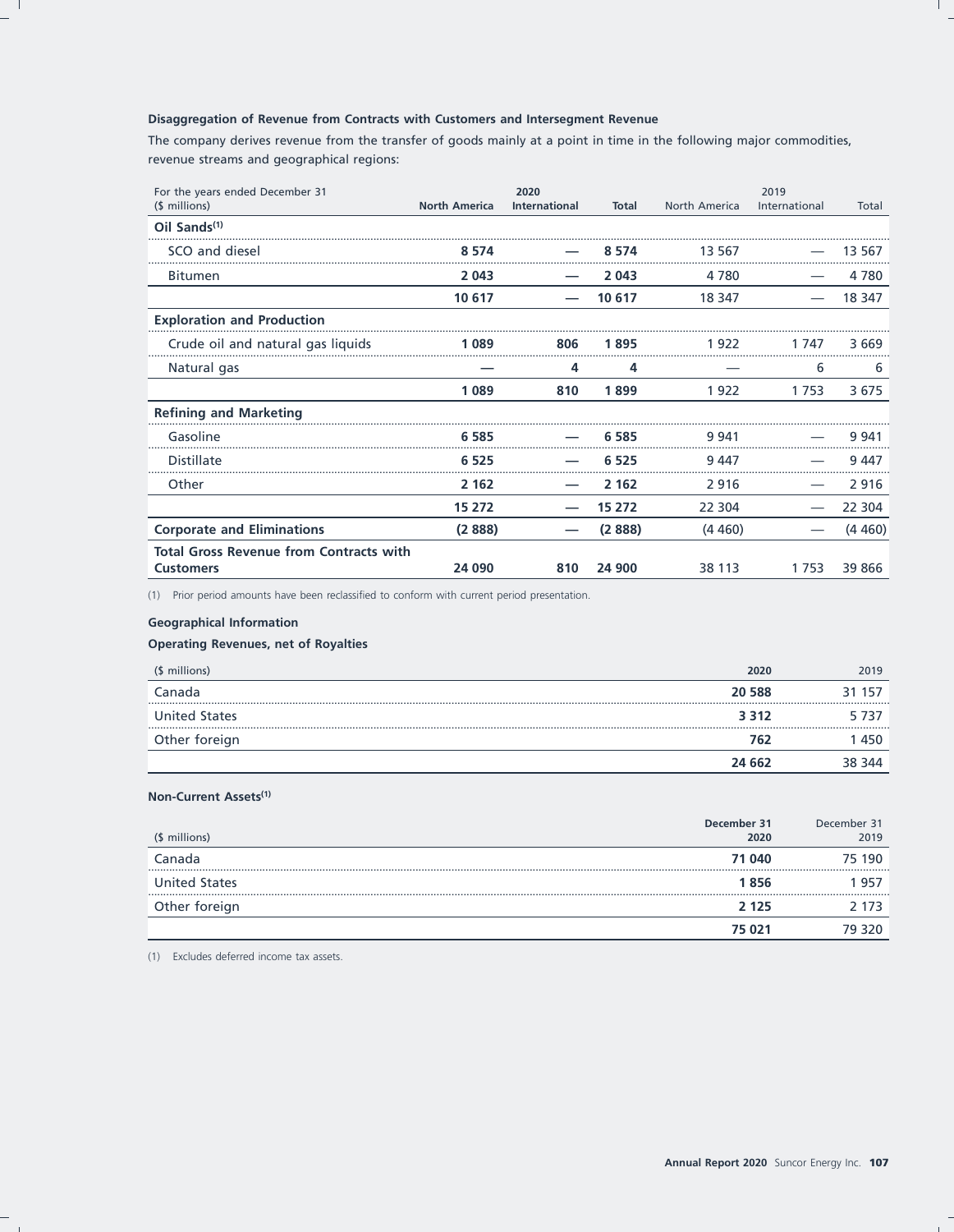**Disaggregation of Revenue from Contracts with Customers and Intersegment Revenue**

The company derives revenue from the transfer of goods mainly at a point in time in the following major commodities, revenue streams and geographical regions:

| For the years ended December 31 ($ millions) | 2020 North America | 2020 International | 2020 Total | 2019 North America | 2019 International | 2019 Total |
|---|---|---|---|---|---|---|
| **Oil Sands[1]** | | | | | | |
| SCO and diesel | **8 574** | **—** | **8 574** | 13 567 | — | 13 567 |
| Bitumen | **2 043** | **—** | **2 043** | 4 780 | — | 4 780 |
| | **10 617** | **—** | **10 617** | 18 347 | — | 18 347 |
| **Exploration and Production** | | | | | | |
| Crude oil and natural gas liquids | **1 089** | **806** | **1 895** | 1 922 | 1 747 | 3 669 |
| Natural gas | **—** | **4** | **4** | — | 6 | 6 |
| | **1 089** | **810** | **1 899** | 1 922 | 1 753 | 3 675 |
| **Refining and Marketing** | | | | | | |
| Gasoline | **6 585** | **—** | **6 585** | 9 941 | — | 9 941 |
| Distillate | **6 525** | **—** | **6 525** | 9 447 | — | 9 447 |
| Other | **2 162** | **—** | **2 162** | 2 916 | — | 2 916 |
| | **15 272** | **—** | **15 272** | 22 304 | — | 22 304 |
| **Corporate and Eliminations** | **(2 888)** | **—** | **(2 888)** | (4 460) | — | (4 460) |
| **Total Gross Revenue from Contracts with Customers** | **24 090** | **810** | **24 900** | 38 113 | 1 753 | 39 866 |

(1) Prior period amounts have been reclassified to conform with current period presentation.

**Geographical Information**

**Operating Revenues, net of Royalties**

| ($ millions) | 2020 | 2019 |
|---|---|---|
| Canada | **20 588** | 31 157 |
| United States | **3 312** | 5 737 |
| Other foreign | **762** | 1 450 |
| | **24 662** | 38 344 |

**Non-Current Assets[1]**

| ($ millions) | December 31 2020 | December 31 2019 |
|---|---|---|
| Canada | **71 040** | 75 190 |
| United States | **1 856** | 1 957 |
| Other foreign | **2 125** | 2 173 |
| | **75 021** | 79 320 |

(1) Excludes deferred income tax assets.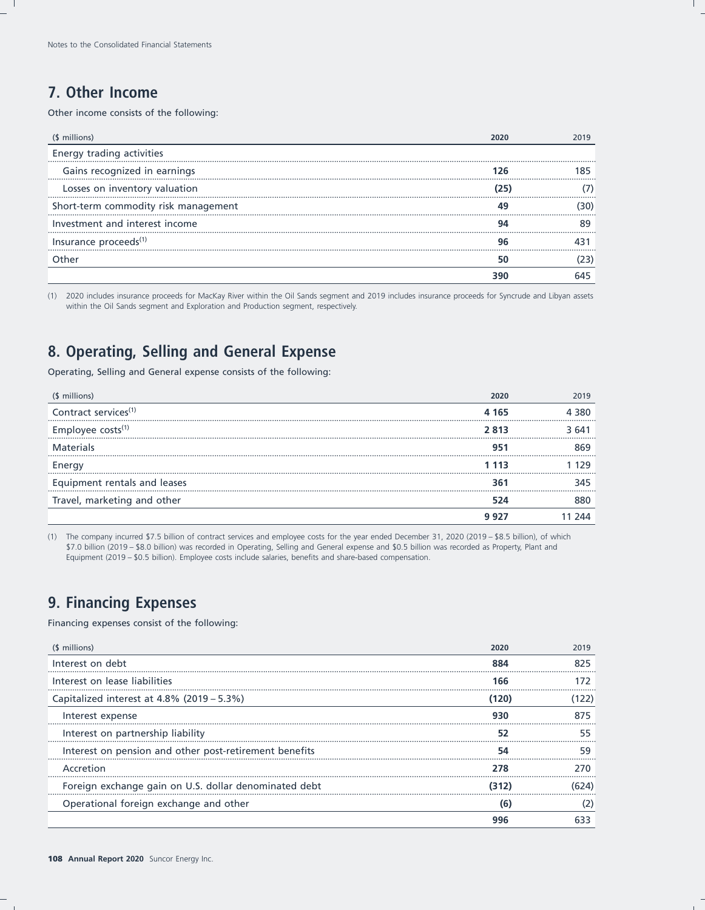## 7. Other Income

Other income consists of the following:

| ($ millions) | 2020 | 2019 |
|---|---|---|
| Energy trading activities | | |
| Gains recognized in earnings | **126** | 185 |
| Losses on inventory valuation | **(25)** | (7) |
| Short-term commodity risk management | **49** | (30) |
| Investment and interest income | **94** | 89 |
| Insurance proceeds[(1)] | **96** | 431 |
| Other | **50** | (23) |
| | **390** | 645 |

(1) 2020 includes insurance proceeds for MacKay River within the Oil Sands segment and 2019 includes insurance proceeds for Syncrude and Libyan assets within the Oil Sands segment and Exploration and Production segment, respectively.

## 8. Operating, Selling and General Expense

Operating, Selling and General expense consists of the following:

| ($ millions) | 2020 | 2019 |
|---|---|---|
| Contract services[(1)] | **4 165** | 4 380 |
| Employee costs[(1)] | **2 813** | 3 641 |
| Materials | **951** | 869 |
| Energy | **1 113** | 1 129 |
| Equipment rentals and leases | **361** | 345 |
| Travel, marketing and other | **524** | 880 |
| | **9 927** | 11 244 |

(1) The company incurred $7.5 billion of contract services and employee costs for the year ended December 31, 2020 (2019 – $8.5 billion), of which $7.0 billion (2019 – $8.0 billion) was recorded in Operating, Selling and General expense and $0.5 billion was recorded as Property, Plant and Equipment (2019 – $0.5 billion). Employee costs include salaries, benefits and share-based compensation.

## 9. Financing Expenses

Financing expenses consist of the following:

| ($ millions) | 2020 | 2019 |
|---|---|---|
| Interest on debt | **884** | 825 |
| Interest on lease liabilities | **166** | 172 |
| Capitalized interest at 4.8% (2019 – 5.3%) | **(120)** | (122) |
| Interest expense | **930** | 875 |
| Interest on partnership liability | **52** | 55 |
| Interest on pension and other post-retirement benefits | **54** | 59 |
| Accretion | **278** | 270 |
| Foreign exchange gain on U.S. dollar denominated debt | **(312)** | (624) |
| Operational foreign exchange and other | **(6)** | (2) |
| | **996** | 633 |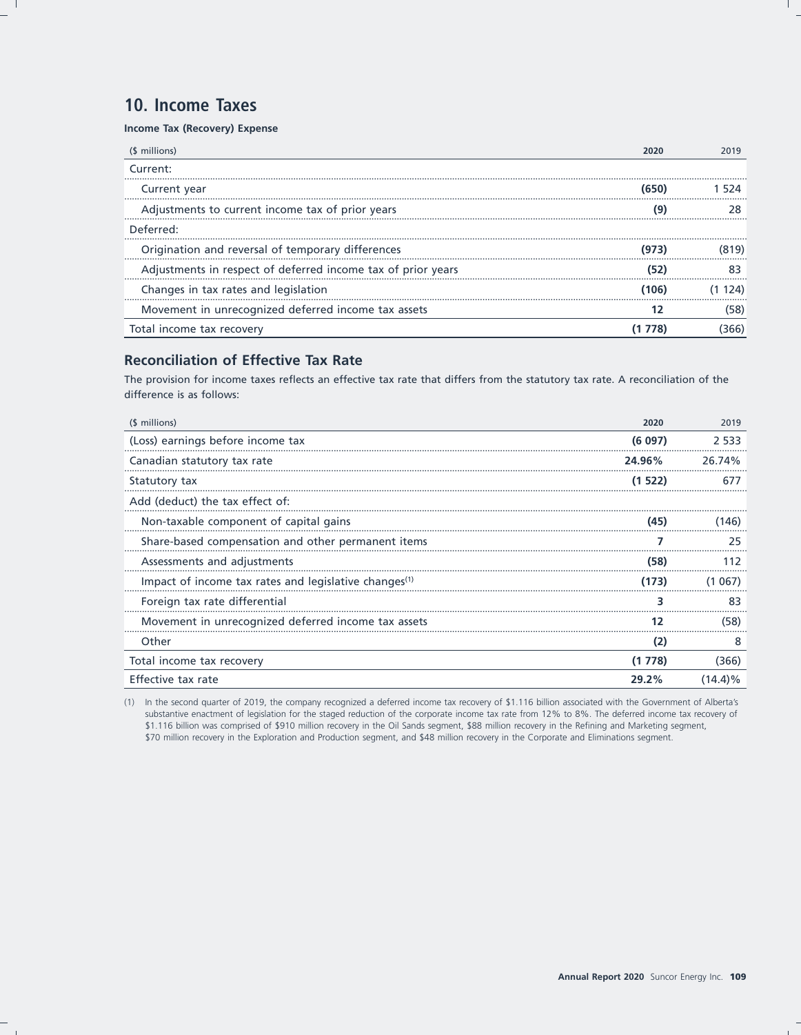## 10. Income Taxes

**Income Tax (Recovery) Expense**

| ($ millions) | 2020 | 2019 |
|---|---|---|
| Current: | | |
| Current year | **(650)** | 1 524 |
| Adjustments to current income tax of prior years | **(9)** | 28 |
| Deferred: | | |
| Origination and reversal of temporary differences | **(973)** | (819) |
| Adjustments in respect of deferred income tax of prior years | **(52)** | 83 |
| Changes in tax rates and legislation | **(106)** | (1 124) |
| Movement in unrecognized deferred income tax assets | **12** | (58) |
| Total income tax recovery | **(1 778)** | (366) |

### Reconciliation of Effective Tax Rate

The provision for income taxes reflects an effective tax rate that differs from the statutory tax rate. A reconciliation of the difference is as follows:

| ($ millions) | 2020 | 2019 |
|---|---|---|
| (Loss) earnings before income tax | **(6 097)** | 2 533 |
| Canadian statutory tax rate | **24.96%** | 26.74% |
| Statutory tax | **(1 522)** | 677 |
| Add (deduct) the tax effect of: | | |
| Non-taxable component of capital gains | **(45)** | (146) |
| Share-based compensation and other permanent items | **7** | 25 |
| Assessments and adjustments | **(58)** | 112 |
| Impact of income tax rates and legislative changes[1] | **(173)** | (1 067) |
| Foreign tax rate differential | **3** | 83 |
| Movement in unrecognized deferred income tax assets | **12** | (58) |
| Other | **(2)** | 8 |
| Total income tax recovery | **(1 778)** | (366) |
| Effective tax rate | **29.2%** | (14.4)% |

(1) In the second quarter of 2019, the company recognized a deferred income tax recovery of $1.116 billion associated with the Government of Alberta's substantive enactment of legislation for the staged reduction of the corporate income tax rate from 12% to 8%. The deferred income tax recovery of $1.116 billion was comprised of $910 million recovery in the Oil Sands segment, $88 million recovery in the Refining and Marketing segment, $70 million recovery in the Exploration and Production segment, and $48 million recovery in the Corporate and Eliminations segment.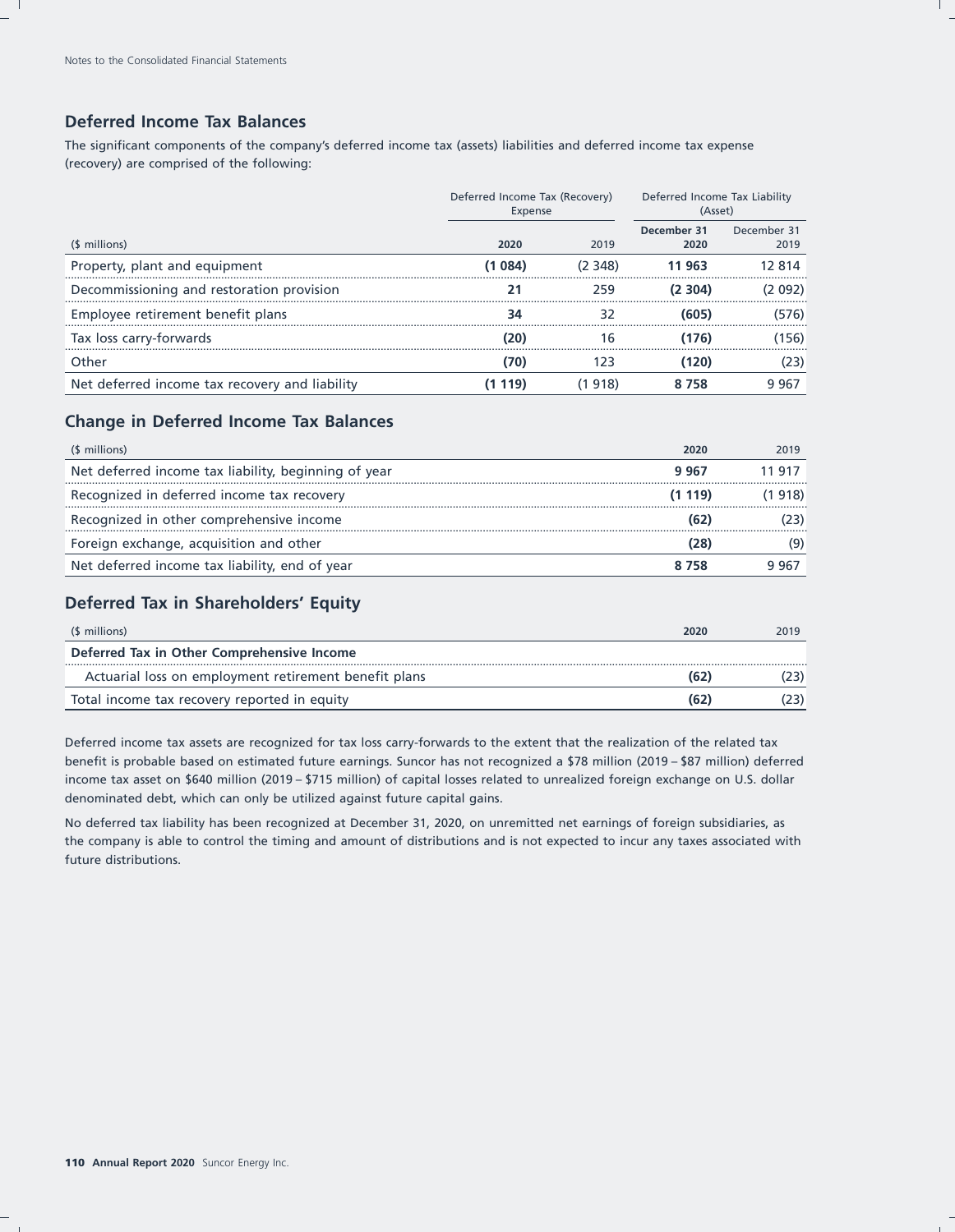## Deferred Income Tax Balances

The significant components of the company's deferred income tax (assets) liabilities and deferred income tax expense (recovery) are comprised of the following:

| | Deferred Income Tax (Recovery) Expense | | Deferred Income Tax Liability (Asset) | |
|---|---|---|---|---|
| ($ millions) | **2020** | 2019 | **December 31 2020** | December 31 2019 |
| Property, plant and equipment | **(1 084)** | (2 348) | **11 963** | 12 814 |
| Decommissioning and restoration provision | **21** | 259 | **(2 304)** | (2 092) |
| Employee retirement benefit plans | **34** | 32 | **(605)** | (576) |
| Tax loss carry-forwards | **(20)** | 16 | **(176)** | (156) |
| Other | **(70)** | 123 | **(120)** | (23) |
| Net deferred income tax recovery and liability | **(1 119)** | (1 918) | **8 758** | 9 967 |

## Change in Deferred Income Tax Balances

| ($ millions) | **2020** | 2019 |
|---|---|---|
| Net deferred income tax liability, beginning of year | **9 967** | 11 917 |
| Recognized in deferred income tax recovery | **(1 119)** | (1 918) |
| Recognized in other comprehensive income | **(62)** | (23) |
| Foreign exchange, acquisition and other | **(28)** | (9) |
| Net deferred income tax liability, end of year | **8 758** | 9 967 |

## Deferred Tax in Shareholders' Equity

| ($ millions) | **2020** | 2019 |
|---|---|---|
| **Deferred Tax in Other Comprehensive Income** | | |
| Actuarial loss on employment retirement benefit plans | **(62)** | (23) |
| Total income tax recovery reported in equity | **(62)** | (23) |

Deferred income tax assets are recognized for tax loss carry-forwards to the extent that the realization of the related tax benefit is probable based on estimated future earnings. Suncor has not recognized a $78 million (2019 – $87 million) deferred income tax asset on $640 million (2019 – $715 million) of capital losses related to unrealized foreign exchange on U.S. dollar denominated debt, which can only be utilized against future capital gains.

No deferred tax liability has been recognized at December 31, 2020, on unremitted net earnings of foreign subsidiaries, as the company is able to control the timing and amount of distributions and is not expected to incur any taxes associated with future distributions.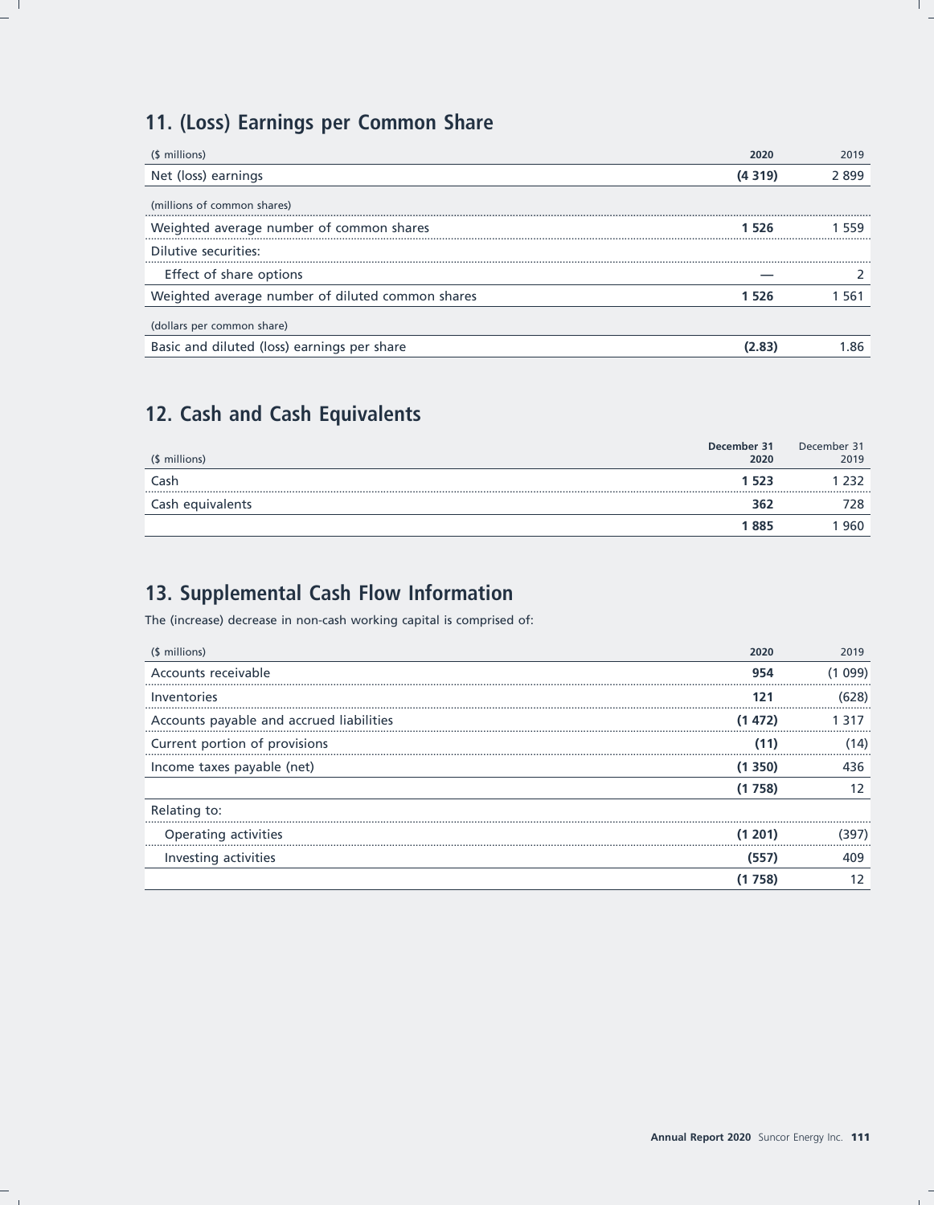## 11. (Loss) Earnings per Common Share

| ($ millions) | 2020 | 2019 |
|---|---|---|
| Net (loss) earnings | **(4 319)** | 2 899 |
| (millions of common shares) | | |
| Weighted average number of common shares | **1 526** | 1 559 |
| Dilutive securities: | | |
| Effect of share options | **—** | 2 |
| Weighted average number of diluted common shares | **1 526** | 1 561 |
| (dollars per common share) | | |
| Basic and diluted (loss) earnings per share | **(2.83)** | 1.86 |

## 12. Cash and Cash Equivalents

| ($ millions) | December 31 2020 | December 31 2019 |
|---|---|---|
| Cash | **1 523** | 1 232 |
| Cash equivalents | **362** | 728 |
| | **1 885** | 1 960 |

## 13. Supplemental Cash Flow Information

The (increase) decrease in non-cash working capital is comprised of:

| ($ millions) | 2020 | 2019 |
|---|---|---|
| Accounts receivable | **954** | (1 099) |
| Inventories | **121** | (628) |
| Accounts payable and accrued liabilities | **(1 472)** | 1 317 |
| Current portion of provisions | **(11)** | (14) |
| Income taxes payable (net) | **(1 350)** | 436 |
| | **(1 758)** | 12 |
| Relating to: | | |
| Operating activities | **(1 201)** | (397) |
| Investing activities | **(557)** | 409 |
| | **(1 758)** | 12 |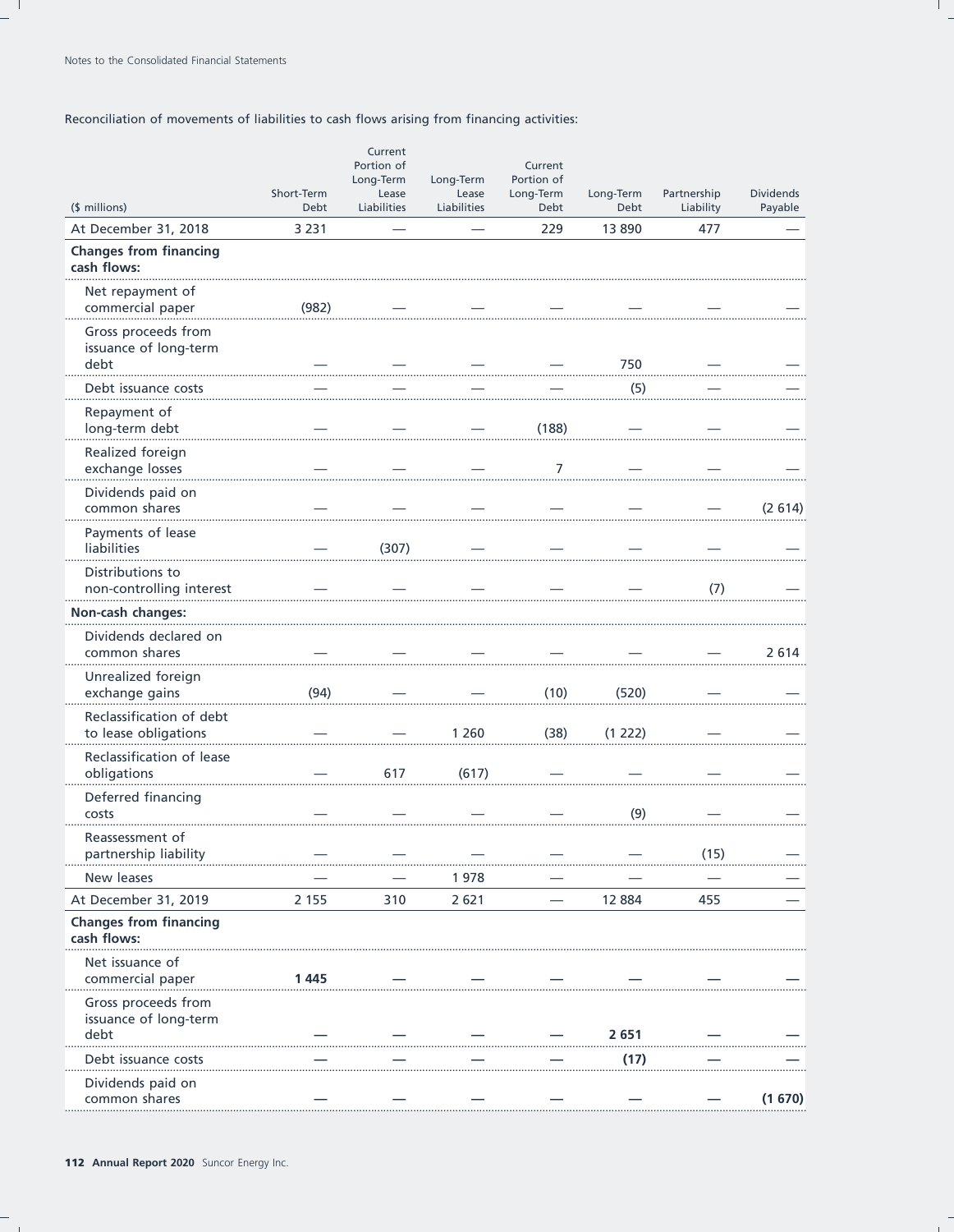Reconciliation of movements of liabilities to cash flows arising from financing activities:

| ($ millions) | Short-Term Debt | Current Portion of Long-Term Lease Liabilities | Long-Term Lease Liabilities | Current Portion of Long-Term Debt | Long-Term Debt | Partnership Liability | Dividends Payable |
|---|---|---|---|---|---|---|---|
| At December 31, 2018 | 3 231 | — | — | 229 | 13 890 | 477 | — |
| **Changes from financing cash flows:** | | | | | | | |
| Net repayment of commercial paper | (982) | — | — | — | — | — | — |
| Gross proceeds from issuance of long-term debt | — | — | — | — | 750 | — | — |
| Debt issuance costs | — | — | — | — | (5) | — | — |
| Repayment of long-term debt | — | — | — | (188) | — | — | — |
| Realized foreign exchange losses | — | — | — | 7 | — | — | — |
| Dividends paid on common shares | — | — | — | — | — | — | (2 614) |
| Payments of lease liabilities | — | (307) | — | — | — | — | — |
| Distributions to non-controlling interest | — | — | — | — | — | (7) | — |
| **Non-cash changes:** | | | | | | | |
| Dividends declared on common shares | — | — | — | — | — | — | 2 614 |
| Unrealized foreign exchange gains | (94) | — | — | (10) | (520) | — | — |
| Reclassification of debt to lease obligations | — | — | 1 260 | (38) | (1 222) | — | — |
| Reclassification of lease obligations | — | 617 | (617) | — | — | — | — |
| Deferred financing costs | — | — | — | — | (9) | — | — |
| Reassessment of partnership liability | — | — | — | — | — | (15) | — |
| New leases | — | — | 1 978 | — | — | — | — |
| At December 31, 2019 | 2 155 | 310 | 2 621 | — | 12 884 | 455 | — |
| **Changes from financing cash flows:** | | | | | | | |
| Net issuance of commercial paper | **1 445** | **—** | **—** | **—** | **—** | **—** | **—** |
| Gross proceeds from issuance of long-term debt | **—** | **—** | **—** | **—** | **2 651** | **—** | **—** |
| Debt issuance costs | **—** | **—** | **—** | **—** | **(17)** | **—** | **—** |
| Dividends paid on common shares | **—** | **—** | **—** | **—** | **—** | **—** | **(1 670)** |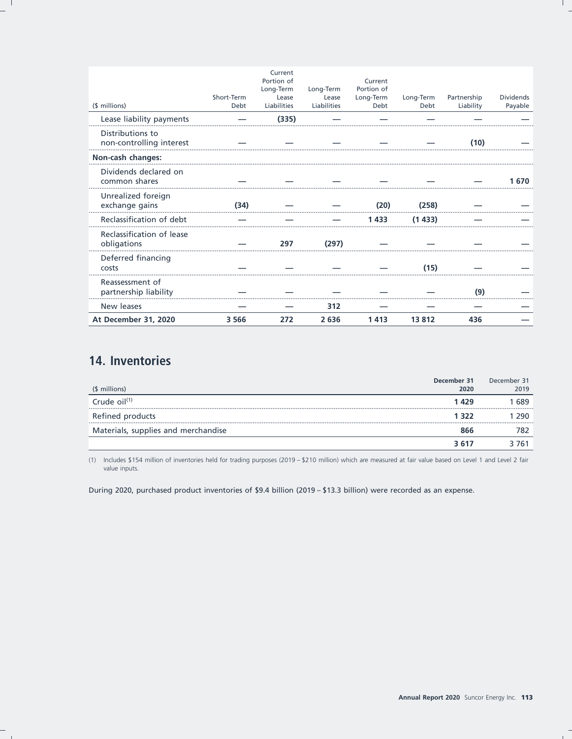| ($ millions) | Short-Term Debt | Current Portion of Long-Term Lease Liabilities | Long-Term Lease Liabilities | Current Portion of Long-Term Debt | Long-Term Debt | Partnership Liability | Dividends Payable |
|---|---|---|---|---|---|---|---|
| Lease liability payments | — | (335) | — | — | — | — | — |
| Distributions to non-controlling interest | — | — | — | — | — | (10) | — |
| **Non-cash changes:** | | | | | | | |
| Dividends declared on common shares | — | — | — | — | — | — | 1 670 |
| Unrealized foreign exchange gains | (34) | — | — | (20) | (258) | — | — |
| Reclassification of debt | — | — | — | 1 433 | (1 433) | — | — |
| Reclassification of lease obligations | — | 297 | (297) | — | — | — | — |
| Deferred financing costs | — | — | — | — | (15) | — | — |
| Reassessment of partnership liability | — | — | — | — | — | (9) | — |
| New leases | — | — | 312 | — | — | — | — |
| **At December 31, 2020** | **3 566** | **272** | **2 636** | **1 413** | **13 812** | **436** | **—** |

## 14. Inventories

| ($ millions) | December 31 2020 | December 31 2019 |
|---|---|---|
| Crude oil(1) | **1 429** | 1 689 |
| Refined products | **1 322** | 1 290 |
| Materials, supplies and merchandise | **866** | 782 |
| | **3 617** | 3 761 |

(1) Includes $154 million of inventories held for trading purposes (2019 – $210 million) which are measured at fair value based on Level 1 and Level 2 fair value inputs.

During 2020, purchased product inventories of $9.4 billion (2019 – $13.3 billion) were recorded as an expense.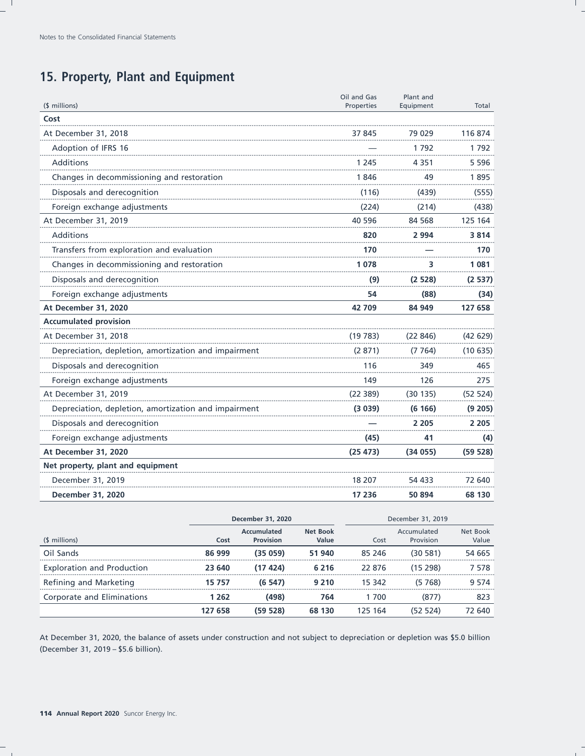## 15. Property, Plant and Equipment

| ($ millions) | Oil and Gas Properties | Plant and Equipment | Total |
|---|---|---|---|
| **Cost** | | | |
| At December 31, 2018 | 37 845 | 79 029 | 116 874 |
| Adoption of IFRS 16 | — | 1 792 | 1 792 |
| Additions | 1 245 | 4 351 | 5 596 |
| Changes in decommissioning and restoration | 1 846 | 49 | 1 895 |
| Disposals and derecognition | (116) | (439) | (555) |
| Foreign exchange adjustments | (224) | (214) | (438) |
| At December 31, 2019 | 40 596 | 84 568 | 125 164 |
| Additions | **820** | **2 994** | **3 814** |
| Transfers from exploration and evaluation | **170** | **—** | **170** |
| Changes in decommissioning and restoration | **1 078** | **3** | **1 081** |
| Disposals and derecognition | **(9)** | **(2 528)** | **(2 537)** |
| Foreign exchange adjustments | **54** | **(88)** | **(34)** |
| **At December 31, 2020** | **42 709** | **84 949** | **127 658** |
| **Accumulated provision** | | | |
| At December 31, 2018 | (19 783) | (22 846) | (42 629) |
| Depreciation, depletion, amortization and impairment | (2 871) | (7 764) | (10 635) |
| Disposals and derecognition | 116 | 349 | 465 |
| Foreign exchange adjustments | 149 | 126 | 275 |
| At December 31, 2019 | (22 389) | (30 135) | (52 524) |
| Depreciation, depletion, amortization and impairment | **(3 039)** | **(6 166)** | **(9 205)** |
| Disposals and derecognition | **—** | **2 205** | **2 205** |
| Foreign exchange adjustments | **(45)** | **41** | **(4)** |
| **At December 31, 2020** | **(25 473)** | **(34 055)** | **(59 528)** |
| **Net property, plant and equipment** | | | |
| December 31, 2019 | 18 207 | 54 433 | 72 640 |
| **December 31, 2020** | **17 236** | **50 894** | **68 130** |

| | **December 31, 2020** | | | December 31, 2019 | | |
|---|---|---|---|---|---|---|
| ($ millions) | **Cost** | **Accumulated Provision** | **Net Book Value** | Cost | Accumulated Provision | Net Book Value |
| Oil Sands | **86 999** | **(35 059)** | **51 940** | 85 246 | (30 581) | 54 665 |
| Exploration and Production | **23 640** | **(17 424)** | **6 216** | 22 876 | (15 298) | 7 578 |
| Refining and Marketing | **15 757** | **(6 547)** | **9 210** | 15 342 | (5 768) | 9 574 |
| Corporate and Eliminations | **1 262** | **(498)** | **764** | 1 700 | (877) | 823 |
| | **127 658** | **(59 528)** | **68 130** | 125 164 | (52 524) | 72 640 |

At December 31, 2020, the balance of assets under construction and not subject to depreciation or depletion was $5.0 billion (December 31, 2019 – $5.6 billion).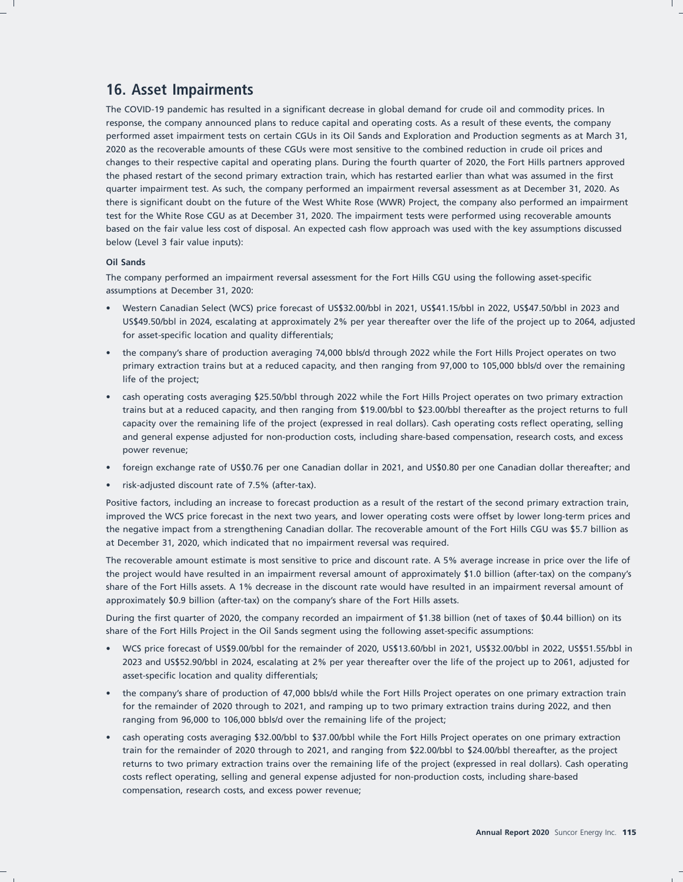## 16. Asset Impairments

The COVID-19 pandemic has resulted in a significant decrease in global demand for crude oil and commodity prices. In response, the company announced plans to reduce capital and operating costs. As a result of these events, the company performed asset impairment tests on certain CGUs in its Oil Sands and Exploration and Production segments as at March 31, 2020 as the recoverable amounts of these CGUs were most sensitive to the combined reduction in crude oil prices and changes to their respective capital and operating plans. During the fourth quarter of 2020, the Fort Hills partners approved the phased restart of the second primary extraction train, which has restarted earlier than what was assumed in the first quarter impairment test. As such, the company performed an impairment reversal assessment as at December 31, 2020. As there is significant doubt on the future of the West White Rose (WWR) Project, the company also performed an impairment test for the White Rose CGU as at December 31, 2020. The impairment tests were performed using recoverable amounts based on the fair value less cost of disposal. An expected cash flow approach was used with the key assumptions discussed below (Level 3 fair value inputs):

**Oil Sands**

The company performed an impairment reversal assessment for the Fort Hills CGU using the following asset-specific assumptions at December 31, 2020:

- Western Canadian Select (WCS) price forecast of US$32.00/bbl in 2021, US$41.15/bbl in 2022, US$47.50/bbl in 2023 and US$49.50/bbl in 2024, escalating at approximately 2% per year thereafter over the life of the project up to 2064, adjusted for asset-specific location and quality differentials;
- the company's share of production averaging 74,000 bbls/d through 2022 while the Fort Hills Project operates on two primary extraction trains but at a reduced capacity, and then ranging from 97,000 to 105,000 bbls/d over the remaining life of the project;
- cash operating costs averaging $25.50/bbl through 2022 while the Fort Hills Project operates on two primary extraction trains but at a reduced capacity, and then ranging from $19.00/bbl to $23.00/bbl thereafter as the project returns to full capacity over the remaining life of the project (expressed in real dollars). Cash operating costs reflect operating, selling and general expense adjusted for non-production costs, including share-based compensation, research costs, and excess power revenue;
- foreign exchange rate of US$0.76 per one Canadian dollar in 2021, and US$0.80 per one Canadian dollar thereafter; and
- risk-adjusted discount rate of 7.5% (after-tax).

Positive factors, including an increase to forecast production as a result of the restart of the second primary extraction train, improved the WCS price forecast in the next two years, and lower operating costs were offset by lower long-term prices and the negative impact from a strengthening Canadian dollar. The recoverable amount of the Fort Hills CGU was $5.7 billion as at December 31, 2020, which indicated that no impairment reversal was required.

The recoverable amount estimate is most sensitive to price and discount rate. A 5% average increase in price over the life of the project would have resulted in an impairment reversal amount of approximately $1.0 billion (after-tax) on the company's share of the Fort Hills assets. A 1% decrease in the discount rate would have resulted in an impairment reversal amount of approximately $0.9 billion (after-tax) on the company's share of the Fort Hills assets.

During the first quarter of 2020, the company recorded an impairment of $1.38 billion (net of taxes of $0.44 billion) on its share of the Fort Hills Project in the Oil Sands segment using the following asset-specific assumptions:

- WCS price forecast of US$9.00/bbl for the remainder of 2020, US$13.60/bbl in 2021, US$32.00/bbl in 2022, US$51.55/bbl in 2023 and US$52.90/bbl in 2024, escalating at 2% per year thereafter over the life of the project up to 2061, adjusted for asset-specific location and quality differentials;
- the company's share of production of 47,000 bbls/d while the Fort Hills Project operates on one primary extraction train for the remainder of 2020 through to 2021, and ramping up to two primary extraction trains during 2022, and then ranging from 96,000 to 106,000 bbls/d over the remaining life of the project;
- cash operating costs averaging $32.00/bbl to $37.00/bbl while the Fort Hills Project operates on one primary extraction train for the remainder of 2020 through to 2021, and ranging from $22.00/bbl to $24.00/bbl thereafter, as the project returns to two primary extraction trains over the remaining life of the project (expressed in real dollars). Cash operating costs reflect operating, selling and general expense adjusted for non-production costs, including share-based compensation, research costs, and excess power revenue;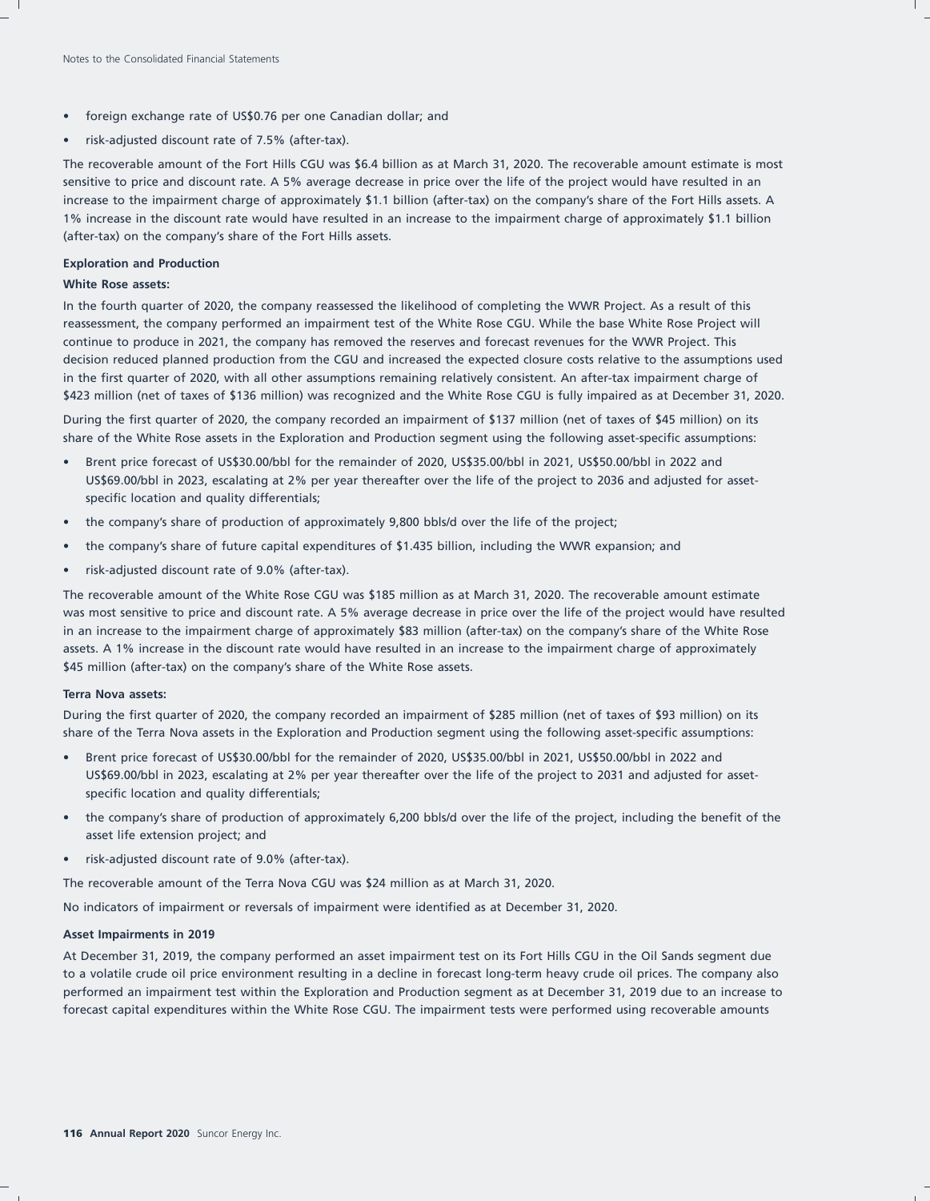- foreign exchange rate of US$0.76 per one Canadian dollar; and
- risk-adjusted discount rate of 7.5% (after-tax).

The recoverable amount of the Fort Hills CGU was $6.4 billion as at March 31, 2020. The recoverable amount estimate is most sensitive to price and discount rate. A 5% average decrease in price over the life of the project would have resulted in an increase to the impairment charge of approximately $1.1 billion (after-tax) on the company's share of the Fort Hills assets. A 1% increase in the discount rate would have resulted in an increase to the impairment charge of approximately $1.1 billion (after-tax) on the company's share of the Fort Hills assets.

**Exploration and Production**

**White Rose assets:**

In the fourth quarter of 2020, the company reassessed the likelihood of completing the WWR Project. As a result of this reassessment, the company performed an impairment test of the White Rose CGU. While the base White Rose Project will continue to produce in 2021, the company has removed the reserves and forecast revenues for the WWR Project. This decision reduced planned production from the CGU and increased the expected closure costs relative to the assumptions used in the first quarter of 2020, with all other assumptions remaining relatively consistent. An after-tax impairment charge of $423 million (net of taxes of $136 million) was recognized and the White Rose CGU is fully impaired as at December 31, 2020.

During the first quarter of 2020, the company recorded an impairment of $137 million (net of taxes of $45 million) on its share of the White Rose assets in the Exploration and Production segment using the following asset-specific assumptions:

- Brent price forecast of US$30.00/bbl for the remainder of 2020, US$35.00/bbl in 2021, US$50.00/bbl in 2022 and US$69.00/bbl in 2023, escalating at 2% per year thereafter over the life of the project to 2036 and adjusted for asset-specific location and quality differentials;
- the company's share of production of approximately 9,800 bbls/d over the life of the project;
- the company's share of future capital expenditures of $1.435 billion, including the WWR expansion; and
- risk-adjusted discount rate of 9.0% (after-tax).

The recoverable amount of the White Rose CGU was $185 million as at March 31, 2020. The recoverable amount estimate was most sensitive to price and discount rate. A 5% average decrease in price over the life of the project would have resulted in an increase to the impairment charge of approximately $83 million (after-tax) on the company's share of the White Rose assets. A 1% increase in the discount rate would have resulted in an increase to the impairment charge of approximately $45 million (after-tax) on the company's share of the White Rose assets.

**Terra Nova assets:**

During the first quarter of 2020, the company recorded an impairment of $285 million (net of taxes of $93 million) on its share of the Terra Nova assets in the Exploration and Production segment using the following asset-specific assumptions:

- Brent price forecast of US$30.00/bbl for the remainder of 2020, US$35.00/bbl in 2021, US$50.00/bbl in 2022 and US$69.00/bbl in 2023, escalating at 2% per year thereafter over the life of the project to 2031 and adjusted for asset-specific location and quality differentials;
- the company's share of production of approximately 6,200 bbls/d over the life of the project, including the benefit of the asset life extension project; and
- risk-adjusted discount rate of 9.0% (after-tax).

The recoverable amount of the Terra Nova CGU was $24 million as at March 31, 2020.

No indicators of impairment or reversals of impairment were identified as at December 31, 2020.

**Asset Impairments in 2019**

At December 31, 2019, the company performed an asset impairment test on its Fort Hills CGU in the Oil Sands segment due to a volatile crude oil price environment resulting in a decline in forecast long-term heavy crude oil prices. The company also performed an impairment test within the Exploration and Production segment as at December 31, 2019 due to an increase to forecast capital expenditures within the White Rose CGU. The impairment tests were performed using recoverable amounts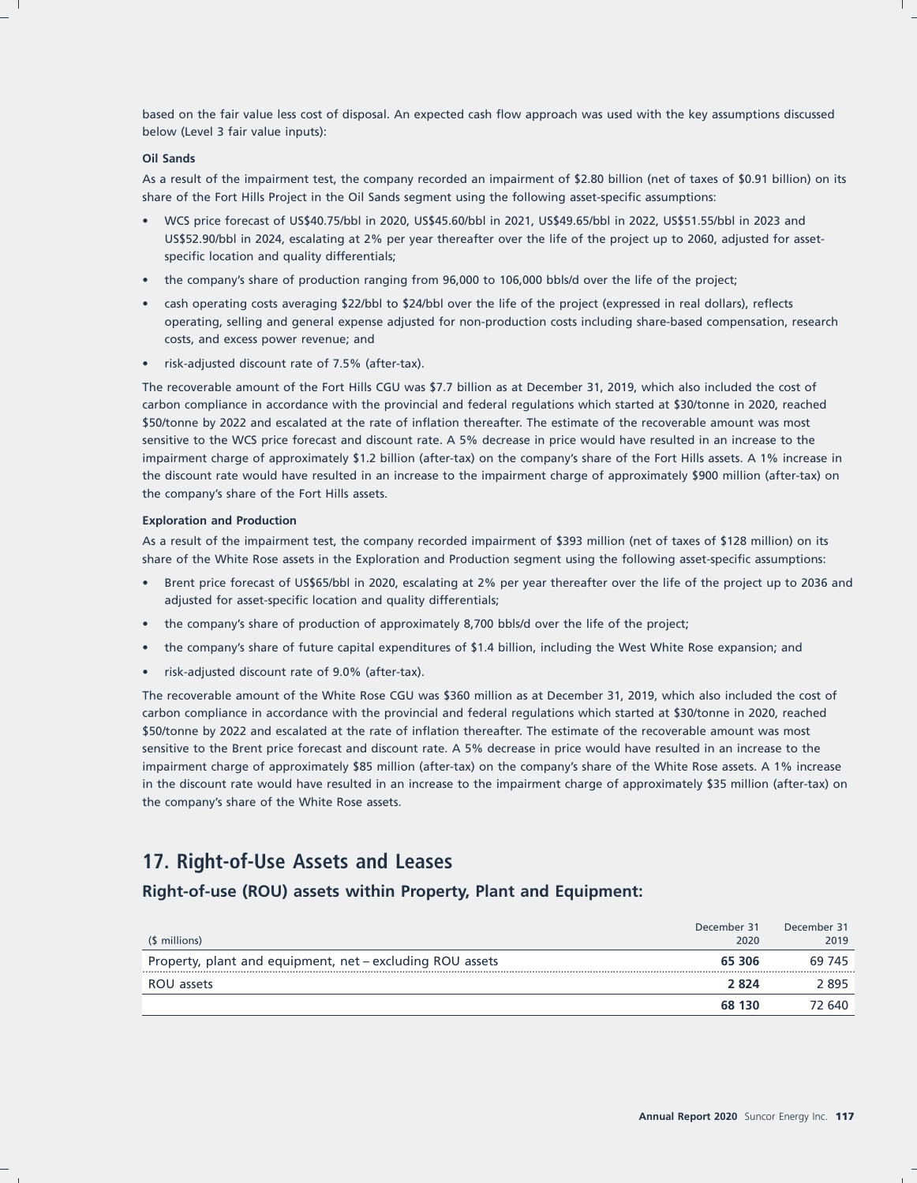based on the fair value less cost of disposal. An expected cash flow approach was used with the key assumptions discussed below (Level 3 fair value inputs):

**Oil Sands**

As a result of the impairment test, the company recorded an impairment of $2.80 billion (net of taxes of $0.91 billion) on its share of the Fort Hills Project in the Oil Sands segment using the following asset-specific assumptions:

- WCS price forecast of US$40.75/bbl in 2020, US$45.60/bbl in 2021, US$49.65/bbl in 2022, US$51.55/bbl in 2023 and US$52.90/bbl in 2024, escalating at 2% per year thereafter over the life of the project up to 2060, adjusted for asset-specific location and quality differentials;
- the company's share of production ranging from 96,000 to 106,000 bbls/d over the life of the project;
- cash operating costs averaging $22/bbl to $24/bbl over the life of the project (expressed in real dollars), reflects operating, selling and general expense adjusted for non-production costs including share-based compensation, research costs, and excess power revenue; and
- risk-adjusted discount rate of 7.5% (after-tax).

The recoverable amount of the Fort Hills CGU was $7.7 billion as at December 31, 2019, which also included the cost of carbon compliance in accordance with the provincial and federal regulations which started at $30/tonne in 2020, reached $50/tonne by 2022 and escalated at the rate of inflation thereafter. The estimate of the recoverable amount was most sensitive to the WCS price forecast and discount rate. A 5% decrease in price would have resulted in an increase to the impairment charge of approximately $1.2 billion (after-tax) on the company's share of the Fort Hills assets. A 1% increase in the discount rate would have resulted in an increase to the impairment charge of approximately $900 million (after-tax) on the company's share of the Fort Hills assets.

**Exploration and Production**

As a result of the impairment test, the company recorded impairment of $393 million (net of taxes of $128 million) on its share of the White Rose assets in the Exploration and Production segment using the following asset-specific assumptions:

- Brent price forecast of US$65/bbl in 2020, escalating at 2% per year thereafter over the life of the project up to 2036 and adjusted for asset-specific location and quality differentials;
- the company's share of production of approximately 8,700 bbls/d over the life of the project;
- the company's share of future capital expenditures of $1.4 billion, including the West White Rose expansion; and
- risk-adjusted discount rate of 9.0% (after-tax).

The recoverable amount of the White Rose CGU was $360 million as at December 31, 2019, which also included the cost of carbon compliance in accordance with the provincial and federal regulations which started at $30/tonne in 2020, reached $50/tonne by 2022 and escalated at the rate of inflation thereafter. The estimate of the recoverable amount was most sensitive to the Brent price forecast and discount rate. A 5% decrease in price would have resulted in an increase to the impairment charge of approximately $85 million (after-tax) on the company's share of the White Rose assets. A 1% increase in the discount rate would have resulted in an increase to the impairment charge of approximately $35 million (after-tax) on the company's share of the White Rose assets.

## 17. Right-of-Use Assets and Leases

### Right-of-use (ROU) assets within Property, Plant and Equipment:

| ($ millions) | December 31 2020 | December 31 2019 |
|---|---|---|
| Property, plant and equipment, net – excluding ROU assets | **65 306** | 69 745 |
| ROU assets | **2 824** | 2 895 |
| | **68 130** | 72 640 |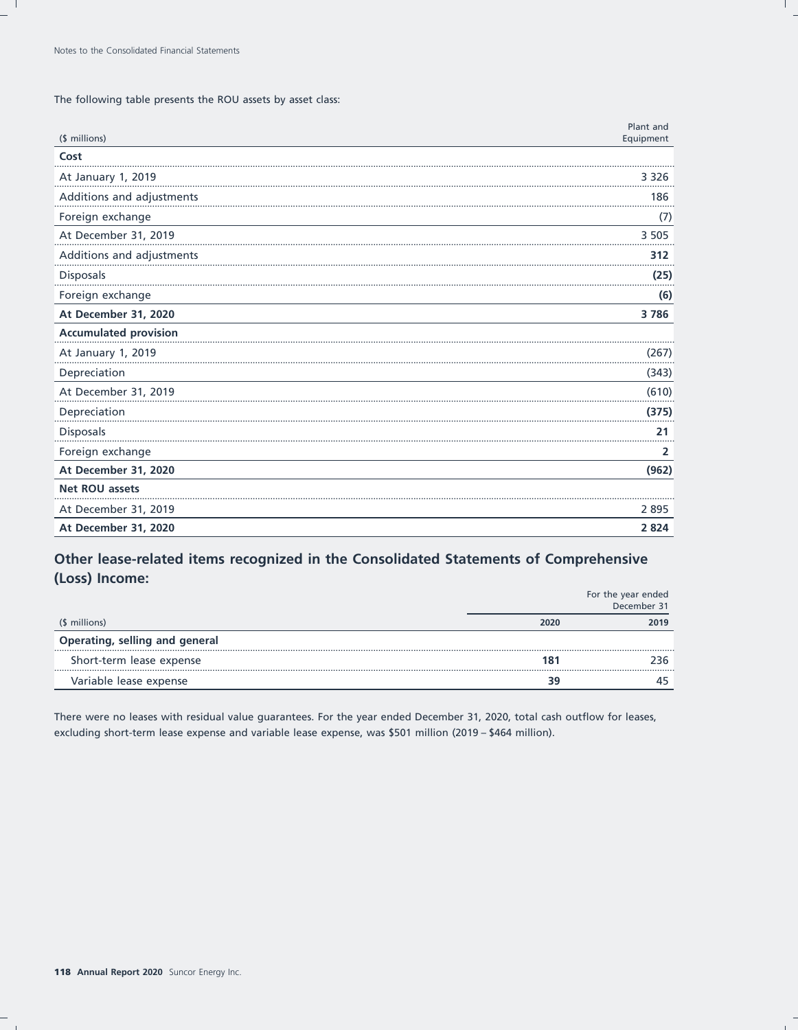The following table presents the ROU assets by asset class:

| ($ millions) | Plant and Equipment |
| --- | --- |
| **Cost** | |
| At January 1, 2019 | 3 326 |
| Additions and adjustments | 186 |
| Foreign exchange | (7) |
| At December 31, 2019 | 3 505 |
| Additions and adjustments | **312** |
| Disposals | **(25)** |
| Foreign exchange | **(6)** |
| **At December 31, 2020** | **3 786** |
| **Accumulated provision** | |
| At January 1, 2019 | (267) |
| Depreciation | (343) |
| At December 31, 2019 | (610) |
| Depreciation | **(375)** |
| Disposals | **21** |
| Foreign exchange | **2** |
| **At December 31, 2020** | **(962)** |
| **Net ROU assets** | |
| At December 31, 2019 | 2 895 |
| **At December 31, 2020** | **2 824** |

## Other lease-related items recognized in the Consolidated Statements of Comprehensive (Loss) Income:

| | For the year ended December 31 | |
| --- | --- | --- |
| ($ millions) | **2020** | **2019** |
| **Operating, selling and general** | | |
| Short-term lease expense | **181** | 236 |
| Variable lease expense | **39** | 45 |

There were no leases with residual value guarantees. For the year ended December 31, 2020, total cash outflow for leases, excluding short-term lease expense and variable lease expense, was $501 million (2019 – $464 million).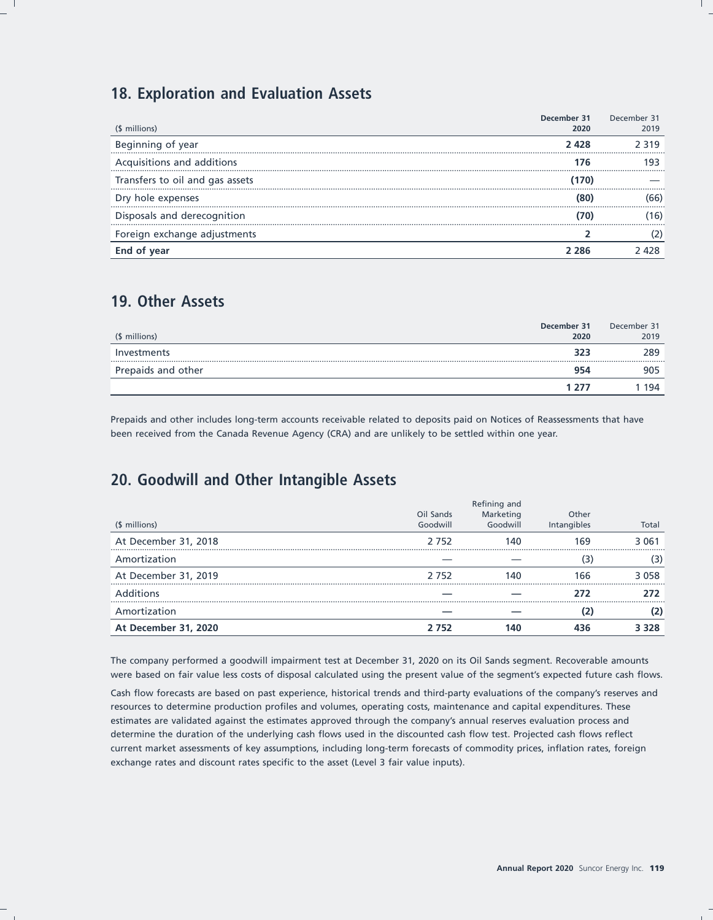## 18. Exploration and Evaluation Assets

| ($ millions) | December 31 2020 | December 31 2019 |
|---|---|---|
| Beginning of year | **2 428** | 2 319 |
| Acquisitions and additions | **176** | 193 |
| Transfers to oil and gas assets | **(170)** | — |
| Dry hole expenses | **(80)** | (66) |
| Disposals and derecognition | **(70)** | (16) |
| Foreign exchange adjustments | **2** | (2) |
| **End of year** | **2 286** | 2 428 |

## 19. Other Assets

| ($ millions) | December 31 2020 | December 31 2019 |
|---|---|---|
| Investments | **323** | 289 |
| Prepaids and other | **954** | 905 |
| | **1 277** | 1 194 |

Prepaids and other includes long-term accounts receivable related to deposits paid on Notices of Reassessments that have been received from the Canada Revenue Agency (CRA) and are unlikely to be settled within one year.

## 20. Goodwill and Other Intangible Assets

| ($ millions) | Oil Sands Goodwill | Refining and Marketing Goodwill | Other Intangibles | Total |
|---|---|---|---|---|
| At December 31, 2018 | 2 752 | 140 | 169 | 3 061 |
| Amortization | — | — | (3) | (3) |
| At December 31, 2019 | 2 752 | 140 | 166 | 3 058 |
| Additions | — | — | **272** | **272** |
| Amortization | — | — | **(2)** | **(2)** |
| **At December 31, 2020** | **2 752** | **140** | **436** | **3 328** |

The company performed a goodwill impairment test at December 31, 2020 on its Oil Sands segment. Recoverable amounts were based on fair value less costs of disposal calculated using the present value of the segment's expected future cash flows.

Cash flow forecasts are based on past experience, historical trends and third-party evaluations of the company's reserves and resources to determine production profiles and volumes, operating costs, maintenance and capital expenditures. These estimates are validated against the estimates approved through the company's annual reserves evaluation process and determine the duration of the underlying cash flows used in the discounted cash flow test. Projected cash flows reflect current market assessments of key assumptions, including long-term forecasts of commodity prices, inflation rates, foreign exchange rates and discount rates specific to the asset (Level 3 fair value inputs).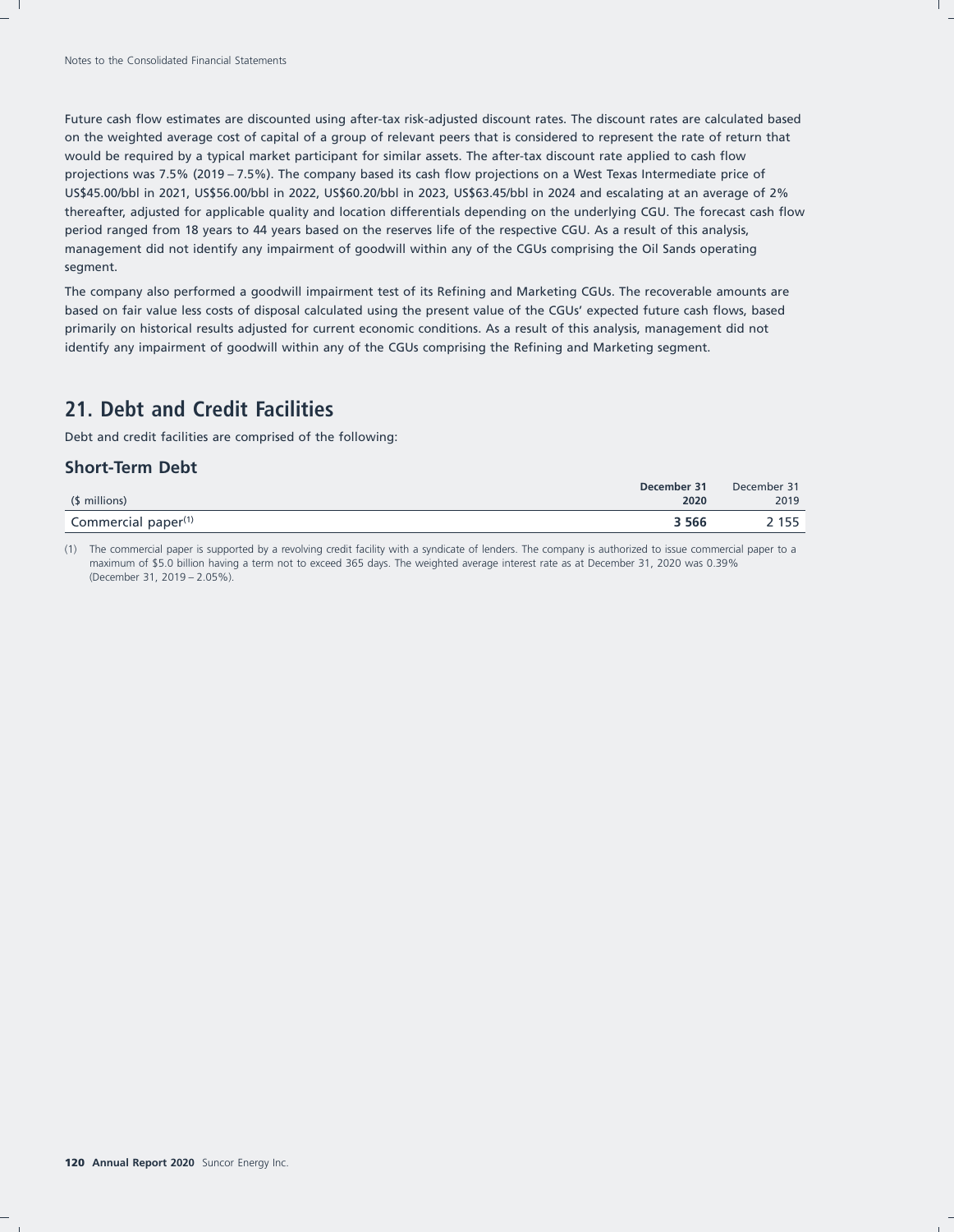Future cash flow estimates are discounted using after-tax risk-adjusted discount rates. The discount rates are calculated based on the weighted average cost of capital of a group of relevant peers that is considered to represent the rate of return that would be required by a typical market participant for similar assets. The after-tax discount rate applied to cash flow projections was 7.5% (2019 – 7.5%). The company based its cash flow projections on a West Texas Intermediate price of US$45.00/bbl in 2021, US$56.00/bbl in 2022, US$60.20/bbl in 2023, US$63.45/bbl in 2024 and escalating at an average of 2% thereafter, adjusted for applicable quality and location differentials depending on the underlying CGU. The forecast cash flow period ranged from 18 years to 44 years based on the reserves life of the respective CGU. As a result of this analysis, management did not identify any impairment of goodwill within any of the CGUs comprising the Oil Sands operating segment.

The company also performed a goodwill impairment test of its Refining and Marketing CGUs. The recoverable amounts are based on fair value less costs of disposal calculated using the present value of the CGUs' expected future cash flows, based primarily on historical results adjusted for current economic conditions. As a result of this analysis, management did not identify any impairment of goodwill within any of the CGUs comprising the Refining and Marketing segment.

## 21. Debt and Credit Facilities

Debt and credit facilities are comprised of the following:

### Short-Term Debt

| ($ millions) | **December 31 2020** | December 31 2019 |
|---|---|---|
| Commercial paper(1) | **3 566** | 2 155 |

(1) The commercial paper is supported by a revolving credit facility with a syndicate of lenders. The company is authorized to issue commercial paper to a maximum of $5.0 billion having a term not to exceed 365 days. The weighted average interest rate as at December 31, 2020 was 0.39% (December 31, 2019 – 2.05%).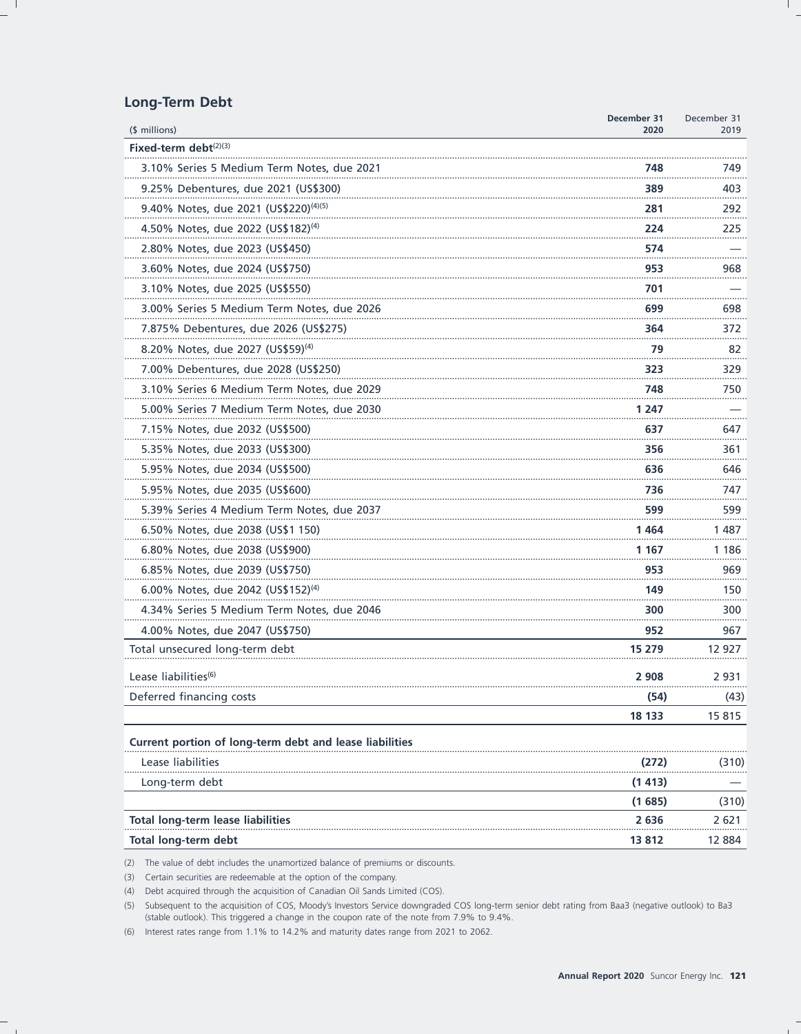## Long-Term Debt

| ($ millions) | December 31 2020 | December 31 2019 |
|---|---|---|
| **Fixed-term debt**[(2)(3)] | | |
| 3.10% Series 5 Medium Term Notes, due 2021 | **748** | 749 |
| 9.25% Debentures, due 2021 (US$300) | **389** | 403 |
| 9.40% Notes, due 2021 (US$220)[(4)(5)] | **281** | 292 |
| 4.50% Notes, due 2022 (US$182)[(4)] | **224** | 225 |
| 2.80% Notes, due 2023 (US$450) | **574** | — |
| 3.60% Notes, due 2024 (US$750) | **953** | 968 |
| 3.10% Notes, due 2025 (US$550) | **701** | — |
| 3.00% Series 5 Medium Term Notes, due 2026 | **699** | 698 |
| 7.875% Debentures, due 2026 (US$275) | **364** | 372 |
| 8.20% Notes, due 2027 (US$59)[(4)] | **79** | 82 |
| 7.00% Debentures, due 2028 (US$250) | **323** | 329 |
| 3.10% Series 6 Medium Term Notes, due 2029 | **748** | 750 |
| 5.00% Series 7 Medium Term Notes, due 2030 | **1 247** | — |
| 7.15% Notes, due 2032 (US$500) | **637** | 647 |
| 5.35% Notes, due 2033 (US$300) | **356** | 361 |
| 5.95% Notes, due 2034 (US$500) | **636** | 646 |
| 5.95% Notes, due 2035 (US$600) | **736** | 747 |
| 5.39% Series 4 Medium Term Notes, due 2037 | **599** | 599 |
| 6.50% Notes, due 2038 (US$1 150) | **1 464** | 1 487 |
| 6.80% Notes, due 2038 (US$900) | **1 167** | 1 186 |
| 6.85% Notes, due 2039 (US$750) | **953** | 969 |
| 6.00% Notes, due 2042 (US$152)[(4)] | **149** | 150 |
| 4.34% Series 5 Medium Term Notes, due 2046 | **300** | 300 |
| 4.00% Notes, due 2047 (US$750) | **952** | 967 |
| Total unsecured long-term debt | **15 279** | 12 927 |
| Lease liabilities[(6)] | **2 908** | 2 931 |
| Deferred financing costs | **(54)** | (43) |
| | **18 133** | 15 815 |
| **Current portion of long-term debt and lease liabilities** | | |
| Lease liabilities | **(272)** | (310) |
| Long-term debt | **(1 413)** | — |
| | **(1 685)** | (310) |
| **Total long-term lease liabilities** | **2 636** | 2 621 |
| **Total long-term debt** | **13 812** | 12 884 |

(2) The value of debt includes the unamortized balance of premiums or discounts.

(3) Certain securities are redeemable at the option of the company.

(4) Debt acquired through the acquisition of Canadian Oil Sands Limited (COS).

(5) Subsequent to the acquisition of COS, Moody's Investors Service downgraded COS long-term senior debt rating from Baa3 (negative outlook) to Ba3 (stable outlook). This triggered a change in the coupon rate of the note from 7.9% to 9.4%.

(6) Interest rates range from 1.1% to 14.2% and maturity dates range from 2021 to 2062.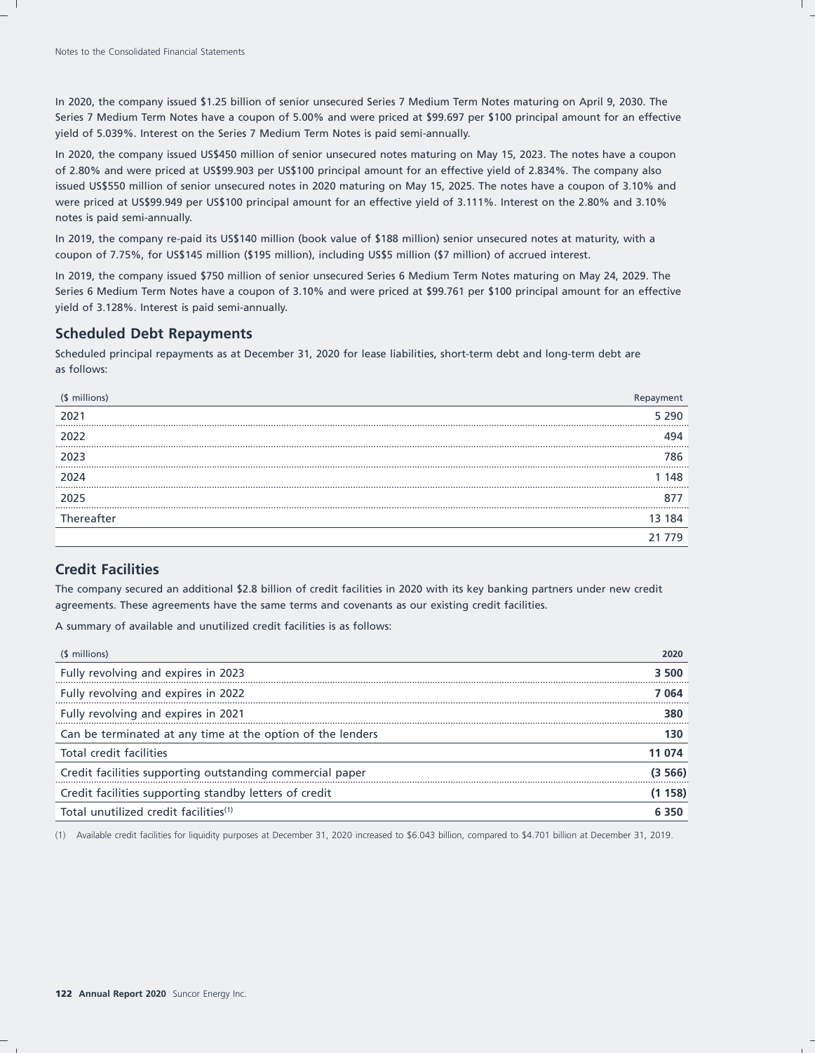In 2020, the company issued $1.25 billion of senior unsecured Series 7 Medium Term Notes maturing on April 9, 2030. The Series 7 Medium Term Notes have a coupon of 5.00% and were priced at $99.697 per $100 principal amount for an effective yield of 5.039%. Interest on the Series 7 Medium Term Notes is paid semi-annually.

In 2020, the company issued US$450 million of senior unsecured notes maturing on May 15, 2023. The notes have a coupon of 2.80% and were priced at US$99.903 per US$100 principal amount for an effective yield of 2.834%. The company also issued US$550 million of senior unsecured notes in 2020 maturing on May 15, 2025. The notes have a coupon of 3.10% and were priced at US$99.949 per US$100 principal amount for an effective yield of 3.111%. Interest on the 2.80% and 3.10% notes is paid semi-annually.

In 2019, the company re-paid its US$140 million (book value of $188 million) senior unsecured notes at maturity, with a coupon of 7.75%, for US$145 million ($195 million), including US$5 million ($7 million) of accrued interest.

In 2019, the company issued $750 million of senior unsecured Series 6 Medium Term Notes maturing on May 24, 2029. The Series 6 Medium Term Notes have a coupon of 3.10% and were priced at $99.761 per $100 principal amount for an effective yield of 3.128%. Interest is paid semi-annually.

## Scheduled Debt Repayments

Scheduled principal repayments as at December 31, 2020 for lease liabilities, short-term debt and long-term debt are as follows:

| ($ millions) | Repayment |
|---|---|
| 2021 | 5 290 |
| 2022 | 494 |
| 2023 | 786 |
| 2024 | 1 148 |
| 2025 | 877 |
| Thereafter | 13 184 |
| | 21 779 |

## Credit Facilities

The company secured an additional $2.8 billion of credit facilities in 2020 with its key banking partners under new credit agreements. These agreements have the same terms and covenants as our existing credit facilities.

A summary of available and unutilized credit facilities is as follows:

| ($ millions) | **2020** |
|---|---|
| Fully revolving and expires in 2023 | **3 500** |
| Fully revolving and expires in 2022 | **7 064** |
| Fully revolving and expires in 2021 | **380** |
| Can be terminated at any time at the option of the lenders | **130** |
| Total credit facilities | **11 074** |
| Credit facilities supporting outstanding commercial paper | **(3 566)** |
| Credit facilities supporting standby letters of credit | **(1 158)** |
| Total unutilized credit facilities[1] | **6 350** |

(1) Available credit facilities for liquidity purposes at December 31, 2020 increased to $6.043 billion, compared to $4.701 billion at December 31, 2019.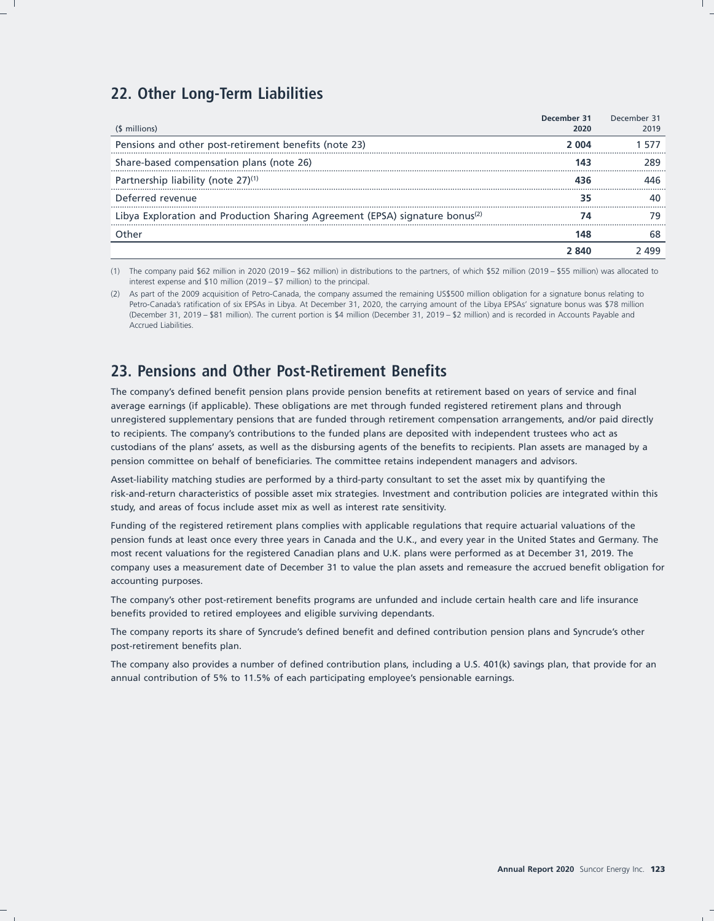## 22. Other Long-Term Liabilities

| ($ millions) | December 31 2020 | December 31 2019 |
|---|---|---|
| Pensions and other post-retirement benefits (note 23) | **2 004** | 1 577 |
| Share-based compensation plans (note 26) | **143** | 289 |
| Partnership liability (note 27)[1] | **436** | 446 |
| Deferred revenue | **35** | 40 |
| Libya Exploration and Production Sharing Agreement (EPSA) signature bonus[2] | **74** | 79 |
| Other | **148** | 68 |
| | **2 840** | 2 499 |

(1) The company paid $62 million in 2020 (2019 – $62 million) in distributions to the partners, of which $52 million (2019 – $55 million) was allocated to interest expense and $10 million (2019 – $7 million) to the principal.

(2) As part of the 2009 acquisition of Petro-Canada, the company assumed the remaining US$500 million obligation for a signature bonus relating to Petro-Canada's ratification of six EPSAs in Libya. At December 31, 2020, the carrying amount of the Libya EPSAs' signature bonus was $78 million (December 31, 2019 – $81 million). The current portion is $4 million (December 31, 2019 – $2 million) and is recorded in Accounts Payable and Accrued Liabilities.

## 23. Pensions and Other Post-Retirement Benefits

The company's defined benefit pension plans provide pension benefits at retirement based on years of service and final average earnings (if applicable). These obligations are met through funded registered retirement plans and through unregistered supplementary pensions that are funded through retirement compensation arrangements, and/or paid directly to recipients. The company's contributions to the funded plans are deposited with independent trustees who act as custodians of the plans' assets, as well as the disbursing agents of the benefits to recipients. Plan assets are managed by a pension committee on behalf of beneficiaries. The committee retains independent managers and advisors.

Asset-liability matching studies are performed by a third-party consultant to set the asset mix by quantifying the risk-and-return characteristics of possible asset mix strategies. Investment and contribution policies are integrated within this study, and areas of focus include asset mix as well as interest rate sensitivity.

Funding of the registered retirement plans complies with applicable regulations that require actuarial valuations of the pension funds at least once every three years in Canada and the U.K., and every year in the United States and Germany. The most recent valuations for the registered Canadian plans and U.K. plans were performed as at December 31, 2019. The company uses a measurement date of December 31 to value the plan assets and remeasure the accrued benefit obligation for accounting purposes.

The company's other post-retirement benefits programs are unfunded and include certain health care and life insurance benefits provided to retired employees and eligible surviving dependants.

The company reports its share of Syncrude's defined benefit and defined contribution pension plans and Syncrude's other post-retirement benefits plan.

The company also provides a number of defined contribution plans, including a U.S. 401(k) savings plan, that provide for an annual contribution of 5% to 11.5% of each participating employee's pensionable earnings.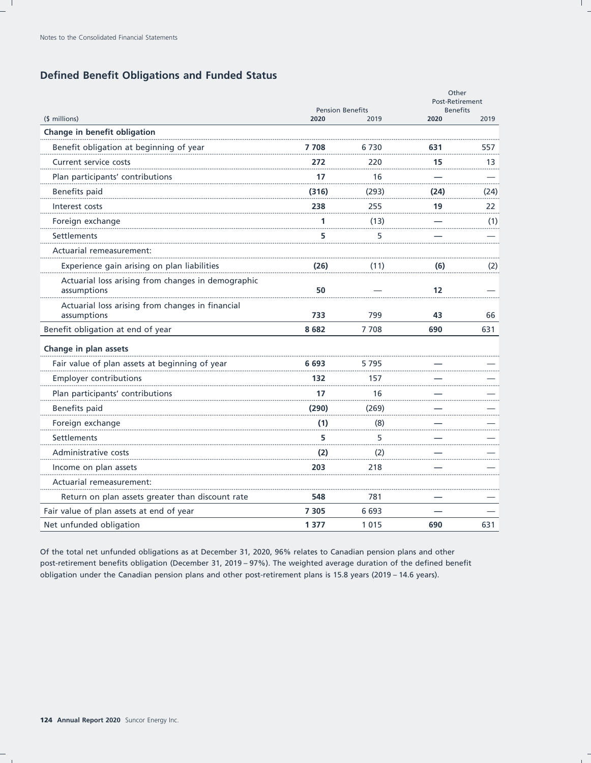## Defined Benefit Obligations and Funded Status

| ($ millions) | Pension Benefits 2020 | Pension Benefits 2019 | Other Post-Retirement Benefits 2020 | Other Post-Retirement Benefits 2019 |
|---|---|---|---|---|
| **Change in benefit obligation** | | | | |
| Benefit obligation at beginning of year | **7 708** | 6 730 | **631** | 557 |
| Current service costs | **272** | 220 | **15** | 13 |
| Plan participants' contributions | **17** | 16 | **—** | — |
| Benefits paid | **(316)** | (293) | **(24)** | (24) |
| Interest costs | **238** | 255 | **19** | 22 |
| Foreign exchange | **1** | (13) | **—** | (1) |
| Settlements | **5** | 5 | **—** | — |
| Actuarial remeasurement: | | | | |
| Experience gain arising on plan liabilities | **(26)** | (11) | **(6)** | (2) |
| Actuarial loss arising from changes in demographic assumptions | **50** | — | **12** | — |
| Actuarial loss arising from changes in financial assumptions | **733** | 799 | **43** | 66 |
| Benefit obligation at end of year | **8 682** | 7 708 | **690** | 631 |
| **Change in plan assets** | | | | |
| Fair value of plan assets at beginning of year | **6 693** | 5 795 | **—** | — |
| Employer contributions | **132** | 157 | **—** | — |
| Plan participants' contributions | **17** | 16 | **—** | — |
| Benefits paid | **(290)** | (269) | **—** | — |
| Foreign exchange | **(1)** | (8) | **—** | — |
| Settlements | **5** | 5 | **—** | — |
| Administrative costs | **(2)** | (2) | **—** | — |
| Income on plan assets | **203** | 218 | **—** | — |
| Actuarial remeasurement: | | | | |
| Return on plan assets greater than discount rate | **548** | 781 | **—** | — |
| Fair value of plan assets at end of year | **7 305** | 6 693 | **—** | — |
| Net unfunded obligation | **1 377** | 1 015 | **690** | 631 |

Of the total net unfunded obligations as at December 31, 2020, 96% relates to Canadian pension plans and other post-retirement benefits obligation (December 31, 2019 – 97%). The weighted average duration of the defined benefit obligation under the Canadian pension plans and other post-retirement plans is 15.8 years (2019 – 14.6 years).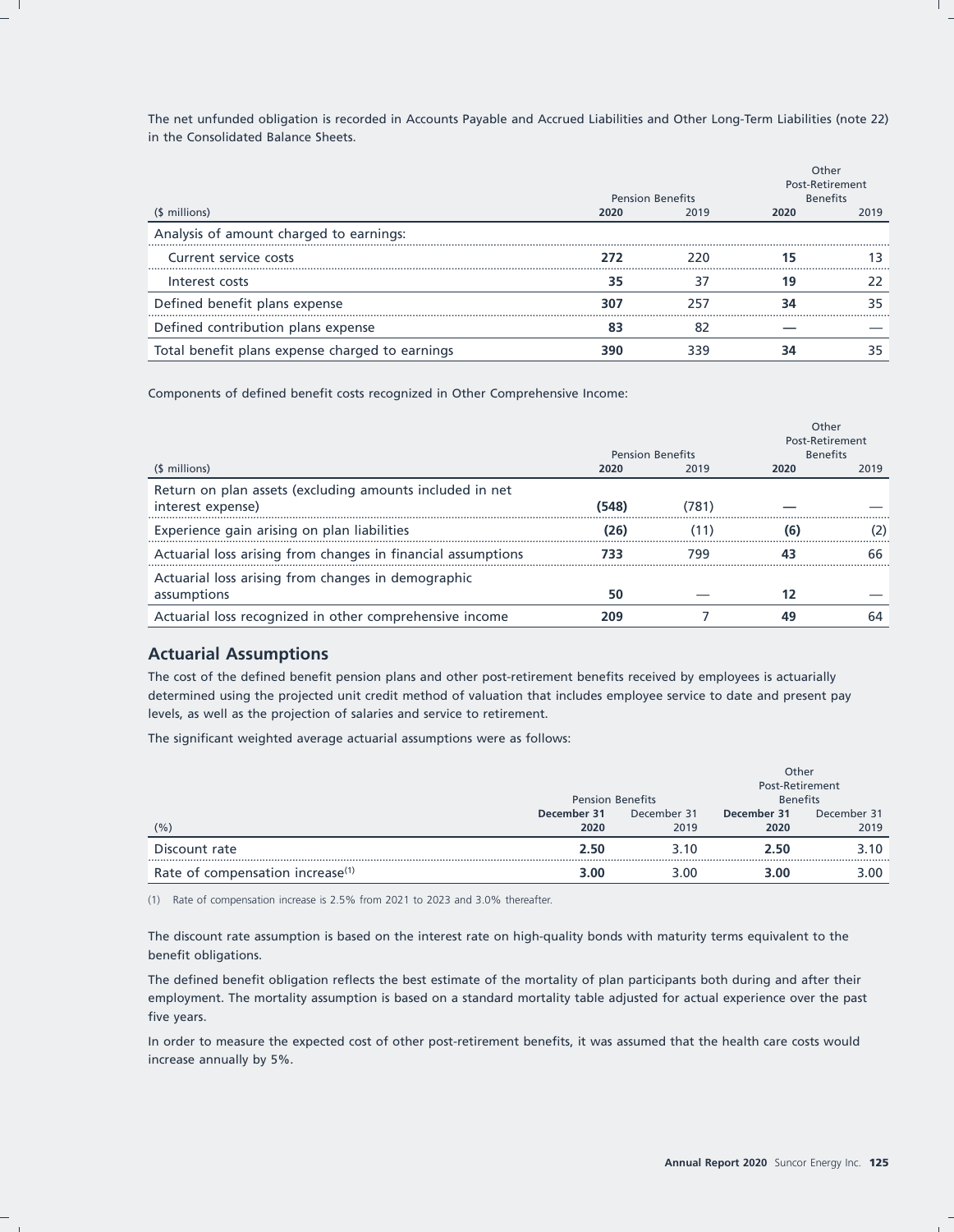The net unfunded obligation is recorded in Accounts Payable and Accrued Liabilities and Other Long-Term Liabilities (note 22) in the Consolidated Balance Sheets.

| ($ millions) | Pension Benefits | | Other Post-Retirement Benefits | |
|---|---|---|---|---|
| | **2020** | 2019 | **2020** | 2019 |
| Analysis of amount charged to earnings: | | | | |
| Current service costs | **272** | 220 | **15** | 13 |
| Interest costs | **35** | 37 | **19** | 22 |
| Defined benefit plans expense | **307** | 257 | **34** | 35 |
| Defined contribution plans expense | **83** | 82 | **—** | — |
| Total benefit plans expense charged to earnings | **390** | 339 | **34** | 35 |

Components of defined benefit costs recognized in Other Comprehensive Income:

| ($ millions) | Pension Benefits | | Other Post-Retirement Benefits | |
|---|---|---|---|---|
| | **2020** | 2019 | **2020** | 2019 |
| Return on plan assets (excluding amounts included in net interest expense) | **(548)** | (781) | **—** | — |
| Experience gain arising on plan liabilities | **(26)** | (11) | **(6)** | (2) |
| Actuarial loss arising from changes in financial assumptions | **733** | 799 | **43** | 66 |
| Actuarial loss arising from changes in demographic assumptions | **50** | — | **12** | — |
| Actuarial loss recognized in other comprehensive income | **209** | 7 | **49** | 64 |

## Actuarial Assumptions

The cost of the defined benefit pension plans and other post-retirement benefits received by employees is actuarially determined using the projected unit credit method of valuation that includes employee service to date and present pay levels, as well as the projection of salaries and service to retirement.

The significant weighted average actuarial assumptions were as follows:

| (%) | Pension Benefits | | Other Post-Retirement Benefits | |
|---|---|---|---|---|
| | **December 31 2020** | December 31 2019 | **December 31 2020** | December 31 2019 |
| Discount rate | **2.50** | 3.10 | **2.50** | 3.10 |
| Rate of compensation increase[(1)] | **3.00** | 3.00 | **3.00** | 3.00 |

(1) Rate of compensation increase is 2.5% from 2021 to 2023 and 3.0% thereafter.

The discount rate assumption is based on the interest rate on high-quality bonds with maturity terms equivalent to the benefit obligations.

The defined benefit obligation reflects the best estimate of the mortality of plan participants both during and after their employment. The mortality assumption is based on a standard mortality table adjusted for actual experience over the past five years.

In order to measure the expected cost of other post-retirement benefits, it was assumed that the health care costs would increase annually by 5%.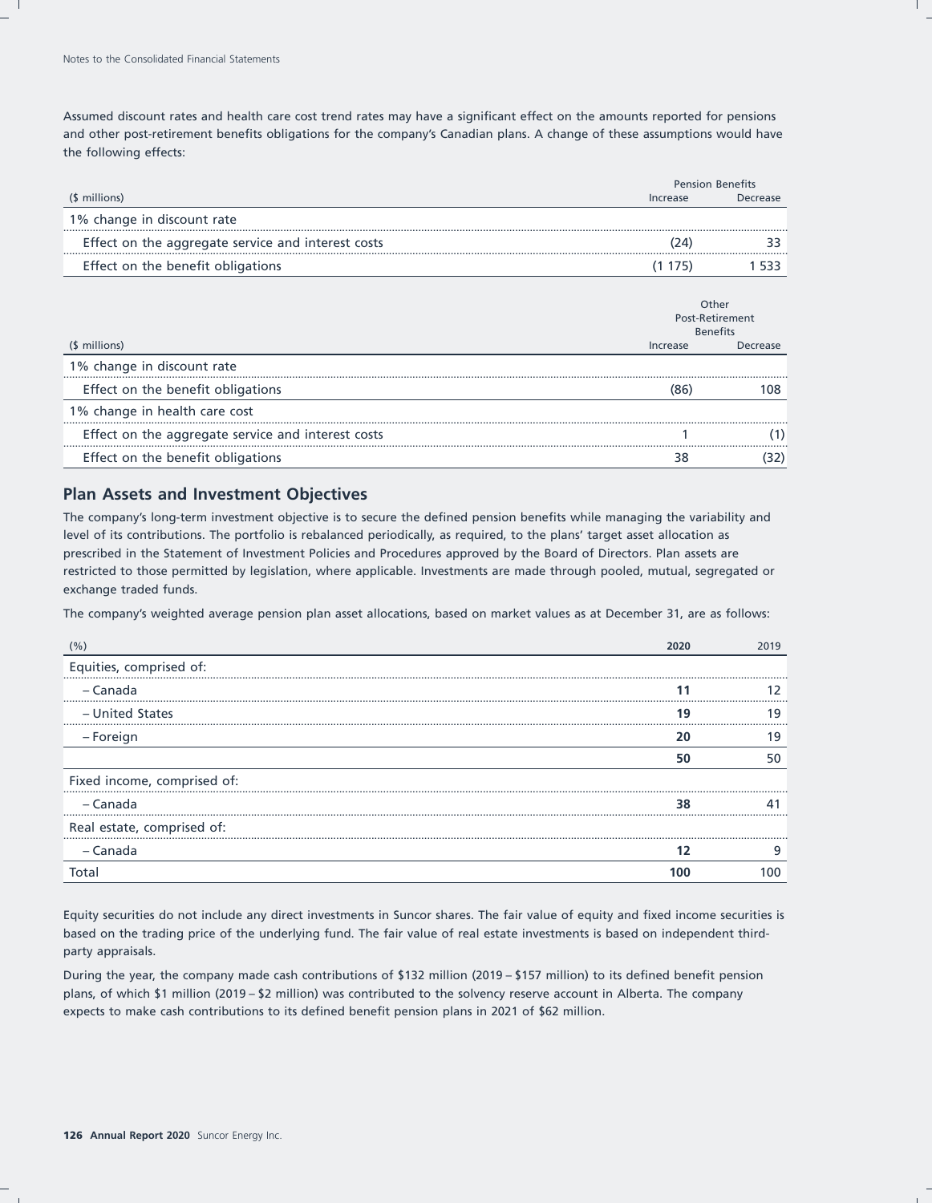Assumed discount rates and health care cost trend rates may have a significant effect on the amounts reported for pensions and other post-retirement benefits obligations for the company's Canadian plans. A change of these assumptions would have the following effects:

| ($ millions) | Pension Benefits | |
|---|---|---|
| | Increase | Decrease |
| 1% change in discount rate | | |
| Effect on the aggregate service and interest costs | (24) | 33 |
| Effect on the benefit obligations | (1 175) | 1 533 |

| ($ millions) | Other Post-Retirement Benefits | |
|---|---|---|
| | Increase | Decrease |
| 1% change in discount rate | | |
| Effect on the benefit obligations | (86) | 108 |
| 1% change in health care cost | | |
| Effect on the aggregate service and interest costs | 1 | (1) |
| Effect on the benefit obligations | 38 | (32) |

## Plan Assets and Investment Objectives

The company's long-term investment objective is to secure the defined pension benefits while managing the variability and level of its contributions. The portfolio is rebalanced periodically, as required, to the plans' target asset allocation as prescribed in the Statement of Investment Policies and Procedures approved by the Board of Directors. Plan assets are restricted to those permitted by legislation, where applicable. Investments are made through pooled, mutual, segregated or exchange traded funds.

The company's weighted average pension plan asset allocations, based on market values as at December 31, are as follows:

| (%) | **2020** | 2019 |
|---|---|---|
| Equities, comprised of: | | |
| – Canada | **11** | 12 |
| – United States | **19** | 19 |
| – Foreign | **20** | 19 |
| | **50** | 50 |
| Fixed income, comprised of: | | |
| – Canada | **38** | 41 |
| Real estate, comprised of: | | |
| – Canada | **12** | 9 |
| Total | **100** | 100 |

Equity securities do not include any direct investments in Suncor shares. The fair value of equity and fixed income securities is based on the trading price of the underlying fund. The fair value of real estate investments is based on independent third-party appraisals.

During the year, the company made cash contributions of $132 million (2019 – $157 million) to its defined benefit pension plans, of which $1 million (2019 – $2 million) was contributed to the solvency reserve account in Alberta. The company expects to make cash contributions to its defined benefit pension plans in 2021 of $62 million.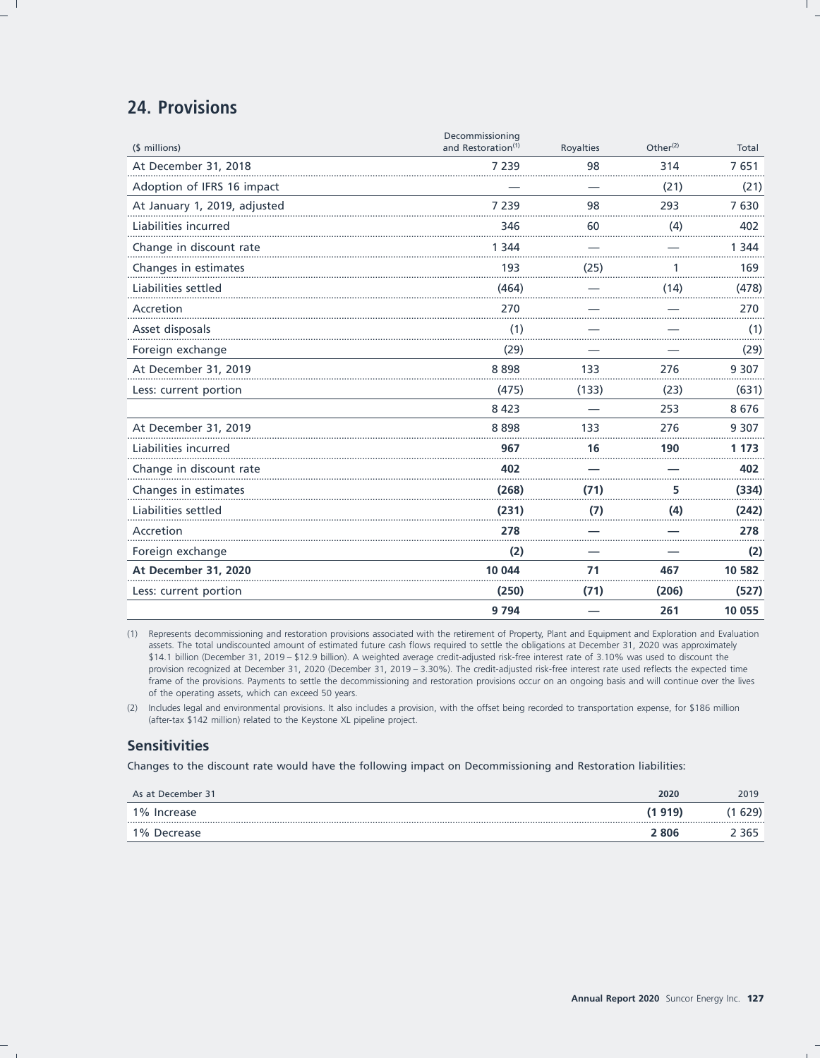## 24. Provisions

| ($ millions) | Decommissioning and Restoration[1] | Royalties | Other[2] | Total |
|---|---|---|---|---|
| At December 31, 2018 | 7 239 | 98 | 314 | 7 651 |
| Adoption of IFRS 16 impact | — | — | (21) | (21) |
| At January 1, 2019, adjusted | 7 239 | 98 | 293 | 7 630 |
| Liabilities incurred | 346 | 60 | (4) | 402 |
| Change in discount rate | 1 344 | — | — | 1 344 |
| Changes in estimates | 193 | (25) | 1 | 169 |
| Liabilities settled | (464) | — | (14) | (478) |
| Accretion | 270 | — | — | 270 |
| Asset disposals | (1) | — | — | (1) |
| Foreign exchange | (29) | — | — | (29) |
| At December 31, 2019 | 8 898 | 133 | 276 | 9 307 |
| Less: current portion | (475) | (133) | (23) | (631) |
| | 8 423 | — | 253 | 8 676 |
| At December 31, 2019 | 8 898 | 133 | 276 | 9 307 |
| Liabilities incurred | **967** | **16** | **190** | **1 173** |
| Change in discount rate | **402** | **—** | **—** | **402** |
| Changes in estimates | **(268)** | **(71)** | **5** | **(334)** |
| Liabilities settled | **(231)** | **(7)** | **(4)** | **(242)** |
| Accretion | **278** | **—** | **—** | **278** |
| Foreign exchange | **(2)** | **—** | **—** | **(2)** |
| **At December 31, 2020** | **10 044** | **71** | **467** | **10 582** |
| Less: current portion | **(250)** | **(71)** | **(206)** | **(527)** |
| | **9 794** | **—** | **261** | **10 055** |

(1) Represents decommissioning and restoration provisions associated with the retirement of Property, Plant and Equipment and Exploration and Evaluation assets. The total undiscounted amount of estimated future cash flows required to settle the obligations at December 31, 2020 was approximately $14.1 billion (December 31, 2019 – $12.9 billion). A weighted average credit-adjusted risk-free interest rate of 3.10% was used to discount the provision recognized at December 31, 2020 (December 31, 2019 – 3.30%). The credit-adjusted risk-free interest rate used reflects the expected time frame of the provisions. Payments to settle the decommissioning and restoration provisions occur on an ongoing basis and will continue over the lives of the operating assets, which can exceed 50 years.

(2) Includes legal and environmental provisions. It also includes a provision, with the offset being recorded to transportation expense, for $186 million (after-tax $142 million) related to the Keystone XL pipeline project.

### Sensitivities

Changes to the discount rate would have the following impact on Decommissioning and Restoration liabilities:

| As at December 31 | 2020 | 2019 |
|---|---|---|
| 1% Increase | **(1 919)** | (1 629) |
| 1% Decrease | **2 806** | 2 365 |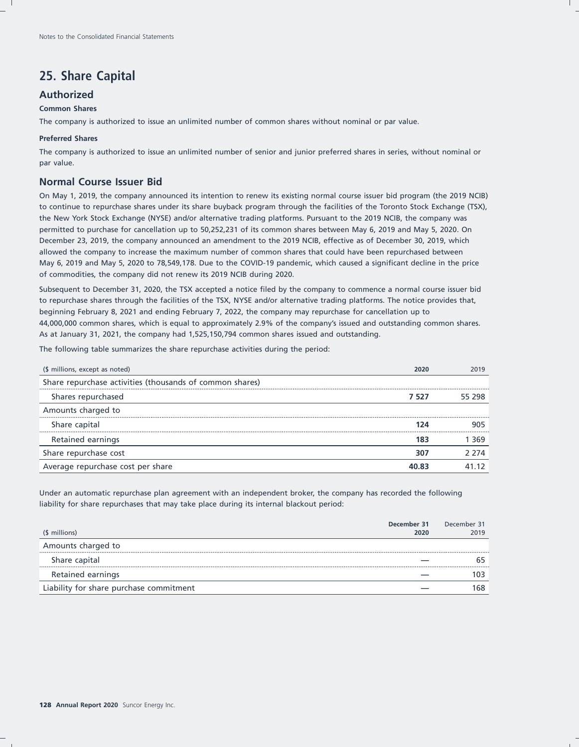# 25. Share Capital

## Authorized

### Common Shares

The company is authorized to issue an unlimited number of common shares without nominal or par value.

### Preferred Shares

The company is authorized to issue an unlimited number of senior and junior preferred shares in series, without nominal or par value.

## Normal Course Issuer Bid

On May 1, 2019, the company announced its intention to renew its existing normal course issuer bid program (the 2019 NCIB) to continue to repurchase shares under its share buyback program through the facilities of the Toronto Stock Exchange (TSX), the New York Stock Exchange (NYSE) and/or alternative trading platforms. Pursuant to the 2019 NCIB, the company was permitted to purchase for cancellation up to 50,252,231 of its common shares between May 6, 2019 and May 5, 2020. On December 23, 2019, the company announced an amendment to the 2019 NCIB, effective as of December 30, 2019, which allowed the company to increase the maximum number of common shares that could have been repurchased between May 6, 2019 and May 5, 2020 to 78,549,178. Due to the COVID-19 pandemic, which caused a significant decline in the price of commodities, the company did not renew its 2019 NCIB during 2020.

Subsequent to December 31, 2020, the TSX accepted a notice filed by the company to commence a normal course issuer bid to repurchase shares through the facilities of the TSX, NYSE and/or alternative trading platforms. The notice provides that, beginning February 8, 2021 and ending February 7, 2022, the company may repurchase for cancellation up to 44,000,000 common shares, which is equal to approximately 2.9% of the company's issued and outstanding common shares. As at January 31, 2021, the company had 1,525,150,794 common shares issued and outstanding.

The following table summarizes the share repurchase activities during the period:

| ($ millions, except as noted) | **2020** | 2019 |
|---|---|---|
| Share repurchase activities (thousands of common shares) | | |
| Shares repurchased | **7 527** | 55 298 |
| Amounts charged to | | |
| Share capital | **124** | 905 |
| Retained earnings | **183** | 1 369 |
| Share repurchase cost | **307** | 2 274 |
| Average repurchase cost per share | **40.83** | 41.12 |

Under an automatic repurchase plan agreement with an independent broker, the company has recorded the following liability for share repurchases that may take place during its internal blackout period:

| ($ millions) | **December 31 2020** | December 31 2019 |
|---|---|---|
| Amounts charged to | | |
| Share capital | **—** | 65 |
| Retained earnings | **—** | 103 |
| Liability for share purchase commitment | **—** | 168 |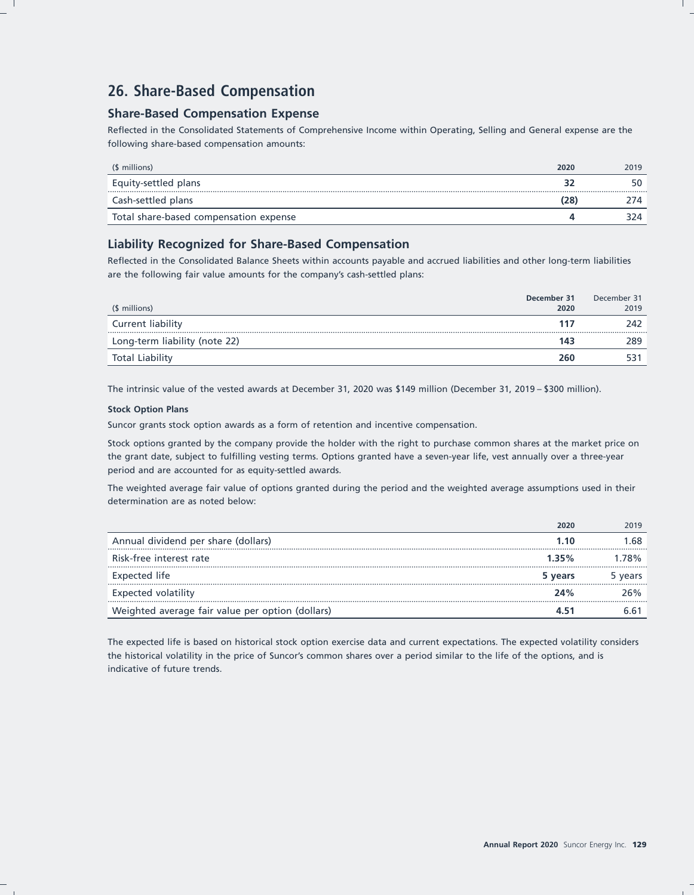## 26. Share-Based Compensation

### Share-Based Compensation Expense

Reflected in the Consolidated Statements of Comprehensive Income within Operating, Selling and General expense are the following share-based compensation amounts:

| ($ millions) | **2020** | 2019 |
|---|---|---|
| Equity-settled plans | **32** | 50 |
| Cash-settled plans | **(28)** | 274 |
| Total share-based compensation expense | **4** | 324 |

### Liability Recognized for Share-Based Compensation

Reflected in the Consolidated Balance Sheets within accounts payable and accrued liabilities and other long-term liabilities are the following fair value amounts for the company's cash-settled plans:

| ($ millions) | **December 31 2020** | December 31 2019 |
|---|---|---|
| Current liability | **117** | 242 |
| Long-term liability (note 22) | **143** | 289 |
| Total Liability | **260** | 531 |

The intrinsic value of the vested awards at December 31, 2020 was $149 million (December 31, 2019 – $300 million).

**Stock Option Plans**

Suncor grants stock option awards as a form of retention and incentive compensation.

Stock options granted by the company provide the holder with the right to purchase common shares at the market price on the grant date, subject to fulfilling vesting terms. Options granted have a seven-year life, vest annually over a three-year period and are accounted for as equity-settled awards.

The weighted average fair value of options granted during the period and the weighted average assumptions used in their determination are as noted below:

| | **2020** | 2019 |
|---|---|---|
| Annual dividend per share (dollars) | **1.10** | 1.68 |
| Risk-free interest rate | **1.35%** | 1.78% |
| Expected life | **5 years** | 5 years |
| Expected volatility | **24%** | 26% |
| Weighted average fair value per option (dollars) | **4.51** | 6.61 |

The expected life is based on historical stock option exercise data and current expectations. The expected volatility considers the historical volatility in the price of Suncor's common shares over a period similar to the life of the options, and is indicative of future trends.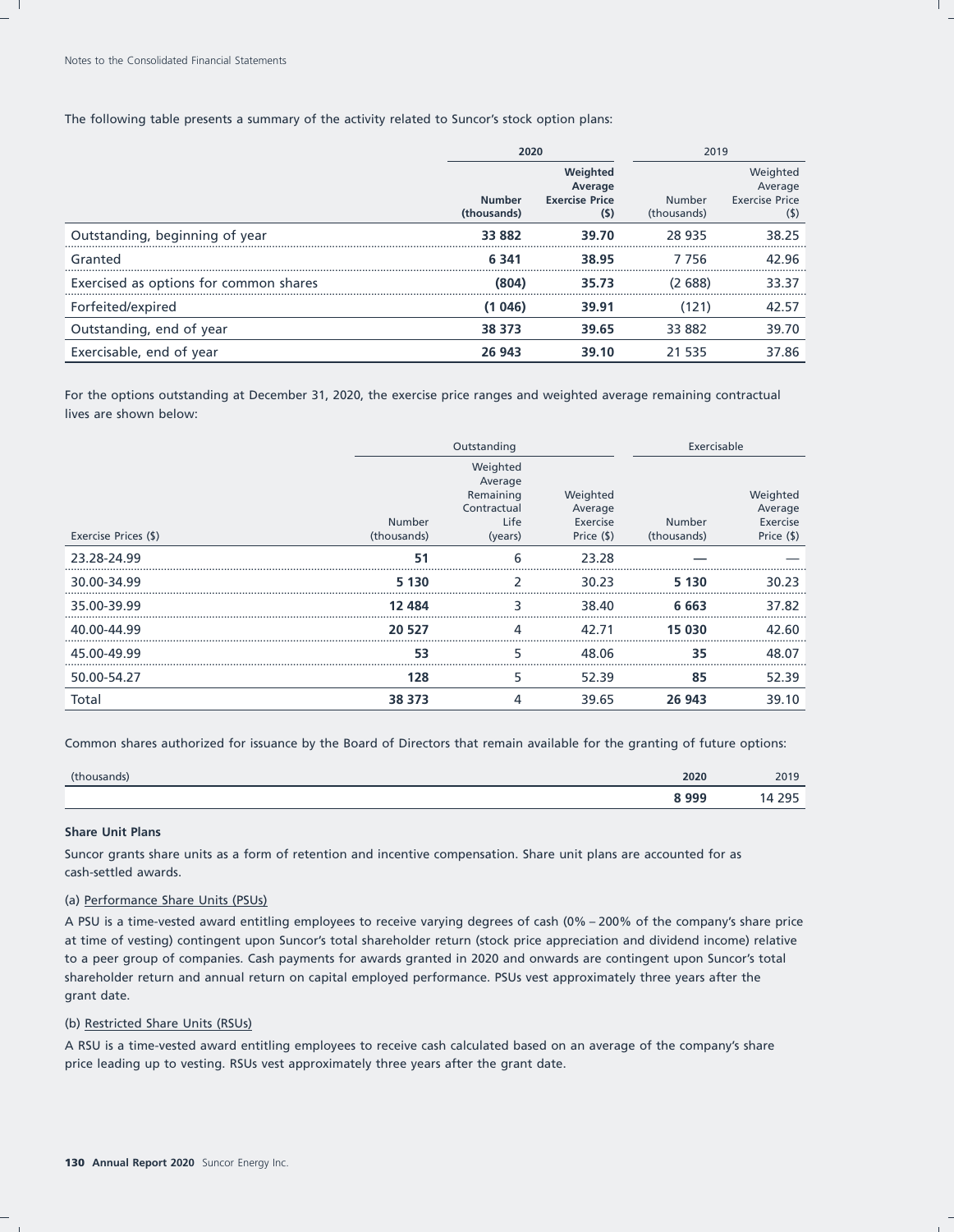The following table presents a summary of the activity related to Suncor's stock option plans:

| | 2020 | | 2019 | |
|---|---|---|---|---|
| | **Number (thousands)** | **Weighted Average Exercise Price ($)** | Number (thousands) | Weighted Average Exercise Price ($) |
| Outstanding, beginning of year | **33 882** | **39.70** | 28 935 | 38.25 |
| Granted | **6 341** | **38.95** | 7 756 | 42.96 |
| Exercised as options for common shares | **(804)** | **35.73** | (2 688) | 33.37 |
| Forfeited/expired | **(1 046)** | **39.91** | (121) | 42.57 |
| Outstanding, end of year | **38 373** | **39.65** | 33 882 | 39.70 |
| Exercisable, end of year | **26 943** | **39.10** | 21 535 | 37.86 |

For the options outstanding at December 31, 2020, the exercise price ranges and weighted average remaining contractual lives are shown below:

| | Outstanding | | | Exercisable | |
|---|---|---|---|---|---|
| Exercise Prices ($) | Number (thousands) | Weighted Average Remaining Contractual Life (years) | Weighted Average Exercise Price ($) | Number (thousands) | Weighted Average Exercise Price ($) |
| 23.28-24.99 | **51** | 6 | 23.28 | **—** | — |
| 30.00-34.99 | **5 130** | 2 | 30.23 | **5 130** | 30.23 |
| 35.00-39.99 | **12 484** | 3 | 38.40 | **6 663** | 37.82 |
| 40.00-44.99 | **20 527** | 4 | 42.71 | **15 030** | 42.60 |
| 45.00-49.99 | **53** | 5 | 48.06 | **35** | 48.07 |
| 50.00-54.27 | **128** | 5 | 52.39 | **85** | 52.39 |
| Total | **38 373** | 4 | 39.65 | **26 943** | 39.10 |

Common shares authorized for issuance by the Board of Directors that remain available for the granting of future options:

| (thousands) | **2020** | 2019 |
|---|---|---|
| | **8 999** | 14 295 |

**Share Unit Plans**

Suncor grants share units as a form of retention and incentive compensation. Share unit plans are accounted for as cash-settled awards.

(a) Performance Share Units (PSUs)

A PSU is a time-vested award entitling employees to receive varying degrees of cash (0% – 200% of the company's share price at time of vesting) contingent upon Suncor's total shareholder return (stock price appreciation and dividend income) relative to a peer group of companies. Cash payments for awards granted in 2020 and onwards are contingent upon Suncor's total shareholder return and annual return on capital employed performance. PSUs vest approximately three years after the grant date.

(b) Restricted Share Units (RSUs)

A RSU is a time-vested award entitling employees to receive cash calculated based on an average of the company's share price leading up to vesting. RSUs vest approximately three years after the grant date.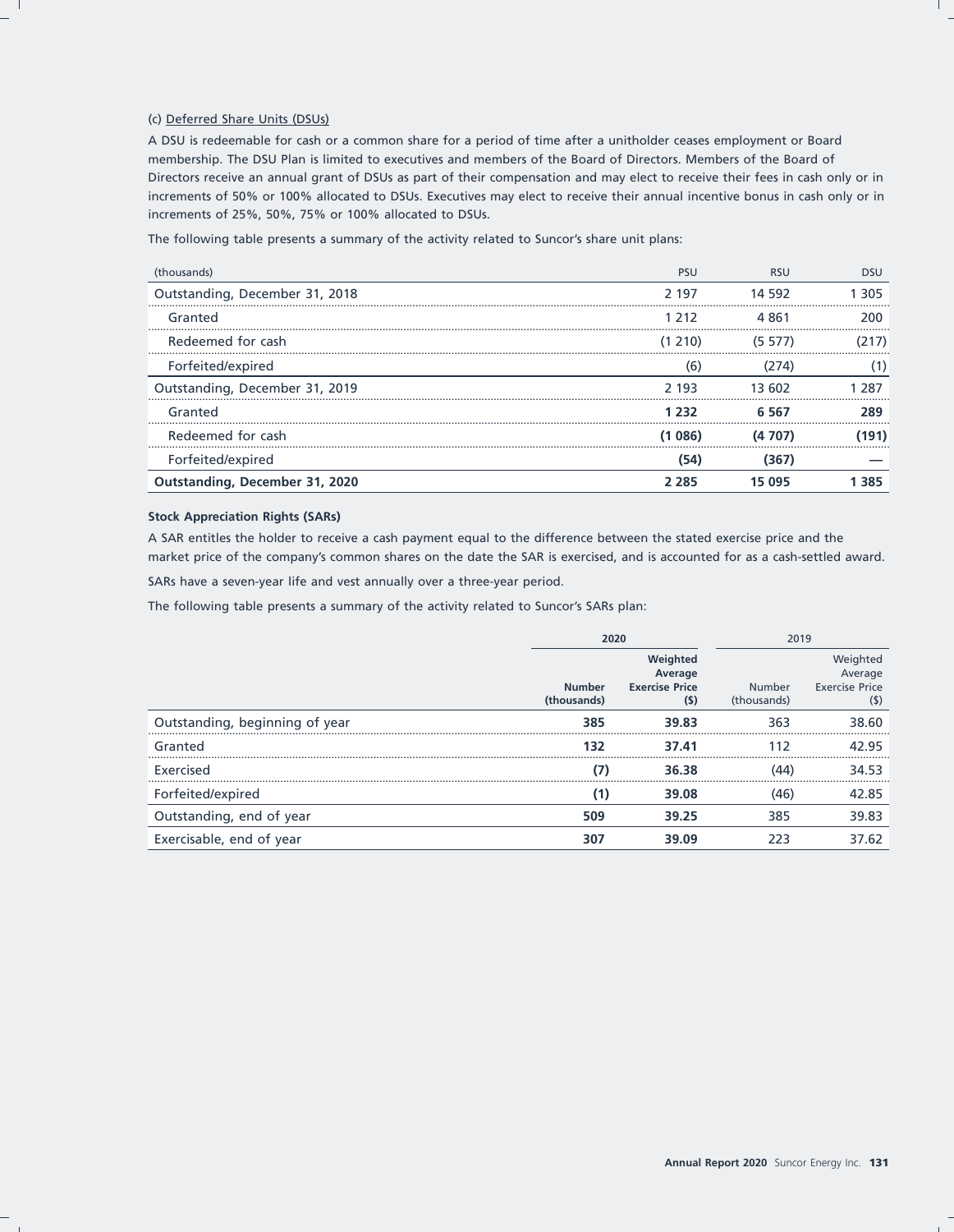(c) Deferred Share Units (DSUs)

A DSU is redeemable for cash or a common share for a period of time after a unitholder ceases employment or Board membership. The DSU Plan is limited to executives and members of the Board of Directors. Members of the Board of Directors receive an annual grant of DSUs as part of their compensation and may elect to receive their fees in cash only or in increments of 50% or 100% allocated to DSUs. Executives may elect to receive their annual incentive bonus in cash only or in increments of 25%, 50%, 75% or 100% allocated to DSUs.

The following table presents a summary of the activity related to Suncor's share unit plans:

| (thousands) | PSU | RSU | DSU |
|---|---|---|---|
| Outstanding, December 31, 2018 | 2 197 | 14 592 | 1 305 |
| Granted | 1 212 | 4 861 | 200 |
| Redeemed for cash | (1 210) | (5 577) | (217) |
| Forfeited/expired | (6) | (274) | (1) |
| Outstanding, December 31, 2019 | 2 193 | 13 602 | 1 287 |
| Granted | **1 232** | **6 567** | **289** |
| Redeemed for cash | **(1 086)** | **(4 707)** | **(191)** |
| Forfeited/expired | **(54)** | **(367)** | **—** |
| **Outstanding, December 31, 2020** | **2 285** | **15 095** | **1 385** |

**Stock Appreciation Rights (SARs)**

A SAR entitles the holder to receive a cash payment equal to the difference between the stated exercise price and the market price of the company's common shares on the date the SAR is exercised, and is accounted for as a cash-settled award.

SARs have a seven-year life and vest annually over a three-year period.

The following table presents a summary of the activity related to Suncor's SARs plan:

| | **2020** | | 2019 | |
|---|---|---|---|---|
| | **Number (thousands)** | **Weighted Average Exercise Price ($)** | Number (thousands) | Weighted Average Exercise Price ($) |
| Outstanding, beginning of year | **385** | **39.83** | 363 | 38.60 |
| Granted | **132** | **37.41** | 112 | 42.95 |
| Exercised | **(7)** | **36.38** | (44) | 34.53 |
| Forfeited/expired | **(1)** | **39.08** | (46) | 42.85 |
| Outstanding, end of year | **509** | **39.25** | 385 | 39.83 |
| Exercisable, end of year | **307** | **39.09** | 223 | 37.62 |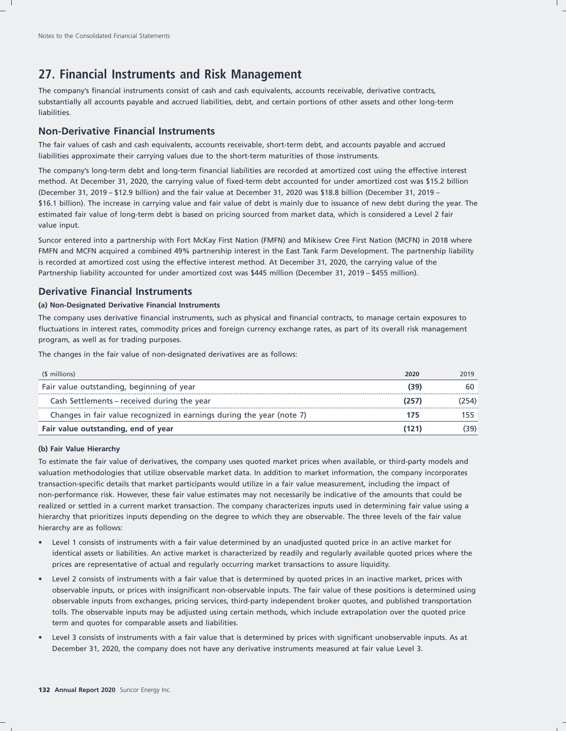## 27. Financial Instruments and Risk Management

The company's financial instruments consist of cash and cash equivalents, accounts receivable, derivative contracts, substantially all accounts payable and accrued liabilities, debt, and certain portions of other assets and other long-term liabilities.

### Non-Derivative Financial Instruments

The fair values of cash and cash equivalents, accounts receivable, short-term debt, and accounts payable and accrued liabilities approximate their carrying values due to the short-term maturities of those instruments.

The company's long-term debt and long-term financial liabilities are recorded at amortized cost using the effective interest method. At December 31, 2020, the carrying value of fixed-term debt accounted for under amortized cost was $15.2 billion (December 31, 2019 – $12.9 billion) and the fair value at December 31, 2020 was $18.8 billion (December 31, 2019 – $16.1 billion). The increase in carrying value and fair value of debt is mainly due to issuance of new debt during the year. The estimated fair value of long-term debt is based on pricing sourced from market data, which is considered a Level 2 fair value input.

Suncor entered into a partnership with Fort McKay First Nation (FMFN) and Mikisew Cree First Nation (MCFN) in 2018 where FMFN and MCFN acquired a combined 49% partnership interest in the East Tank Farm Development. The partnership liability is recorded at amortized cost using the effective interest method. At December 31, 2020, the carrying value of the Partnership liability accounted for under amortized cost was $445 million (December 31, 2019 – $455 million).

### Derivative Financial Instruments

#### (a) Non-Designated Derivative Financial Instruments

The company uses derivative financial instruments, such as physical and financial contracts, to manage certain exposures to fluctuations in interest rates, commodity prices and foreign currency exchange rates, as part of its overall risk management program, as well as for trading purposes.

The changes in the fair value of non-designated derivatives are as follows:

| ($ millions) | **2020** | 2019 |
|---|---|---|
| Fair value outstanding, beginning of year | **(39)** | 60 |
| Cash Settlements – received during the year | **(257)** | (254) |
| Changes in fair value recognized in earnings during the year (note 7) | **175** | 155 |
| **Fair value outstanding, end of year** | **(121)** | (39) |

#### (b) Fair Value Hierarchy

To estimate the fair value of derivatives, the company uses quoted market prices when available, or third-party models and valuation methodologies that utilize observable market data. In addition to market information, the company incorporates transaction-specific details that market participants would utilize in a fair value measurement, including the impact of non-performance risk. However, these fair value estimates may not necessarily be indicative of the amounts that could be realized or settled in a current market transaction. The company characterizes inputs used in determining fair value using a hierarchy that prioritizes inputs depending on the degree to which they are observable. The three levels of the fair value hierarchy are as follows:

- Level 1 consists of instruments with a fair value determined by an unadjusted quoted price in an active market for identical assets or liabilities. An active market is characterized by readily and regularly available quoted prices where the prices are representative of actual and regularly occurring market transactions to assure liquidity.
- Level 2 consists of instruments with a fair value that is determined by quoted prices in an inactive market, prices with observable inputs, or prices with insignificant non-observable inputs. The fair value of these positions is determined using observable inputs from exchanges, pricing services, third-party independent broker quotes, and published transportation tolls. The observable inputs may be adjusted using certain methods, which include extrapolation over the quoted price term and quotes for comparable assets and liabilities.
- Level 3 consists of instruments with a fair value that is determined by prices with significant unobservable inputs. As at December 31, 2020, the company does not have any derivative instruments measured at fair value Level 3.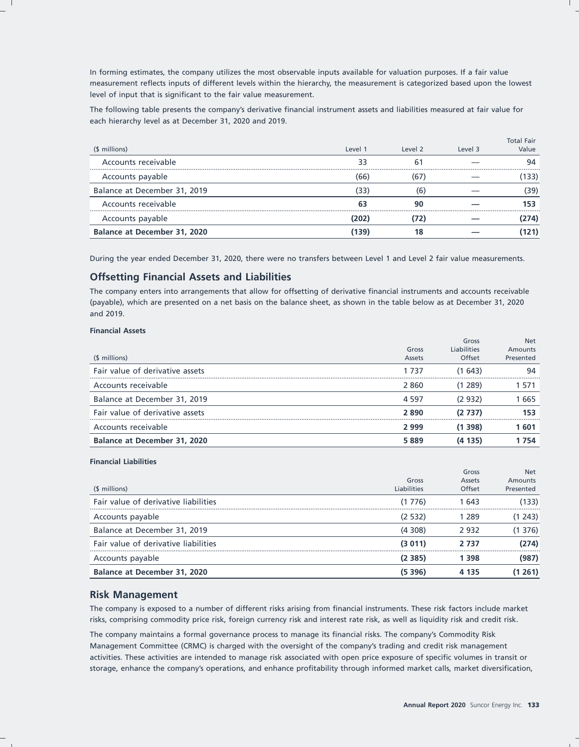In forming estimates, the company utilizes the most observable inputs available for valuation purposes. If a fair value measurement reflects inputs of different levels within the hierarchy, the measurement is categorized based upon the lowest level of input that is significant to the fair value measurement.

The following table presents the company's derivative financial instrument assets and liabilities measured at fair value for each hierarchy level as at December 31, 2020 and 2019.

| ($ millions) | Level 1 | Level 2 | Level 3 | Total Fair Value |
|---|---|---|---|---|
| Accounts receivable | 33 | 61 | — | 94 |
| Accounts payable | (66) | (67) | — | (133) |
| Balance at December 31, 2019 | (33) | (6) | — | (39) |
| Accounts receivable | **63** | **90** | **—** | **153** |
| Accounts payable | **(202)** | **(72)** | **—** | **(274)** |
| **Balance at December 31, 2020** | **(139)** | **18** | **—** | **(121)** |

During the year ended December 31, 2020, there were no transfers between Level 1 and Level 2 fair value measurements.

## Offsetting Financial Assets and Liabilities

The company enters into arrangements that allow for offsetting of derivative financial instruments and accounts receivable (payable), which are presented on a net basis on the balance sheet, as shown in the table below as at December 31, 2020 and 2019.

**Financial Assets**

| ($ millions) | Gross Assets | Gross Liabilities Offset | Net Amounts Presented |
|---|---|---|---|
| Fair value of derivative assets | 1 737 | (1 643) | 94 |
| Accounts receivable | 2 860 | (1 289) | 1 571 |
| Balance at December 31, 2019 | 4 597 | (2 932) | 1 665 |
| Fair value of derivative assets | **2 890** | **(2 737)** | **153** |
| Accounts receivable | **2 999** | **(1 398)** | **1 601** |
| **Balance at December 31, 2020** | **5 889** | **(4 135)** | **1 754** |

**Financial Liabilities**

| ($ millions) | Gross Liabilities | Gross Assets Offset | Net Amounts Presented |
|---|---|---|---|
| Fair value of derivative liabilities | (1 776) | 1 643 | (133) |
| Accounts payable | (2 532) | 1 289 | (1 243) |
| Balance at December 31, 2019 | (4 308) | 2 932 | (1 376) |
| Fair value of derivative liabilities | **(3 011)** | **2 737** | **(274)** |
| Accounts payable | **(2 385)** | **1 398** | **(987)** |
| **Balance at December 31, 2020** | **(5 396)** | **4 135** | **(1 261)** |

## Risk Management

The company is exposed to a number of different risks arising from financial instruments. These risk factors include market risks, comprising commodity price risk, foreign currency risk and interest rate risk, as well as liquidity risk and credit risk.

The company maintains a formal governance process to manage its financial risks. The company's Commodity Risk Management Committee (CRMC) is charged with the oversight of the company's trading and credit risk management activities. These activities are intended to manage risk associated with open price exposure of specific volumes in transit or storage, enhance the company's operations, and enhance profitability through informed market calls, market diversification,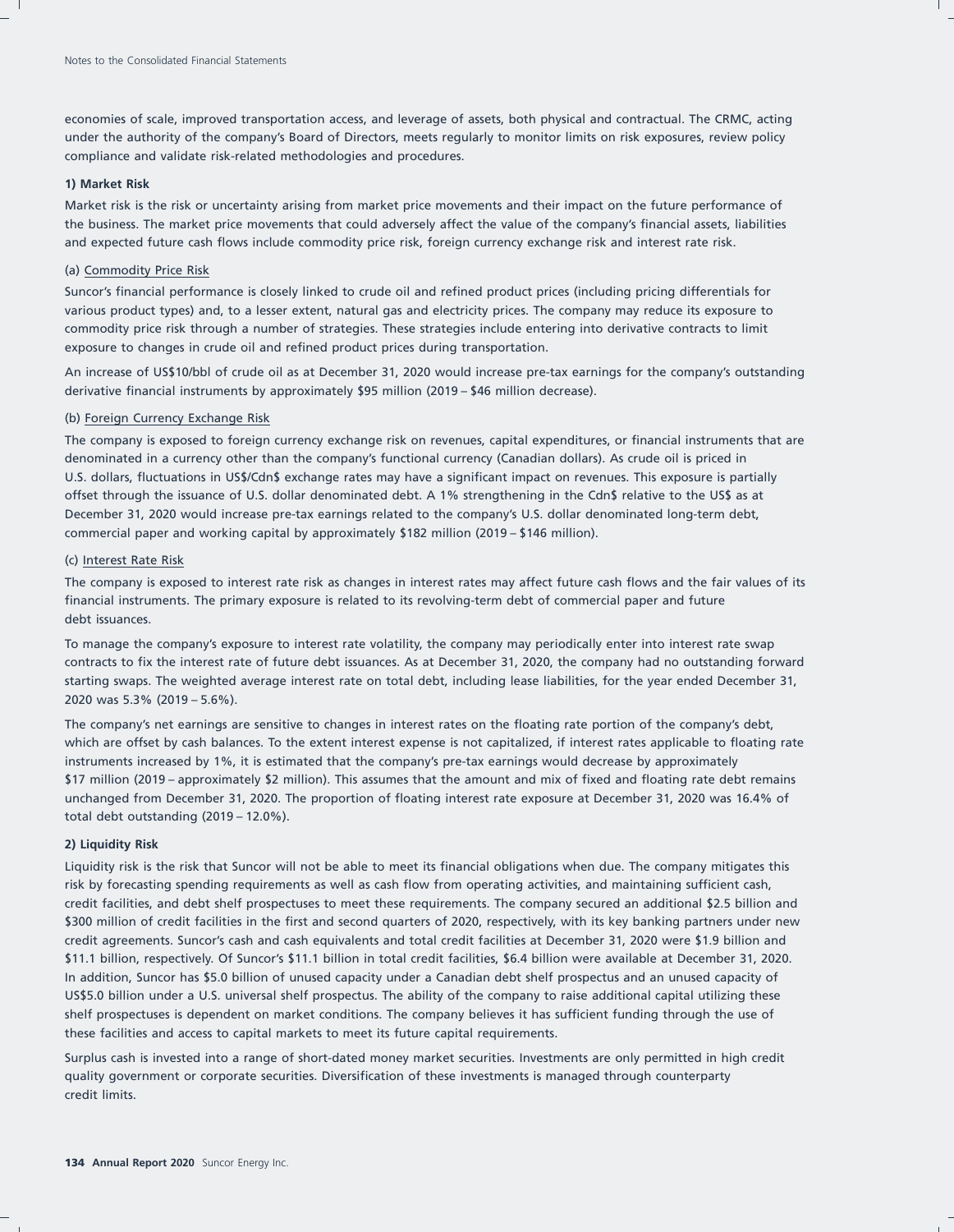economies of scale, improved transportation access, and leverage of assets, both physical and contractual. The CRMC, acting under the authority of the company's Board of Directors, meets regularly to monitor limits on risk exposures, review policy compliance and validate risk-related methodologies and procedures.

**1) Market Risk**

Market risk is the risk or uncertainty arising from market price movements and their impact on the future performance of the business. The market price movements that could adversely affect the value of the company's financial assets, liabilities and expected future cash flows include commodity price risk, foreign currency exchange risk and interest rate risk.

(a) Commodity Price Risk

Suncor's financial performance is closely linked to crude oil and refined product prices (including pricing differentials for various product types) and, to a lesser extent, natural gas and electricity prices. The company may reduce its exposure to commodity price risk through a number of strategies. These strategies include entering into derivative contracts to limit exposure to changes in crude oil and refined product prices during transportation.

An increase of US$10/bbl of crude oil as at December 31, 2020 would increase pre-tax earnings for the company's outstanding derivative financial instruments by approximately $95 million (2019 – $46 million decrease).

(b) Foreign Currency Exchange Risk

The company is exposed to foreign currency exchange risk on revenues, capital expenditures, or financial instruments that are denominated in a currency other than the company's functional currency (Canadian dollars). As crude oil is priced in U.S. dollars, fluctuations in US$/Cdn$ exchange rates may have a significant impact on revenues. This exposure is partially offset through the issuance of U.S. dollar denominated debt. A 1% strengthening in the Cdn$ relative to the US$ as at December 31, 2020 would increase pre-tax earnings related to the company's U.S. dollar denominated long-term debt, commercial paper and working capital by approximately $182 million (2019 – $146 million).

(c) Interest Rate Risk

The company is exposed to interest rate risk as changes in interest rates may affect future cash flows and the fair values of its financial instruments. The primary exposure is related to its revolving-term debt of commercial paper and future debt issuances.

To manage the company's exposure to interest rate volatility, the company may periodically enter into interest rate swap contracts to fix the interest rate of future debt issuances. As at December 31, 2020, the company had no outstanding forward starting swaps. The weighted average interest rate on total debt, including lease liabilities, for the year ended December 31, 2020 was 5.3% (2019 – 5.6%).

The company's net earnings are sensitive to changes in interest rates on the floating rate portion of the company's debt, which are offset by cash balances. To the extent interest expense is not capitalized, if interest rates applicable to floating rate instruments increased by 1%, it is estimated that the company's pre-tax earnings would decrease by approximately $17 million (2019 – approximately $2 million). This assumes that the amount and mix of fixed and floating rate debt remains unchanged from December 31, 2020. The proportion of floating interest rate exposure at December 31, 2020 was 16.4% of total debt outstanding (2019 – 12.0%).

**2) Liquidity Risk**

Liquidity risk is the risk that Suncor will not be able to meet its financial obligations when due. The company mitigates this risk by forecasting spending requirements as well as cash flow from operating activities, and maintaining sufficient cash, credit facilities, and debt shelf prospectuses to meet these requirements. The company secured an additional $2.5 billion and $300 million of credit facilities in the first and second quarters of 2020, respectively, with its key banking partners under new credit agreements. Suncor's cash and cash equivalents and total credit facilities at December 31, 2020 were $1.9 billion and $11.1 billion, respectively. Of Suncor's $11.1 billion in total credit facilities, $6.4 billion were available at December 31, 2020. In addition, Suncor has $5.0 billion of unused capacity under a Canadian debt shelf prospectus and an unused capacity of US$5.0 billion under a U.S. universal shelf prospectus. The ability of the company to raise additional capital utilizing these shelf prospectuses is dependent on market conditions. The company believes it has sufficient funding through the use of these facilities and access to capital markets to meet its future capital requirements.

Surplus cash is invested into a range of short-dated money market securities. Investments are only permitted in high credit quality government or corporate securities. Diversification of these investments is managed through counterparty credit limits.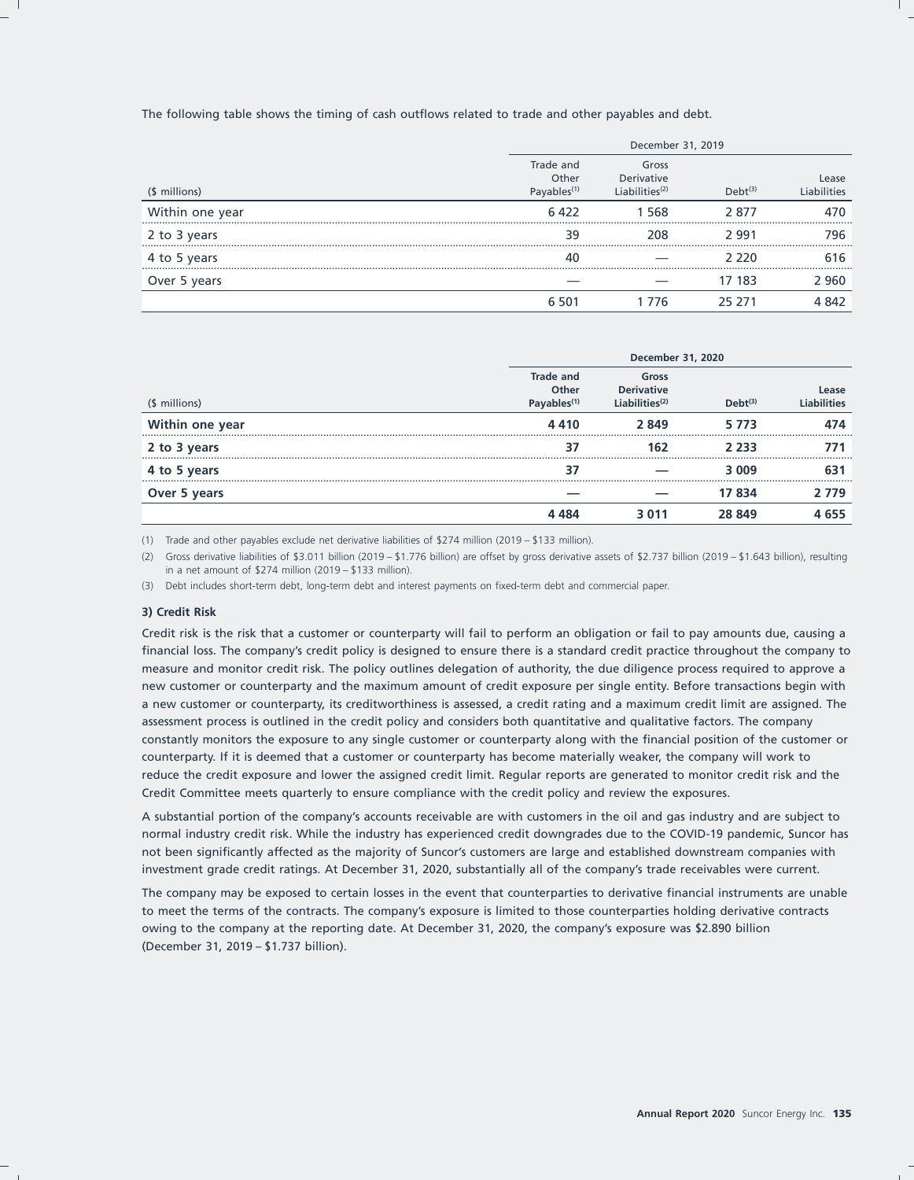The following table shows the timing of cash outflows related to trade and other payables and debt.

| | December 31, 2019 | | | |
|---|---|---|---|---|
| ($ millions) | Trade and Other Payables[1] | Gross Derivative Liabilities[2] | Debt[3] | Lease Liabilities |
| Within one year | 6 422 | 1 568 | 2 877 | 470 |
| 2 to 3 years | 39 | 208 | 2 991 | 796 |
| 4 to 5 years | 40 | — | 2 220 | 616 |
| Over 5 years | — | — | 17 183 | 2 960 |
| | 6 501 | 1 776 | 25 271 | 4 842 |

| | **December 31, 2020** | | | |
|---|---|---|---|---|
| ($ millions) | **Trade and Other Payables[1]** | **Gross Derivative Liabilities[2]** | **Debt[3]** | **Lease Liabilities** |
| **Within one year** | **4 410** | **2 849** | **5 773** | **474** |
| **2 to 3 years** | **37** | **162** | **2 233** | **771** |
| **4 to 5 years** | **37** | **—** | **3 009** | **631** |
| **Over 5 years** | **—** | **—** | **17 834** | **2 779** |
| | **4 484** | **3 011** | **28 849** | **4 655** |

(1) Trade and other payables exclude net derivative liabilities of $274 million (2019 – $133 million).

(2) Gross derivative liabilities of $3.011 billion (2019 – $1.776 billion) are offset by gross derivative assets of $2.737 billion (2019 – $1.643 billion), resulting in a net amount of $274 million (2019 – $133 million).

(3) Debt includes short-term debt, long-term debt and interest payments on fixed-term debt and commercial paper.

**3) Credit Risk**

Credit risk is the risk that a customer or counterparty will fail to perform an obligation or fail to pay amounts due, causing a financial loss. The company's credit policy is designed to ensure there is a standard credit practice throughout the company to measure and monitor credit risk. The policy outlines delegation of authority, the due diligence process required to approve a new customer or counterparty and the maximum amount of credit exposure per single entity. Before transactions begin with a new customer or counterparty, its creditworthiness is assessed, a credit rating and a maximum credit limit are assigned. The assessment process is outlined in the credit policy and considers both quantitative and qualitative factors. The company constantly monitors the exposure to any single customer or counterparty along with the financial position of the customer or counterparty. If it is deemed that a customer or counterparty has become materially weaker, the company will work to reduce the credit exposure and lower the assigned credit limit. Regular reports are generated to monitor credit risk and the Credit Committee meets quarterly to ensure compliance with the credit policy and review the exposures.

A substantial portion of the company's accounts receivable are with customers in the oil and gas industry and are subject to normal industry credit risk. While the industry has experienced credit downgrades due to the COVID-19 pandemic, Suncor has not been significantly affected as the majority of Suncor's customers are large and established downstream companies with investment grade credit ratings. At December 31, 2020, substantially all of the company's trade receivables were current.

The company may be exposed to certain losses in the event that counterparties to derivative financial instruments are unable to meet the terms of the contracts. The company's exposure is limited to those counterparties holding derivative contracts owing to the company at the reporting date. At December 31, 2020, the company's exposure was $2.890 billion (December 31, 2019 – $1.737 billion).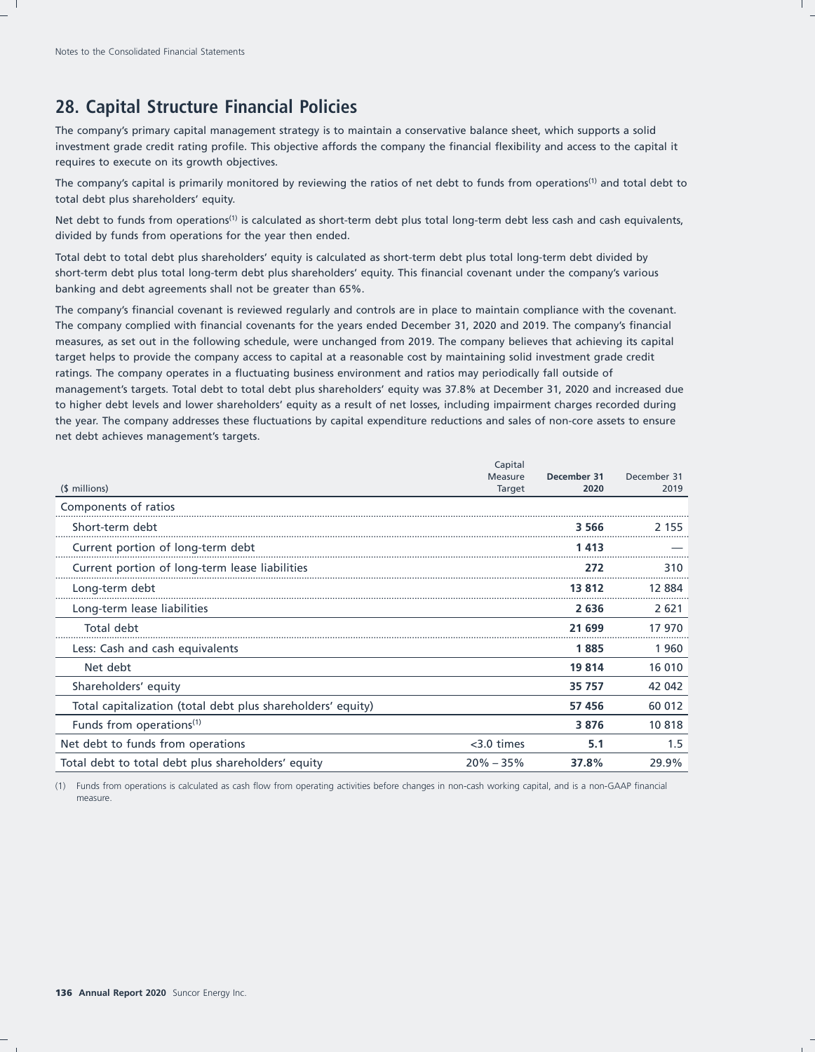## 28. Capital Structure Financial Policies

The company's primary capital management strategy is to maintain a conservative balance sheet, which supports a solid investment grade credit rating profile. This objective affords the company the financial flexibility and access to the capital it requires to execute on its growth objectives.

The company's capital is primarily monitored by reviewing the ratios of net debt to funds from operations[1] and total debt to total debt plus shareholders' equity.

Net debt to funds from operations[1] is calculated as short-term debt plus total long-term debt less cash and cash equivalents, divided by funds from operations for the year then ended.

Total debt to total debt plus shareholders' equity is calculated as short-term debt plus total long-term debt divided by short-term debt plus total long-term debt plus shareholders' equity. This financial covenant under the company's various banking and debt agreements shall not be greater than 65%.

The company's financial covenant is reviewed regularly and controls are in place to maintain compliance with the covenant. The company complied with financial covenants for the years ended December 31, 2020 and 2019. The company's financial measures, as set out in the following schedule, were unchanged from 2019. The company believes that achieving its capital target helps to provide the company access to capital at a reasonable cost by maintaining solid investment grade credit ratings. The company operates in a fluctuating business environment and ratios may periodically fall outside of management's targets. Total debt to total debt plus shareholders' equity was 37.8% at December 31, 2020 and increased due to higher debt levels and lower shareholders' equity as a result of net losses, including impairment charges recorded during the year. The company addresses these fluctuations by capital expenditure reductions and sales of non-core assets to ensure net debt achieves management's targets.

| ($ millions) | Capital Measure Target | December 31 2020 | December 31 2019 |
|---|---|---|---|
| Components of ratios | | | |
| Short-term debt | | **3 566** | 2 155 |
| Current portion of long-term debt | | **1 413** | — |
| Current portion of long-term lease liabilities | | **272** | 310 |
| Long-term debt | | **13 812** | 12 884 |
| Long-term lease liabilities | | **2 636** | 2 621 |
| Total debt | | **21 699** | 17 970 |
| Less: Cash and cash equivalents | | **1 885** | 1 960 |
| Net debt | | **19 814** | 16 010 |
| Shareholders' equity | | **35 757** | 42 042 |
| Total capitalization (total debt plus shareholders' equity) | | **57 456** | 60 012 |
| Funds from operations[1] | | **3 876** | 10 818 |
| Net debt to funds from operations | <3.0 times | **5.1** | 1.5 |
| Total debt to total debt plus shareholders' equity | 20% – 35% | **37.8%** | 29.9% |

(1) Funds from operations is calculated as cash flow from operating activities before changes in non-cash working capital, and is a non-GAAP financial measure.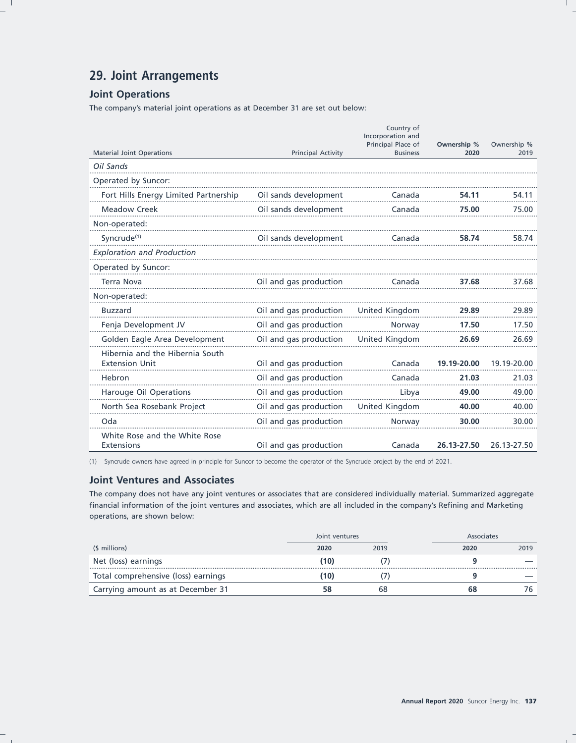## 29. Joint Arrangements

### Joint Operations

The company's material joint operations as at December 31 are set out below:

| Material Joint Operations | Principal Activity | Country of Incorporation and Principal Place of Business | **Ownership % 2020** | Ownership % 2019 |
|---|---|---|---|---|
| *Oil Sands* | | | | |
| Operated by Suncor: | | | | |
| Fort Hills Energy Limited Partnership | Oil sands development | Canada | **54.11** | 54.11 |
| Meadow Creek | Oil sands development | Canada | **75.00** | 75.00 |
| Non-operated: | | | | |
| Syncrude[(1)] | Oil sands development | Canada | **58.74** | 58.74 |
| *Exploration and Production* | | | | |
| Operated by Suncor: | | | | |
| Terra Nova | Oil and gas production | Canada | **37.68** | 37.68 |
| Non-operated: | | | | |
| Buzzard | Oil and gas production | United Kingdom | **29.89** | 29.89 |
| Fenja Development JV | Oil and gas production | Norway | **17.50** | 17.50 |
| Golden Eagle Area Development | Oil and gas production | United Kingdom | **26.69** | 26.69 |
| Hibernia and the Hibernia South Extension Unit | Oil and gas production | Canada | **19.19-20.00** | 19.19-20.00 |
| Hebron | Oil and gas production | Canada | **21.03** | 21.03 |
| Harouge Oil Operations | Oil and gas production | Libya | **49.00** | 49.00 |
| North Sea Rosebank Project | Oil and gas production | United Kingdom | **40.00** | 40.00 |
| Oda | Oil and gas production | Norway | **30.00** | 30.00 |
| White Rose and the White Rose Extensions | Oil and gas production | Canada | **26.13-27.50** | 26.13-27.50 |

(1) Syncrude owners have agreed in principle for Suncor to become the operator of the Syncrude project by the end of 2021.

### Joint Ventures and Associates

The company does not have any joint ventures or associates that are considered individually material. Summarized aggregate financial information of the joint ventures and associates, which are all included in the company's Refining and Marketing operations, are shown below:

| | Joint ventures | | Associates | |
|---|---|---|---|---|
| ($ millions) | **2020** | 2019 | **2020** | 2019 |
| Net (loss) earnings | **(10)** | (7) | **9** | — |
| Total comprehensive (loss) earnings | **(10)** | (7) | **9** | — |
| Carrying amount as at December 31 | **58** | 68 | **68** | 76 |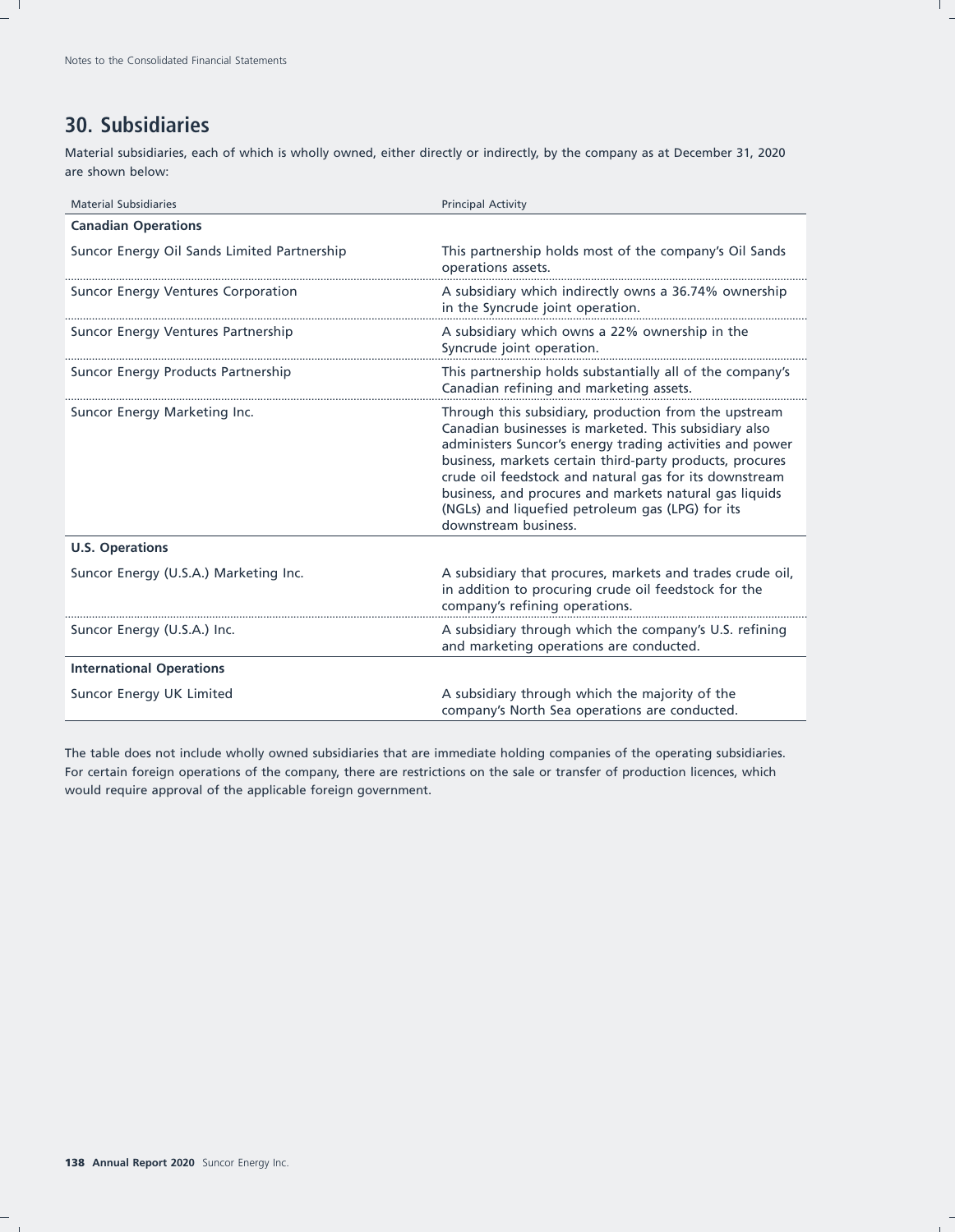## 30. Subsidiaries

Material subsidiaries, each of which is wholly owned, either directly or indirectly, by the company as at December 31, 2020 are shown below:

| Material Subsidiaries | Principal Activity |
|---|---|
| **Canadian Operations** | |
| Suncor Energy Oil Sands Limited Partnership | This partnership holds most of the company's Oil Sands operations assets. |
| Suncor Energy Ventures Corporation | A subsidiary which indirectly owns a 36.74% ownership in the Syncrude joint operation. |
| Suncor Energy Ventures Partnership | A subsidiary which owns a 22% ownership in the Syncrude joint operation. |
| Suncor Energy Products Partnership | This partnership holds substantially all of the company's Canadian refining and marketing assets. |
| Suncor Energy Marketing Inc. | Through this subsidiary, production from the upstream Canadian businesses is marketed. This subsidiary also administers Suncor's energy trading activities and power business, markets certain third-party products, procures crude oil feedstock and natural gas for its downstream business, and procures and markets natural gas liquids (NGLs) and liquefied petroleum gas (LPG) for its downstream business. |
| **U.S. Operations** | |
| Suncor Energy (U.S.A.) Marketing Inc. | A subsidiary that procures, markets and trades crude oil, in addition to procuring crude oil feedstock for the company's refining operations. |
| Suncor Energy (U.S.A.) Inc. | A subsidiary through which the company's U.S. refining and marketing operations are conducted. |
| **International Operations** | |
| Suncor Energy UK Limited | A subsidiary through which the majority of the company's North Sea operations are conducted. |

The table does not include wholly owned subsidiaries that are immediate holding companies of the operating subsidiaries. For certain foreign operations of the company, there are restrictions on the sale or transfer of production licences, which would require approval of the applicable foreign government.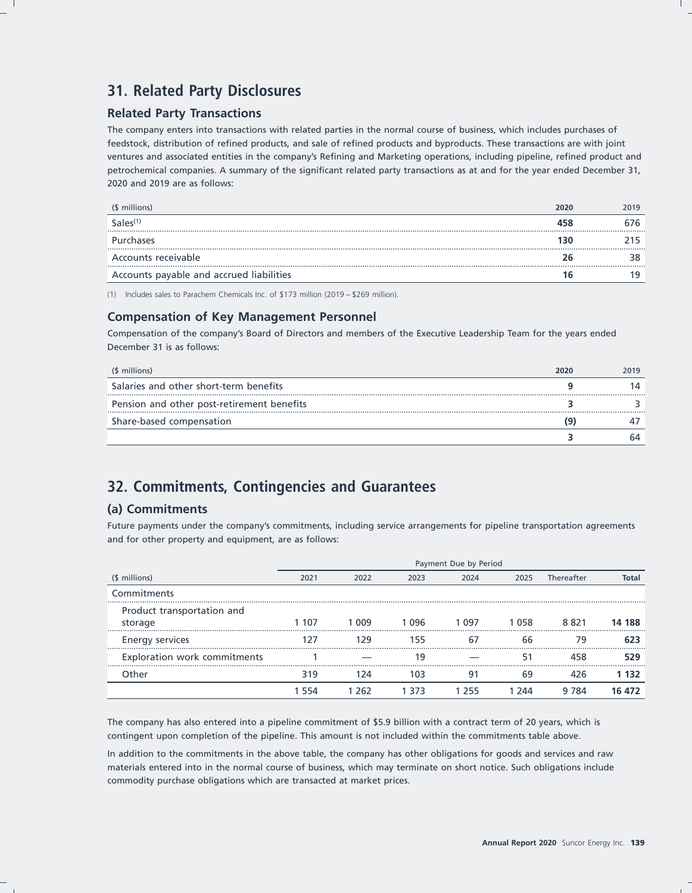## 31. Related Party Disclosures

### Related Party Transactions

The company enters into transactions with related parties in the normal course of business, which includes purchases of feedstock, distribution of refined products, and sale of refined products and byproducts. These transactions are with joint ventures and associated entities in the company's Refining and Marketing operations, including pipeline, refined product and petrochemical companies. A summary of the significant related party transactions as at and for the year ended December 31, 2020 and 2019 are as follows:

| ($ millions) | **2020** | 2019 |
|---|---|---|
| Sales[(1)] | **458** | 676 |
| Purchases | **130** | 215 |
| Accounts receivable | **26** | 38 |
| Accounts payable and accrued liabilities | **16** | 19 |

(1) Includes sales to Parachem Chemicals Inc. of $173 million (2019 – $269 million).

### Compensation of Key Management Personnel

Compensation of the company's Board of Directors and members of the Executive Leadership Team for the years ended December 31 is as follows:

| ($ millions) | **2020** | 2019 |
|---|---|---|
| Salaries and other short-term benefits | **9** | 14 |
| Pension and other post-retirement benefits | **3** | 3 |
| Share-based compensation | **(9)** | 47 |
| | **3** | 64 |

## 32. Commitments, Contingencies and Guarantees

### (a) Commitments

Future payments under the company's commitments, including service arrangements for pipeline transportation agreements and for other property and equipment, are as follows:

| | Payment Due by Period | | | | | | |
|---|---|---|---|---|---|---|---|
| ($ millions) | 2021 | 2022 | 2023 | 2024 | 2025 | Thereafter | **Total** |
| Commitments | | | | | | | |
| Product transportation and storage | 1 107 | 1 009 | 1 096 | 1 097 | 1 058 | 8 821 | **14 188** |
| Energy services | 127 | 129 | 155 | 67 | 66 | 79 | **623** |
| Exploration work commitments | 1 | — | 19 | — | 51 | 458 | **529** |
| Other | 319 | 124 | 103 | 91 | 69 | 426 | **1 132** |
| | 1 554 | 1 262 | 1 373 | 1 255 | 1 244 | 9 784 | **16 472** |

The company has also entered into a pipeline commitment of $5.9 billion with a contract term of 20 years, which is contingent upon completion of the pipeline. This amount is not included within the commitments table above.

In addition to the commitments in the above table, the company has other obligations for goods and services and raw materials entered into in the normal course of business, which may terminate on short notice. Such obligations include commodity purchase obligations which are transacted at market prices.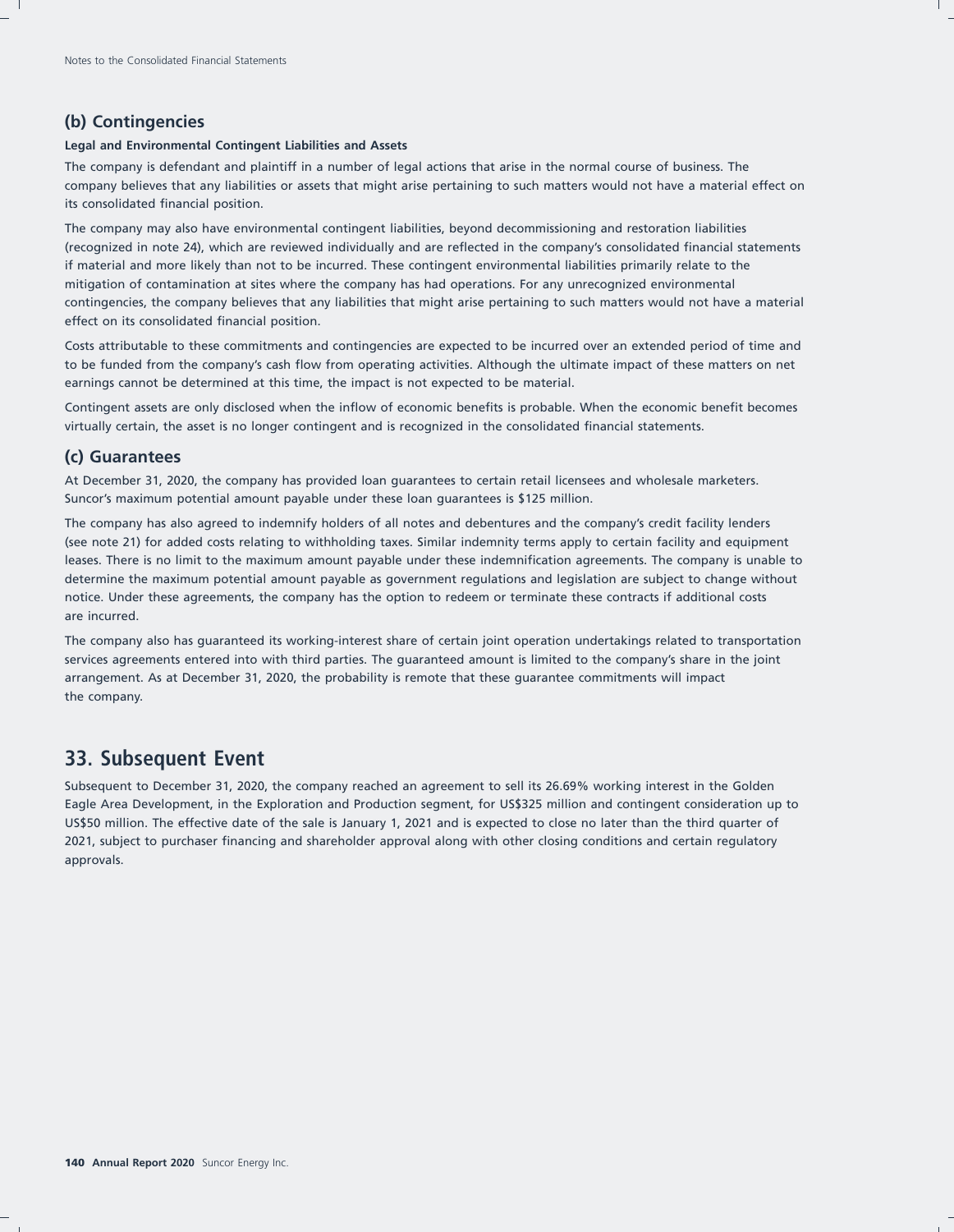## (b) Contingencies

**Legal and Environmental Contingent Liabilities and Assets**

The company is defendant and plaintiff in a number of legal actions that arise in the normal course of business. The company believes that any liabilities or assets that might arise pertaining to such matters would not have a material effect on its consolidated financial position.

The company may also have environmental contingent liabilities, beyond decommissioning and restoration liabilities (recognized in note 24), which are reviewed individually and are reflected in the company's consolidated financial statements if material and more likely than not to be incurred. These contingent environmental liabilities primarily relate to the mitigation of contamination at sites where the company has had operations. For any unrecognized environmental contingencies, the company believes that any liabilities that might arise pertaining to such matters would not have a material effect on its consolidated financial position.

Costs attributable to these commitments and contingencies are expected to be incurred over an extended period of time and to be funded from the company's cash flow from operating activities. Although the ultimate impact of these matters on net earnings cannot be determined at this time, the impact is not expected to be material.

Contingent assets are only disclosed when the inflow of economic benefits is probable. When the economic benefit becomes virtually certain, the asset is no longer contingent and is recognized in the consolidated financial statements.

## (c) Guarantees

At December 31, 2020, the company has provided loan guarantees to certain retail licensees and wholesale marketers. Suncor's maximum potential amount payable under these loan guarantees is $125 million.

The company has also agreed to indemnify holders of all notes and debentures and the company's credit facility lenders (see note 21) for added costs relating to withholding taxes. Similar indemnity terms apply to certain facility and equipment leases. There is no limit to the maximum amount payable under these indemnification agreements. The company is unable to determine the maximum potential amount payable as government regulations and legislation are subject to change without notice. Under these agreements, the company has the option to redeem or terminate these contracts if additional costs are incurred.

The company also has guaranteed its working-interest share of certain joint operation undertakings related to transportation services agreements entered into with third parties. The guaranteed amount is limited to the company's share in the joint arrangement. As at December 31, 2020, the probability is remote that these guarantee commitments will impact the company.

# 33. Subsequent Event

Subsequent to December 31, 2020, the company reached an agreement to sell its 26.69% working interest in the Golden Eagle Area Development, in the Exploration and Production segment, for US$325 million and contingent consideration up to US$50 million. The effective date of the sale is January 1, 2021 and is expected to close no later than the third quarter of 2021, subject to purchaser financing and shareholder approval along with other closing conditions and certain regulatory approvals.